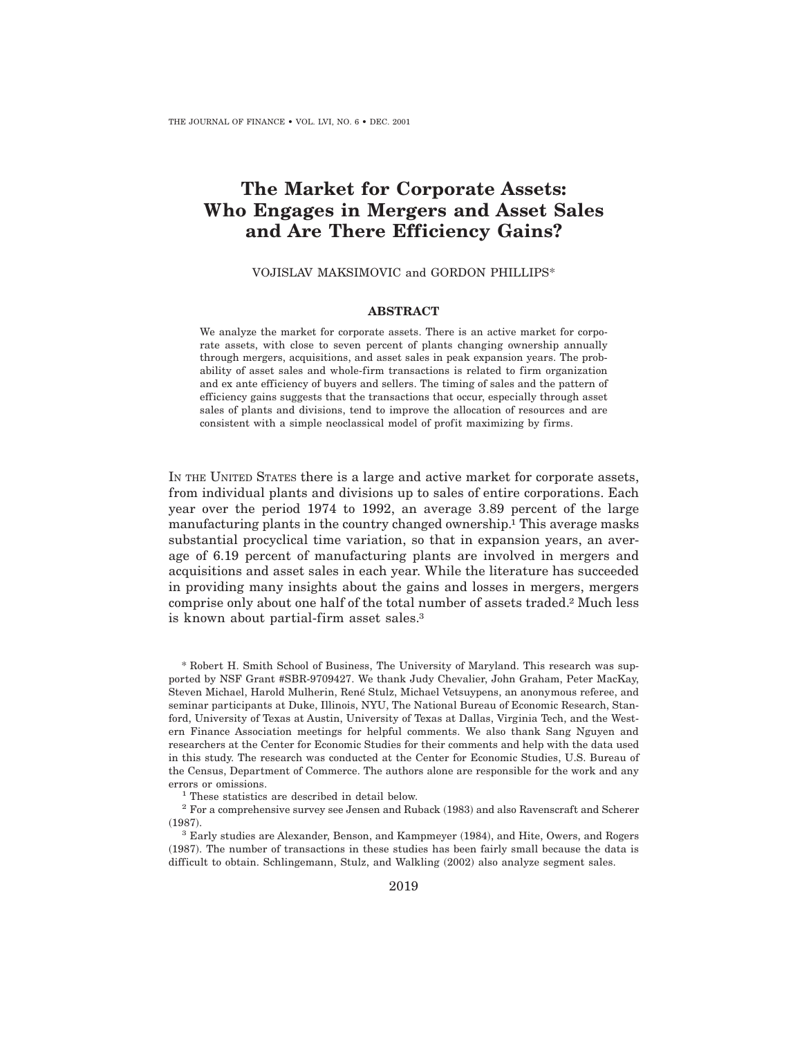# The Market for Corporate Assets: Who Engages in Mergers and Asset Sales and Are There Efficiency Gains?

VOJISLAV MAKSIMOVIC and GORDON PHILLIPS*

## ABSTRACT

We analyze the market for corporate assets. There is an active market for corporate assets, with close to seven percent of plants changing ownership annually through mergers, acquisitions, and asset sales in peak expansion years. The probability of asset sales and whole-firm transactions is related to firm organization and ex ante efficiency of buyers and sellers. The timing of sales and the pattern of efficiency gains suggests that the transactions that occur, especially through asset sales of plants and divisions, tend to improve the allocation of resources and are consistent with a simple neoclassical model of profit maximizing by firms.

IN THE UNITED STATES there is a large and active market for corporate assets, from individual plants and divisions up to sales of entire corporations. Each year over the period 1974 to 1992, an average 3.89 percent of the large manufacturing plants in the country changed ownership.[1] This average masks substantial procyclical time variation, so that in expansion years, an average of 6.19 percent of manufacturing plants are involved in mergers and acquisitions and asset sales in each year. While the literature has succeeded in providing many insights about the gains and losses in mergers, mergers comprise only about one half of the total number of assets traded.[2] Much less is known about partial-firm asset sales.[3]

* Robert H. Smith School of Business, The University of Maryland. This research was supported by NSF Grant #SBR-9709427. We thank Judy Chevalier, John Graham, Peter MacKay, Steven Michael, Harold Mulherin, René Stulz, Michael Vetsuypens, an anonymous referee, and seminar participants at Duke, Illinois, NYU, The National Bureau of Economic Research, Stanford, University of Texas at Austin, University of Texas at Dallas, Virginia Tech, and the Western Finance Association meetings for helpful comments. We also thank Sang Nguyen and researchers at the Center for Economic Studies for their comments and help with the data used in this study. The research was conducted at the Center for Economic Studies, U.S. Bureau of the Census, Department of Commerce. The authors alone are responsible for the work and any errors or omissions.

[1] These statistics are described in detail below.

[2] For a comprehensive survey see Jensen and Ruback (1983) and also Ravenscraft and Scherer (1987).

[3] Early studies are Alexander, Benson, and Kampmeyer (1984), and Hite, Owers, and Rogers (1987). The number of transactions in these studies has been fairly small because the data is difficult to obtain. Schlingemann, Stulz, and Walkling (2002) also analyze segment sales.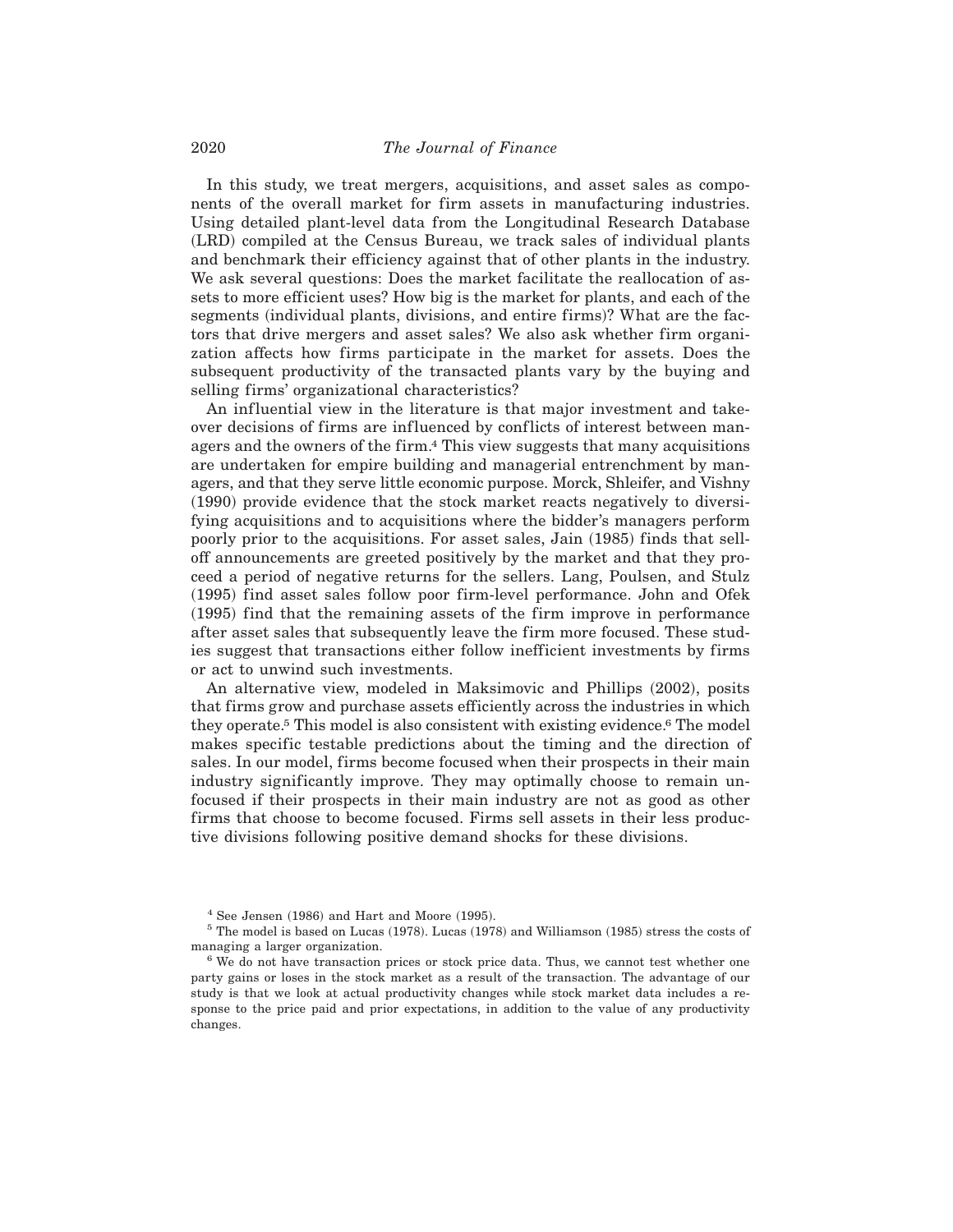In this study, we treat mergers, acquisitions, and asset sales as components of the overall market for firm assets in manufacturing industries. Using detailed plant-level data from the Longitudinal Research Database (LRD) compiled at the Census Bureau, we track sales of individual plants and benchmark their efficiency against that of other plants in the industry. We ask several questions: Does the market facilitate the reallocation of assets to more efficient uses? How big is the market for plants, and each of the segments (individual plants, divisions, and entire firms)? What are the factors that drive mergers and asset sales? We also ask whether firm organization affects how firms participate in the market for assets. Does the subsequent productivity of the transacted plants vary by the buying and selling firms' organizational characteristics?

An influential view in the literature is that major investment and takeover decisions of firms are influenced by conflicts of interest between managers and the owners of the firm.[4] This view suggests that many acquisitions are undertaken for empire building and managerial entrenchment by managers, and that they serve little economic purpose. Morck, Shleifer, and Vishny (1990) provide evidence that the stock market reacts negatively to diversifying acquisitions and to acquisitions where the bidder's managers perform poorly prior to the acquisitions. For asset sales, Jain (1985) finds that selloff announcements are greeted positively by the market and that they proceed a period of negative returns for the sellers. Lang, Poulsen, and Stulz (1995) find asset sales follow poor firm-level performance. John and Ofek (1995) find that the remaining assets of the firm improve in performance after asset sales that subsequently leave the firm more focused. These studies suggest that transactions either follow inefficient investments by firms or act to unwind such investments.

An alternative view, modeled in Maksimovic and Phillips (2002), posits that firms grow and purchase assets efficiently across the industries in which they operate.[5] This model is also consistent with existing evidence.[6] The model makes specific testable predictions about the timing and the direction of sales. In our model, firms become focused when their prospects in their main industry significantly improve. They may optimally choose to remain unfocused if their prospects in their main industry are not as good as other firms that choose to become focused. Firms sell assets in their less productive divisions following positive demand shocks for these divisions.

[4] See Jensen (1986) and Hart and Moore (1995).

[5] The model is based on Lucas (1978). Lucas (1978) and Williamson (1985) stress the costs of managing a larger organization.

[6] We do not have transaction prices or stock price data. Thus, we cannot test whether one party gains or loses in the stock market as a result of the transaction. The advantage of our study is that we look at actual productivity changes while stock market data includes a response to the price paid and prior expectations, in addition to the value of any productivity changes.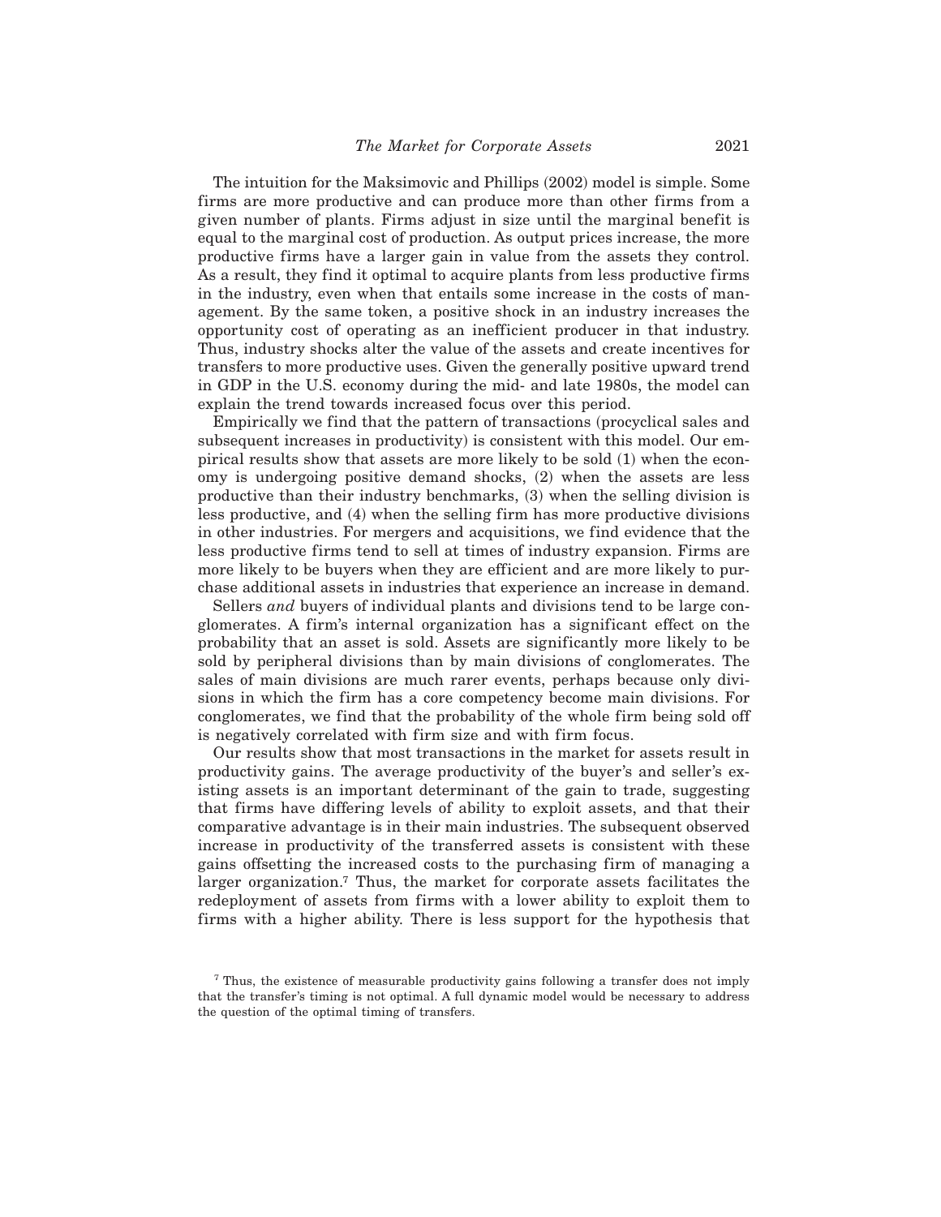The intuition for the Maksimovic and Phillips (2002) model is simple. Some firms are more productive and can produce more than other firms from a given number of plants. Firms adjust in size until the marginal benefit is equal to the marginal cost of production. As output prices increase, the more productive firms have a larger gain in value from the assets they control. As a result, they find it optimal to acquire plants from less productive firms in the industry, even when that entails some increase in the costs of management. By the same token, a positive shock in an industry increases the opportunity cost of operating as an inefficient producer in that industry. Thus, industry shocks alter the value of the assets and create incentives for transfers to more productive uses. Given the generally positive upward trend in GDP in the U.S. economy during the mid- and late 1980s, the model can explain the trend towards increased focus over this period.

Empirically we find that the pattern of transactions (procyclical sales and subsequent increases in productivity) is consistent with this model. Our empirical results show that assets are more likely to be sold (1) when the economy is undergoing positive demand shocks, (2) when the assets are less productive than their industry benchmarks, (3) when the selling division is less productive, and (4) when the selling firm has more productive divisions in other industries. For mergers and acquisitions, we find evidence that the less productive firms tend to sell at times of industry expansion. Firms are more likely to be buyers when they are efficient and are more likely to purchase additional assets in industries that experience an increase in demand.

Sellers *and* buyers of individual plants and divisions tend to be large conglomerates. A firm's internal organization has a significant effect on the probability that an asset is sold. Assets are significantly more likely to be sold by peripheral divisions than by main divisions of conglomerates. The sales of main divisions are much rarer events, perhaps because only divisions in which the firm has a core competency become main divisions. For conglomerates, we find that the probability of the whole firm being sold off is negatively correlated with firm size and with firm focus.

Our results show that most transactions in the market for assets result in productivity gains. The average productivity of the buyer's and seller's existing assets is an important determinant of the gain to trade, suggesting that firms have differing levels of ability to exploit assets, and that their comparative advantage is in their main industries. The subsequent observed increase in productivity of the transferred assets is consistent with these gains offsetting the increased costs to the purchasing firm of managing a larger organization.[7] Thus, the market for corporate assets facilitates the redeployment of assets from firms with a lower ability to exploit them to firms with a higher ability. There is less support for the hypothesis that

[7] Thus, the existence of measurable productivity gains following a transfer does not imply that the transfer's timing is not optimal. A full dynamic model would be necessary to address the question of the optimal timing of transfers.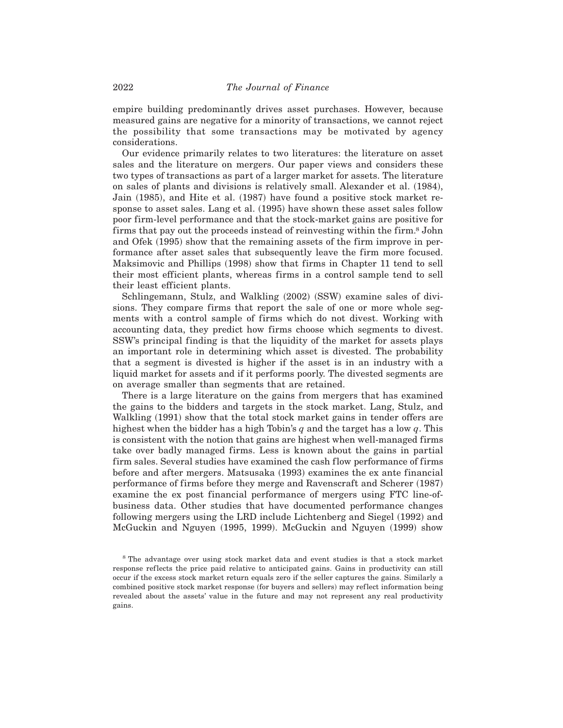empire building predominantly drives asset purchases. However, because measured gains are negative for a minority of transactions, we cannot reject the possibility that some transactions may be motivated by agency considerations.

Our evidence primarily relates to two literatures: the literature on asset sales and the literature on mergers. Our paper views and considers these two types of transactions as part of a larger market for assets. The literature on sales of plants and divisions is relatively small. Alexander et al. (1984), Jain (1985), and Hite et al. (1987) have found a positive stock market response to asset sales. Lang et al. (1995) have shown these asset sales follow poor firm-level performance and that the stock-market gains are positive for firms that pay out the proceeds instead of reinvesting within the firm.[8] John and Ofek (1995) show that the remaining assets of the firm improve in performance after asset sales that subsequently leave the firm more focused. Maksimovic and Phillips (1998) show that firms in Chapter 11 tend to sell their most efficient plants, whereas firms in a control sample tend to sell their least efficient plants.

Schlingemann, Stulz, and Walkling (2002) (SSW) examine sales of divisions. They compare firms that report the sale of one or more whole segments with a control sample of firms which do not divest. Working with accounting data, they predict how firms choose which segments to divest. SSW's principal finding is that the liquidity of the market for assets plays an important role in determining which asset is divested. The probability that a segment is divested is higher if the asset is in an industry with a liquid market for assets and if it performs poorly. The divested segments are on average smaller than segments that are retained.

There is a large literature on the gains from mergers that has examined the gains to the bidders and targets in the stock market. Lang, Stulz, and Walkling (1991) show that the total stock market gains in tender offers are highest when the bidder has a high Tobin's $q$ and the target has a low $q$. This is consistent with the notion that gains are highest when well-managed firms take over badly managed firms. Less is known about the gains in partial firm sales. Several studies have examined the cash flow performance of firms before and after mergers. Matsusaka (1993) examines the ex ante financial performance of firms before they merge and Ravenscraft and Scherer (1987) examine the ex post financial performance of mergers using FTC line-of-business data. Other studies that have documented performance changes following mergers using the LRD include Lichtenberg and Siegel (1992) and McGuckin and Nguyen (1995, 1999). McGuckin and Nguyen (1999) show

[8] The advantage over using stock market data and event studies is that a stock market response reflects the price paid relative to anticipated gains. Gains in productivity can still occur if the excess stock market return equals zero if the seller captures the gains. Similarly a combined positive stock market response (for buyers and sellers) may reflect information being revealed about the assets' value in the future and may not represent any real productivity gains.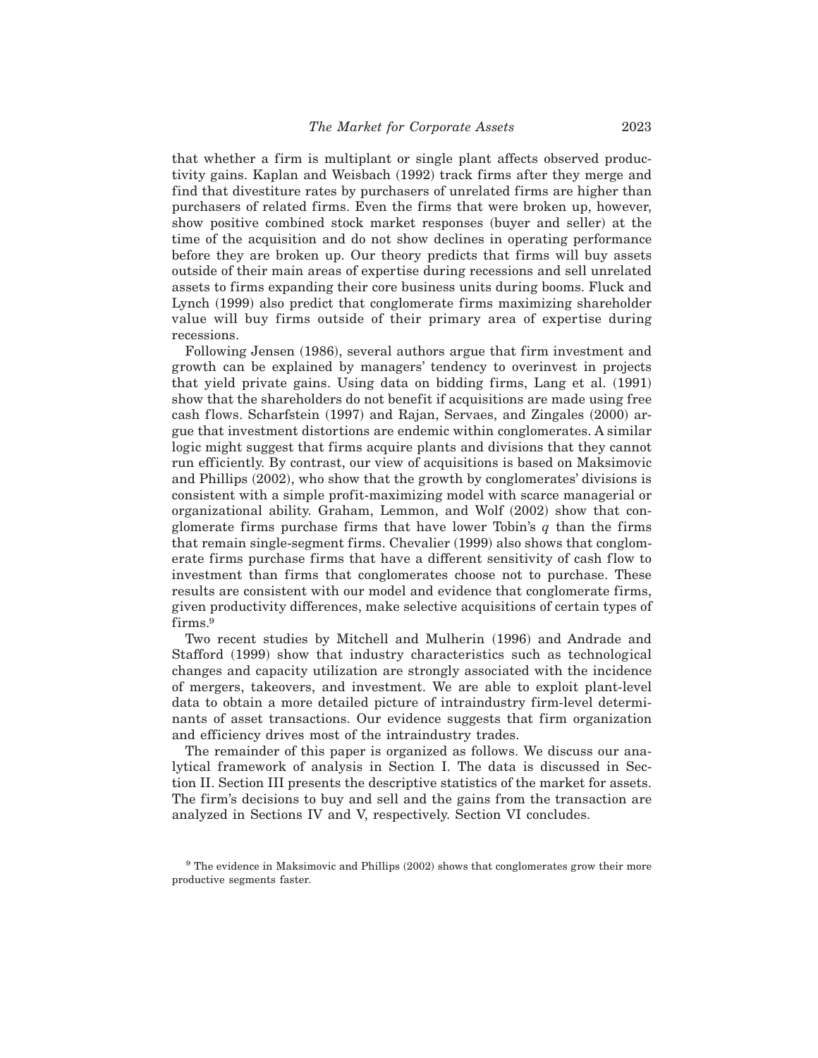that whether a firm is multiplant or single plant affects observed productivity gains. Kaplan and Weisbach (1992) track firms after they merge and find that divestiture rates by purchasers of unrelated firms are higher than purchasers of related firms. Even the firms that were broken up, however, show positive combined stock market responses (buyer and seller) at the time of the acquisition and do not show declines in operating performance before they are broken up. Our theory predicts that firms will buy assets outside of their main areas of expertise during recessions and sell unrelated assets to firms expanding their core business units during booms. Fluck and Lynch (1999) also predict that conglomerate firms maximizing shareholder value will buy firms outside of their primary area of expertise during recessions.

Following Jensen (1986), several authors argue that firm investment and growth can be explained by managers' tendency to overinvest in projects that yield private gains. Using data on bidding firms, Lang et al. (1991) show that the shareholders do not benefit if acquisitions are made using free cash flows. Scharfstein (1997) and Rajan, Servaes, and Zingales (2000) argue that investment distortions are endemic within conglomerates. A similar logic might suggest that firms acquire plants and divisions that they cannot run efficiently. By contrast, our view of acquisitions is based on Maksimovic and Phillips (2002), who show that the growth by conglomerates' divisions is consistent with a simple profit-maximizing model with scarce managerial or organizational ability. Graham, Lemmon, and Wolf (2002) show that conglomerate firms purchase firms that have lower Tobin's $q$ than the firms that remain single-segment firms. Chevalier (1999) also shows that conglomerate firms purchase firms that have a different sensitivity of cash flow to investment than firms that conglomerates choose not to purchase. These results are consistent with our model and evidence that conglomerate firms, given productivity differences, make selective acquisitions of certain types of firms.[9]

Two recent studies by Mitchell and Mulherin (1996) and Andrade and Stafford (1999) show that industry characteristics such as technological changes and capacity utilization are strongly associated with the incidence of mergers, takeovers, and investment. We are able to exploit plant-level data to obtain a more detailed picture of intraindustry firm-level determinants of asset transactions. Our evidence suggests that firm organization and efficiency drives most of the intraindustry trades.

The remainder of this paper is organized as follows. We discuss our analytical framework of analysis in Section I. The data is discussed in Section II. Section III presents the descriptive statistics of the market for assets. The firm's decisions to buy and sell and the gains from the transaction are analyzed in Sections IV and V, respectively. Section VI concludes.

[9] The evidence in Maksimovic and Phillips (2002) shows that conglomerates grow their more productive segments faster.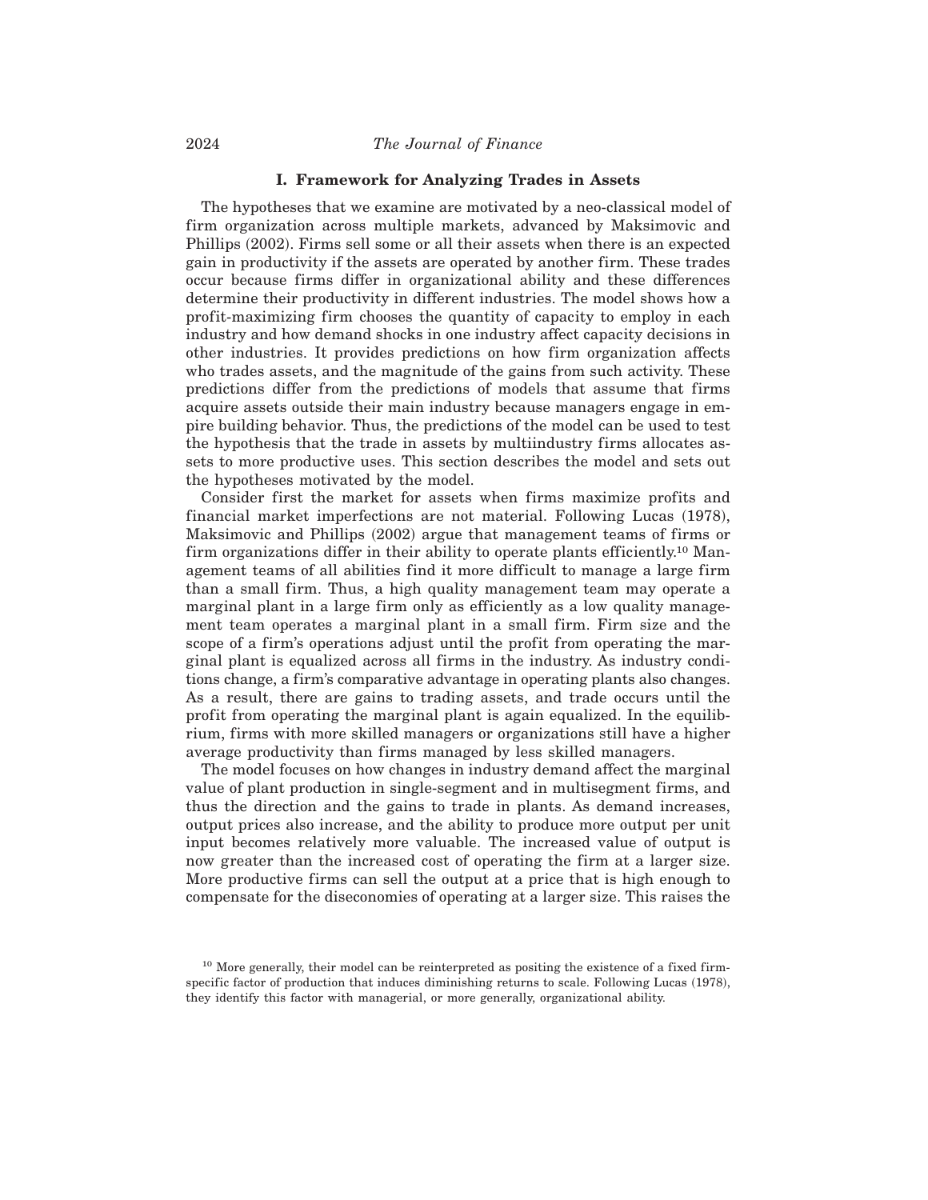## I. Framework for Analyzing Trades in Assets

The hypotheses that we examine are motivated by a neo-classical model of firm organization across multiple markets, advanced by Maksimovic and Phillips (2002). Firms sell some or all their assets when there is an expected gain in productivity if the assets are operated by another firm. These trades occur because firms differ in organizational ability and these differences determine their productivity in different industries. The model shows how a profit-maximizing firm chooses the quantity of capacity to employ in each industry and how demand shocks in one industry affect capacity decisions in other industries. It provides predictions on how firm organization affects who trades assets, and the magnitude of the gains from such activity. These predictions differ from the predictions of models that assume that firms acquire assets outside their main industry because managers engage in empire building behavior. Thus, the predictions of the model can be used to test the hypothesis that the trade in assets by multiindustry firms allocates assets to more productive uses. This section describes the model and sets out the hypotheses motivated by the model.

Consider first the market for assets when firms maximize profits and financial market imperfections are not material. Following Lucas (1978), Maksimovic and Phillips (2002) argue that management teams of firms or firm organizations differ in their ability to operate plants efficiently.[10] Management teams of all abilities find it more difficult to manage a large firm than a small firm. Thus, a high quality management team may operate a marginal plant in a large firm only as efficiently as a low quality management team operates a marginal plant in a small firm. Firm size and the scope of a firm's operations adjust until the profit from operating the marginal plant is equalized across all firms in the industry. As industry conditions change, a firm's comparative advantage in operating plants also changes. As a result, there are gains to trading assets, and trade occurs until the profit from operating the marginal plant is again equalized. In the equilibrium, firms with more skilled managers or organizations still have a higher average productivity than firms managed by less skilled managers.

The model focuses on how changes in industry demand affect the marginal value of plant production in single-segment and in multisegment firms, and thus the direction and the gains to trade in plants. As demand increases, output prices also increase, and the ability to produce more output per unit input becomes relatively more valuable. The increased value of output is now greater than the increased cost of operating the firm at a larger size. More productive firms can sell the output at a price that is high enough to compensate for the diseconomies of operating at a larger size. This raises the

[10] More generally, their model can be reinterpreted as positing the existence of a fixed firm-specific factor of production that induces diminishing returns to scale. Following Lucas (1978), they identify this factor with managerial, or more generally, organizational ability.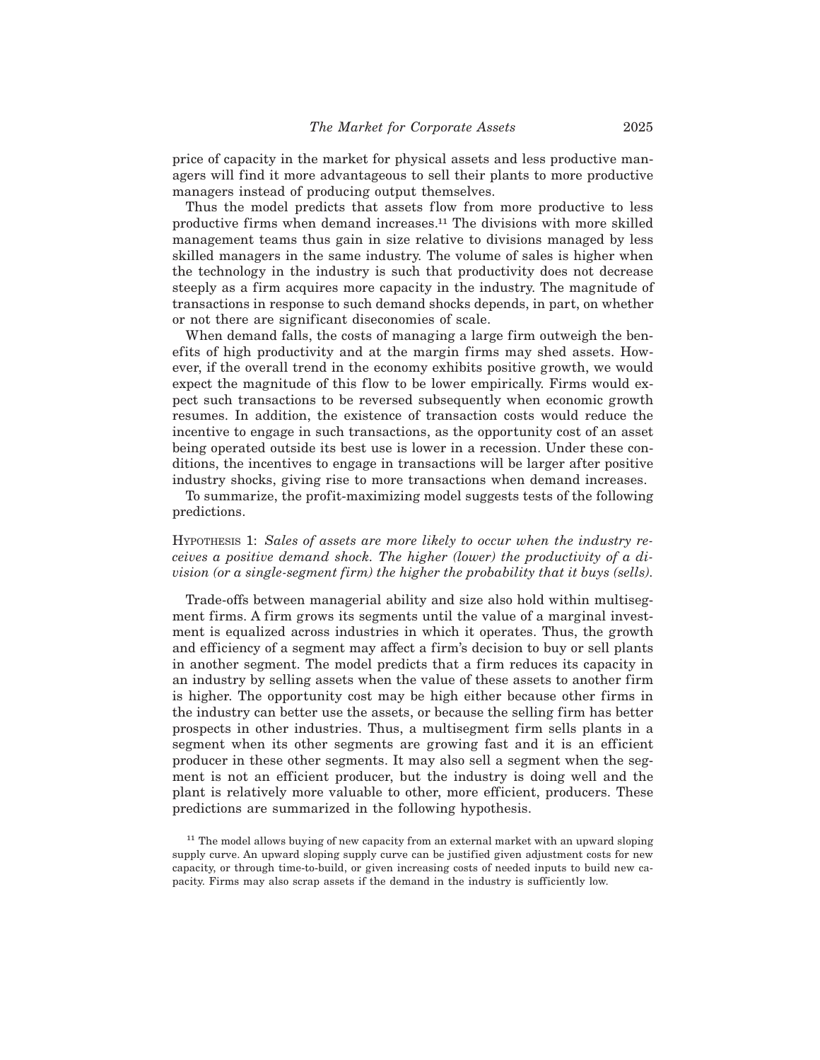price of capacity in the market for physical assets and less productive managers will find it more advantageous to sell their plants to more productive managers instead of producing output themselves.

Thus the model predicts that assets flow from more productive to less productive firms when demand increases.[11] The divisions with more skilled management teams thus gain in size relative to divisions managed by less skilled managers in the same industry. The volume of sales is higher when the technology in the industry is such that productivity does not decrease steeply as a firm acquires more capacity in the industry. The magnitude of transactions in response to such demand shocks depends, in part, on whether or not there are significant diseconomies of scale.

When demand falls, the costs of managing a large firm outweigh the benefits of high productivity and at the margin firms may shed assets. However, if the overall trend in the economy exhibits positive growth, we would expect the magnitude of this flow to be lower empirically. Firms would expect such transactions to be reversed subsequently when economic growth resumes. In addition, the existence of transaction costs would reduce the incentive to engage in such transactions, as the opportunity cost of an asset being operated outside its best use is lower in a recession. Under these conditions, the incentives to engage in transactions will be larger after positive industry shocks, giving rise to more transactions when demand increases.

To summarize, the profit-maximizing model suggests tests of the following predictions.

HYPOTHESIS 1: *Sales of assets are more likely to occur when the industry receives a positive demand shock. The higher (lower) the productivity of a division (or a single-segment firm) the higher the probability that it buys (sells).*

Trade-offs between managerial ability and size also hold within multisegment firms. A firm grows its segments until the value of a marginal investment is equalized across industries in which it operates. Thus, the growth and efficiency of a segment may affect a firm's decision to buy or sell plants in another segment. The model predicts that a firm reduces its capacity in an industry by selling assets when the value of these assets to another firm is higher. The opportunity cost may be high either because other firms in the industry can better use the assets, or because the selling firm has better prospects in other industries. Thus, a multisegment firm sells plants in a segment when its other segments are growing fast and it is an efficient producer in these other segments. It may also sell a segment when the segment is not an efficient producer, but the industry is doing well and the plant is relatively more valuable to other, more efficient, producers. These predictions are summarized in the following hypothesis.

[11] The model allows buying of new capacity from an external market with an upward sloping supply curve. An upward sloping supply curve can be justified given adjustment costs for new capacity, or through time-to-build, or given increasing costs of needed inputs to build new capacity. Firms may also scrap assets if the demand in the industry is sufficiently low.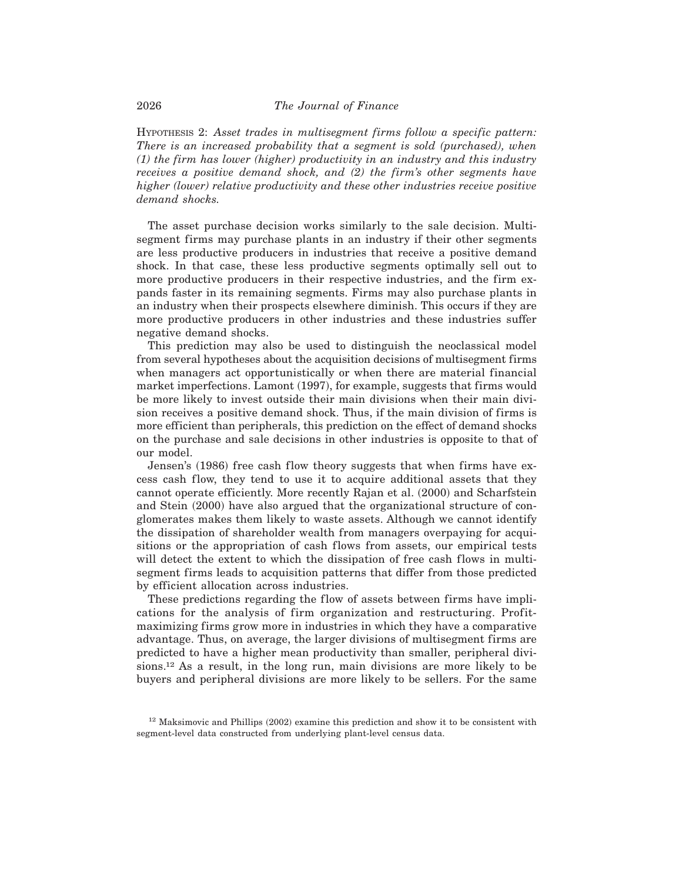Hypothesis 2: *Asset trades in multisegment firms follow a specific pattern: There is an increased probability that a segment is sold (purchased), when (1) the firm has lower (higher) productivity in an industry and this industry receives a positive demand shock, and (2) the firm's other segments have higher (lower) relative productivity and these other industries receive positive demand shocks.*

The asset purchase decision works similarly to the sale decision. Multisegment firms may purchase plants in an industry if their other segments are less productive producers in industries that receive a positive demand shock. In that case, these less productive segments optimally sell out to more productive producers in their respective industries, and the firm expands faster in its remaining segments. Firms may also purchase plants in an industry when their prospects elsewhere diminish. This occurs if they are more productive producers in other industries and these industries suffer negative demand shocks.

This prediction may also be used to distinguish the neoclassical model from several hypotheses about the acquisition decisions of multisegment firms when managers act opportunistically or when there are material financial market imperfections. Lamont (1997), for example, suggests that firms would be more likely to invest outside their main divisions when their main division receives a positive demand shock. Thus, if the main division of firms is more efficient than peripherals, this prediction on the effect of demand shocks on the purchase and sale decisions in other industries is opposite to that of our model.

Jensen's (1986) free cash flow theory suggests that when firms have excess cash flow, they tend to use it to acquire additional assets that they cannot operate efficiently. More recently Rajan et al. (2000) and Scharfstein and Stein (2000) have also argued that the organizational structure of conglomerates makes them likely to waste assets. Although we cannot identify the dissipation of shareholder wealth from managers overpaying for acquisitions or the appropriation of cash flows from assets, our empirical tests will detect the extent to which the dissipation of free cash flows in multisegment firms leads to acquisition patterns that differ from those predicted by efficient allocation across industries.

These predictions regarding the flow of assets between firms have implications for the analysis of firm organization and restructuring. Profit-maximizing firms grow more in industries in which they have a comparative advantage. Thus, on average, the larger divisions of multisegment firms are predicted to have a higher mean productivity than smaller, peripheral divisions.[12] As a result, in the long run, main divisions are more likely to be buyers and peripheral divisions are more likely to be sellers. For the same

[12] Maksimovic and Phillips (2002) examine this prediction and show it to be consistent with segment-level data constructed from underlying plant-level census data.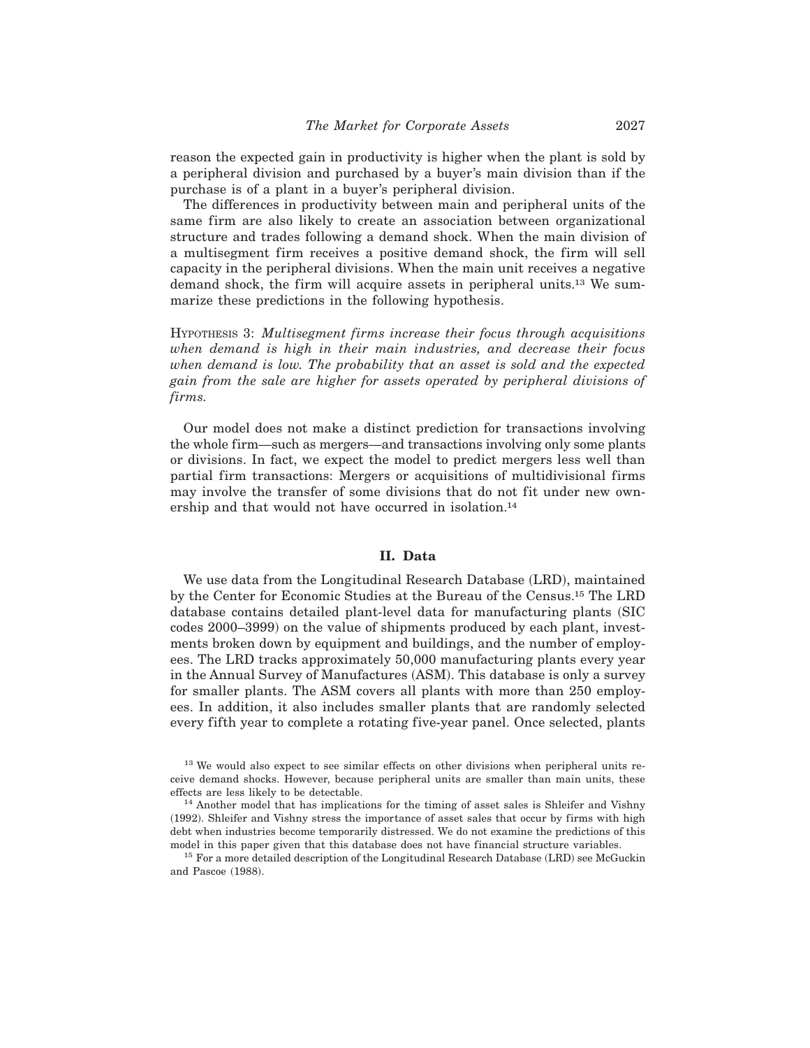reason the expected gain in productivity is higher when the plant is sold by a peripheral division and purchased by a buyer's main division than if the purchase is of a plant in a buyer's peripheral division.

The differences in productivity between main and peripheral units of the same firm are also likely to create an association between organizational structure and trades following a demand shock. When the main division of a multisegment firm receives a positive demand shock, the firm will sell capacity in the peripheral divisions. When the main unit receives a negative demand shock, the firm will acquire assets in peripheral units.[13] We summarize these predictions in the following hypothesis.

HYPOTHESIS 3: *Multisegment firms increase their focus through acquisitions when demand is high in their main industries, and decrease their focus when demand is low. The probability that an asset is sold and the expected gain from the sale are higher for assets operated by peripheral divisions of firms.*

Our model does not make a distinct prediction for transactions involving the whole firm—such as mergers—and transactions involving only some plants or divisions. In fact, we expect the model to predict mergers less well than partial firm transactions: Mergers or acquisitions of multidivisional firms may involve the transfer of some divisions that do not fit under new ownership and that would not have occurred in isolation.[14]

## II. Data

We use data from the Longitudinal Research Database (LRD), maintained by the Center for Economic Studies at the Bureau of the Census.[15] The LRD database contains detailed plant-level data for manufacturing plants (SIC codes 2000–3999) on the value of shipments produced by each plant, investments broken down by equipment and buildings, and the number of employees. The LRD tracks approximately 50,000 manufacturing plants every year in the Annual Survey of Manufactures (ASM). This database is only a survey for smaller plants. The ASM covers all plants with more than 250 employees. In addition, it also includes smaller plants that are randomly selected every fifth year to complete a rotating five-year panel. Once selected, plants

[13] We would also expect to see similar effects on other divisions when peripheral units receive demand shocks. However, because peripheral units are smaller than main units, these effects are less likely to be detectable.

[14] Another model that has implications for the timing of asset sales is Shleifer and Vishny (1992). Shleifer and Vishny stress the importance of asset sales that occur by firms with high debt when industries become temporarily distressed. We do not examine the predictions of this model in this paper given that this database does not have financial structure variables.

[15] For a more detailed description of the Longitudinal Research Database (LRD) see McGuckin and Pascoe (1988).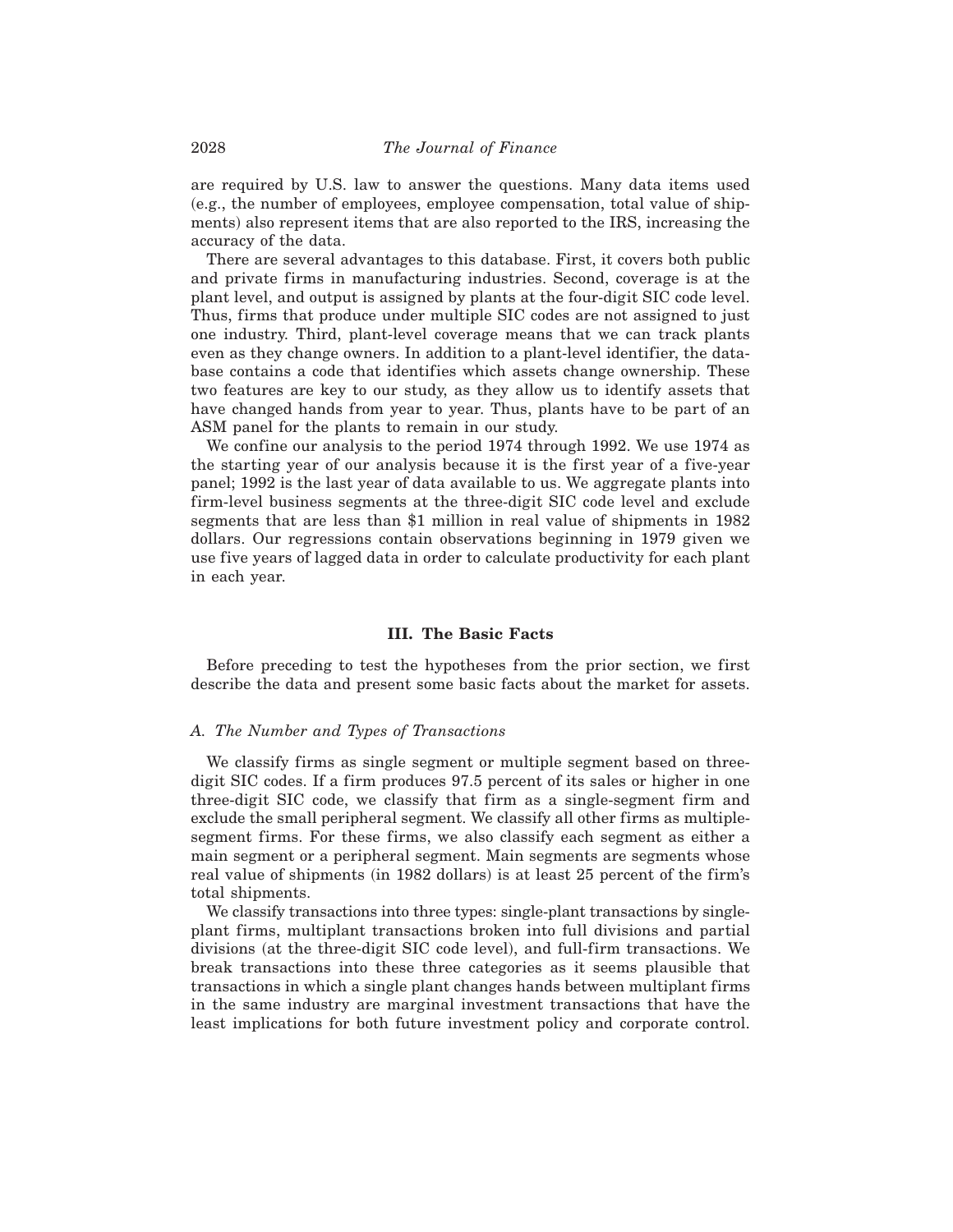are required by U.S. law to answer the questions. Many data items used (e.g., the number of employees, employee compensation, total value of shipments) also represent items that are also reported to the IRS, increasing the accuracy of the data.

There are several advantages to this database. First, it covers both public and private firms in manufacturing industries. Second, coverage is at the plant level, and output is assigned by plants at the four-digit SIC code level. Thus, firms that produce under multiple SIC codes are not assigned to just one industry. Third, plant-level coverage means that we can track plants even as they change owners. In addition to a plant-level identifier, the database contains a code that identifies which assets change ownership. These two features are key to our study, as they allow us to identify assets that have changed hands from year to year. Thus, plants have to be part of an ASM panel for the plants to remain in our study.

We confine our analysis to the period 1974 through 1992. We use 1974 as the starting year of our analysis because it is the first year of a five-year panel; 1992 is the last year of data available to us. We aggregate plants into firm-level business segments at the three-digit SIC code level and exclude segments that are less than $1 million in real value of shipments in 1982 dollars. Our regressions contain observations beginning in 1979 given we use five years of lagged data in order to calculate productivity for each plant in each year.

## III. The Basic Facts

Before preceding to test the hypotheses from the prior section, we first describe the data and present some basic facts about the market for assets.

### A. The Number and Types of Transactions

We classify firms as single segment or multiple segment based on three-digit SIC codes. If a firm produces 97.5 percent of its sales or higher in one three-digit SIC code, we classify that firm as a single-segment firm and exclude the small peripheral segment. We classify all other firms as multiple-segment firms. For these firms, we also classify each segment as either a main segment or a peripheral segment. Main segments are segments whose real value of shipments (in 1982 dollars) is at least 25 percent of the firm's total shipments.

We classify transactions into three types: single-plant transactions by single-plant firms, multiplant transactions broken into full divisions and partial divisions (at the three-digit SIC code level), and full-firm transactions. We break transactions into these three categories as it seems plausible that transactions in which a single plant changes hands between multiplant firms in the same industry are marginal investment transactions that have the least implications for both future investment policy and corporate control.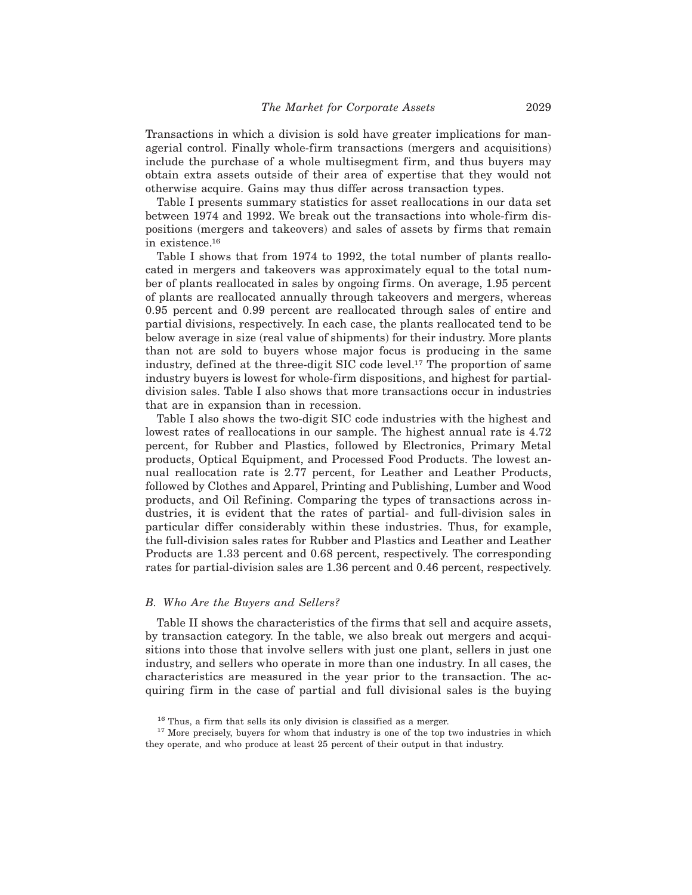Transactions in which a division is sold have greater implications for managerial control. Finally whole-firm transactions (mergers and acquisitions) include the purchase of a whole multisegment firm, and thus buyers may obtain extra assets outside of their area of expertise that they would not otherwise acquire. Gains may thus differ across transaction types.

Table I presents summary statistics for asset reallocations in our data set between 1974 and 1992. We break out the transactions into whole-firm dispositions (mergers and takeovers) and sales of assets by firms that remain in existence.[16]

Table I shows that from 1974 to 1992, the total number of plants reallocated in mergers and takeovers was approximately equal to the total number of plants reallocated in sales by ongoing firms. On average, 1.95 percent of plants are reallocated annually through takeovers and mergers, whereas 0.95 percent and 0.99 percent are reallocated through sales of entire and partial divisions, respectively. In each case, the plants reallocated tend to be below average in size (real value of shipments) for their industry. More plants than not are sold to buyers whose major focus is producing in the same industry, defined at the three-digit SIC code level.[17] The proportion of same industry buyers is lowest for whole-firm dispositions, and highest for partial-division sales. Table I also shows that more transactions occur in industries that are in expansion than in recession.

Table I also shows the two-digit SIC code industries with the highest and lowest rates of reallocations in our sample. The highest annual rate is 4.72 percent, for Rubber and Plastics, followed by Electronics, Primary Metal products, Optical Equipment, and Processed Food Products. The lowest annual reallocation rate is 2.77 percent, for Leather and Leather Products, followed by Clothes and Apparel, Printing and Publishing, Lumber and Wood products, and Oil Refining. Comparing the types of transactions across industries, it is evident that the rates of partial- and full-division sales in particular differ considerably within these industries. Thus, for example, the full-division sales rates for Rubber and Plastics and Leather and Leather Products are 1.33 percent and 0.68 percent, respectively. The corresponding rates for partial-division sales are 1.36 percent and 0.46 percent, respectively.

### *B. Who Are the Buyers and Sellers?*

Table II shows the characteristics of the firms that sell and acquire assets, by transaction category. In the table, we also break out mergers and acquisitions into those that involve sellers with just one plant, sellers in just one industry, and sellers who operate in more than one industry. In all cases, the characteristics are measured in the year prior to the transaction. The acquiring firm in the case of partial and full divisional sales is the buying

[16] Thus, a firm that sells its only division is classified as a merger.

[17] More precisely, buyers for whom that industry is one of the top two industries in which they operate, and who produce at least 25 percent of their output in that industry.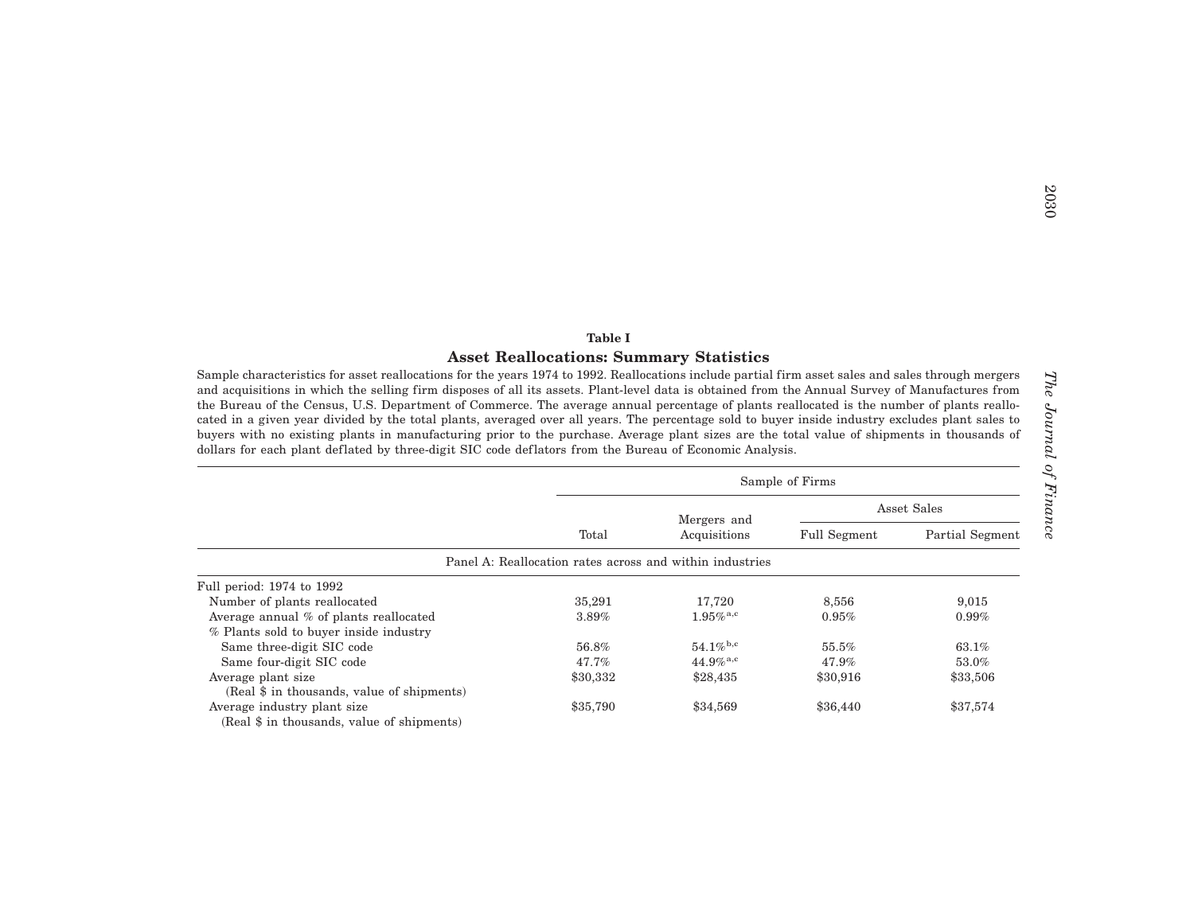**Table I**

**Asset Reallocations: Summary Statistics**

Sample characteristics for asset reallocations for the years 1974 to 1992. Reallocations include partial firm asset sales and sales through mergers and acquisitions in which the selling firm disposes of all its assets. Plant-level data is obtained from the Annual Survey of Manufactures from the Bureau of the Census, U.S. Department of Commerce. The average annual percentage of plants reallocated is the number of plants reallocated in a given year divided by the total plants, averaged over all years. The percentage sold to buyer inside industry excludes plant sales to buyers with no existing plants in manufacturing prior to the purchase. Average plant sizes are the total value of shipments in thousands of dollars for each plant deflated by three-digit SIC code deflators from the Bureau of Economic Analysis.

| | Sample of Firms | | | |
|---|---|---|---|---|
| | | | Asset Sales | |
| | Total | Mergers and Acquisitions | Full Segment | Partial Segment |
| Panel A: Reallocation rates across and within industries | | | | |
| Full period: 1974 to 1992 | | | | |
| Number of plants reallocated | 35,291 | 17,720 | 8,556 | 9,015 |
| Average annual % of plants reallocated | 3.89% | 1.95%[a,c] | 0.95% | 0.99% |
| % Plants sold to buyer inside industry | | | | |
| Same three-digit SIC code | 56.8% | 54.1%[b,c] | 55.5% | 63.1% |
| Same four-digit SIC code | 47.7% | 44.9%[a,c] | 47.9% | 53.0% |
| Average plant size (Real $ in thousands, value of shipments) | $30,332 | $28,435 | $30,916 | $33,506 |
| Average industry plant size (Real $ in thousands, value of shipments) | $35,790 | $34,569 | $36,440 | $37,574 |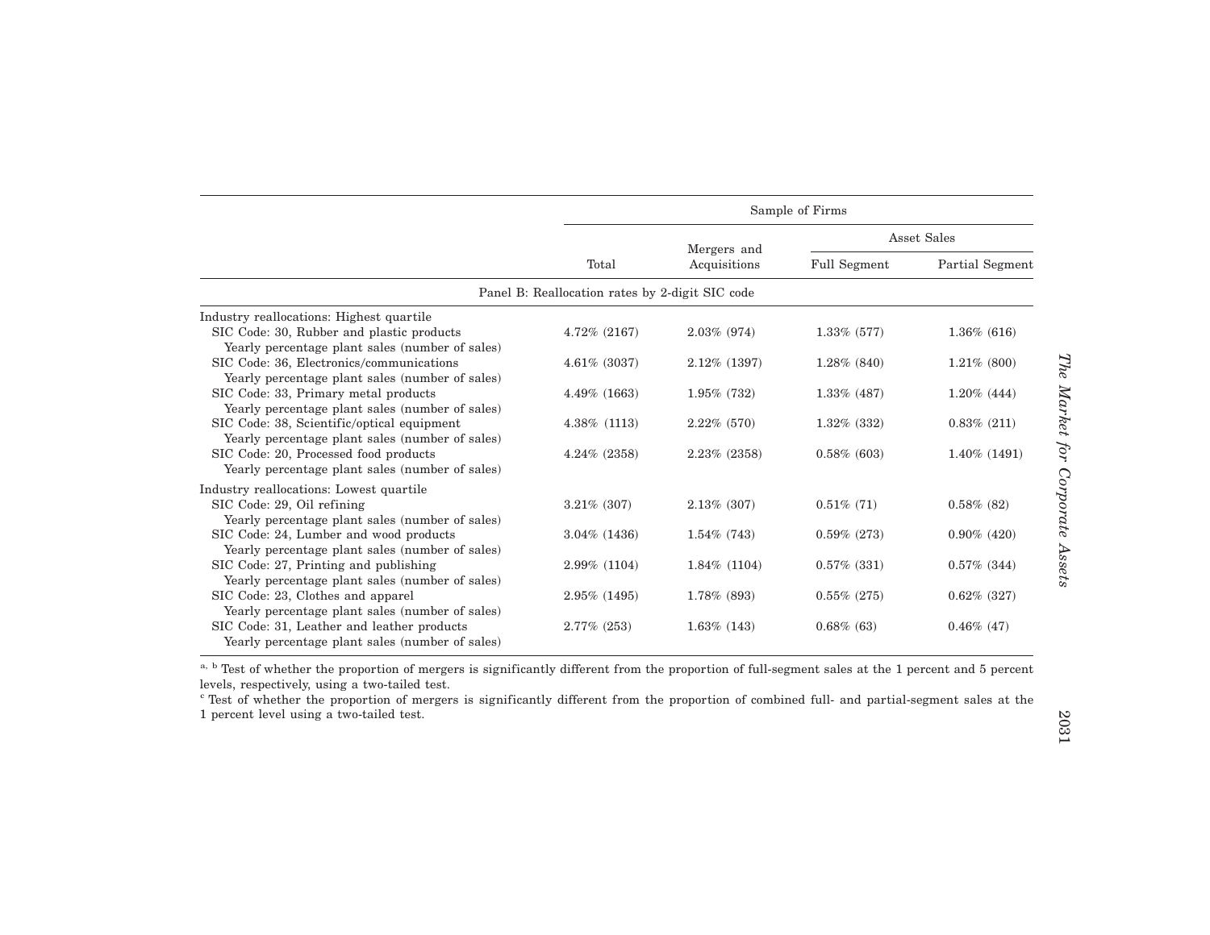| | Sample of Firms | | | |
|---|---|---|---|---|
| | | | Asset Sales | |
| | Total | Mergers and Acquisitions | Full Segment | Partial Segment |
| **Panel B: Reallocation rates by 2-digit SIC code** | | | | |
| Industry reallocations: Highest quartile | | | | |
| SIC Code: 30, Rubber and plastic products<br>Yearly percentage plant sales (number of sales) | 4.72% (2167) | 2.03% (974) | 1.33% (577) | 1.36% (616) |
| SIC Code: 36, Electronics/communications<br>Yearly percentage plant sales (number of sales) | 4.61% (3037) | 2.12% (1397) | 1.28% (840) | 1.21% (800) |
| SIC Code: 33, Primary metal products<br>Yearly percentage plant sales (number of sales) | 4.49% (1663) | 1.95% (732) | 1.33% (487) | 1.20% (444) |
| SIC Code: 38, Scientific/optical equipment<br>Yearly percentage plant sales (number of sales) | 4.38% (1113) | 2.22% (570) | 1.32% (332) | 0.83% (211) |
| SIC Code: 20, Processed food products<br>Yearly percentage plant sales (number of sales) | 4.24% (2358) | 2.23% (2358) | 0.58% (603) | 1.40% (1491) |
| Industry reallocations: Lowest quartile | | | | |
| SIC Code: 29, Oil refining<br>Yearly percentage plant sales (number of sales) | 3.21% (307) | 2.13% (307) | 0.51% (71) | 0.58% (82) |
| SIC Code: 24, Lumber and wood products<br>Yearly percentage plant sales (number of sales) | 3.04% (1436) | 1.54% (743) | 0.59% (273) | 0.90% (420) |
| SIC Code: 27, Printing and publishing<br>Yearly percentage plant sales (number of sales) | 2.99% (1104) | 1.84% (1104) | 0.57% (331) | 0.57% (344) |
| SIC Code: 23, Clothes and apparel<br>Yearly percentage plant sales (number of sales) | 2.95% (1495) | 1.78% (893) | 0.55% (275) | 0.62% (327) |
| SIC Code: 31, Leather and leather products<br>Yearly percentage plant sales (number of sales) | 2.77% (253) | 1.63% (143) | 0.68% (63) | 0.46% (47) |

[a, b] Test of whether the proportion of mergers is significantly different from the proportion of full-segment sales at the 1 percent and 5 percent levels, respectively, using a two-tailed test.

[c] Test of whether the proportion of mergers is significantly different from the proportion of combined full- and partial-segment sales at the 1 percent level using a two-tailed test.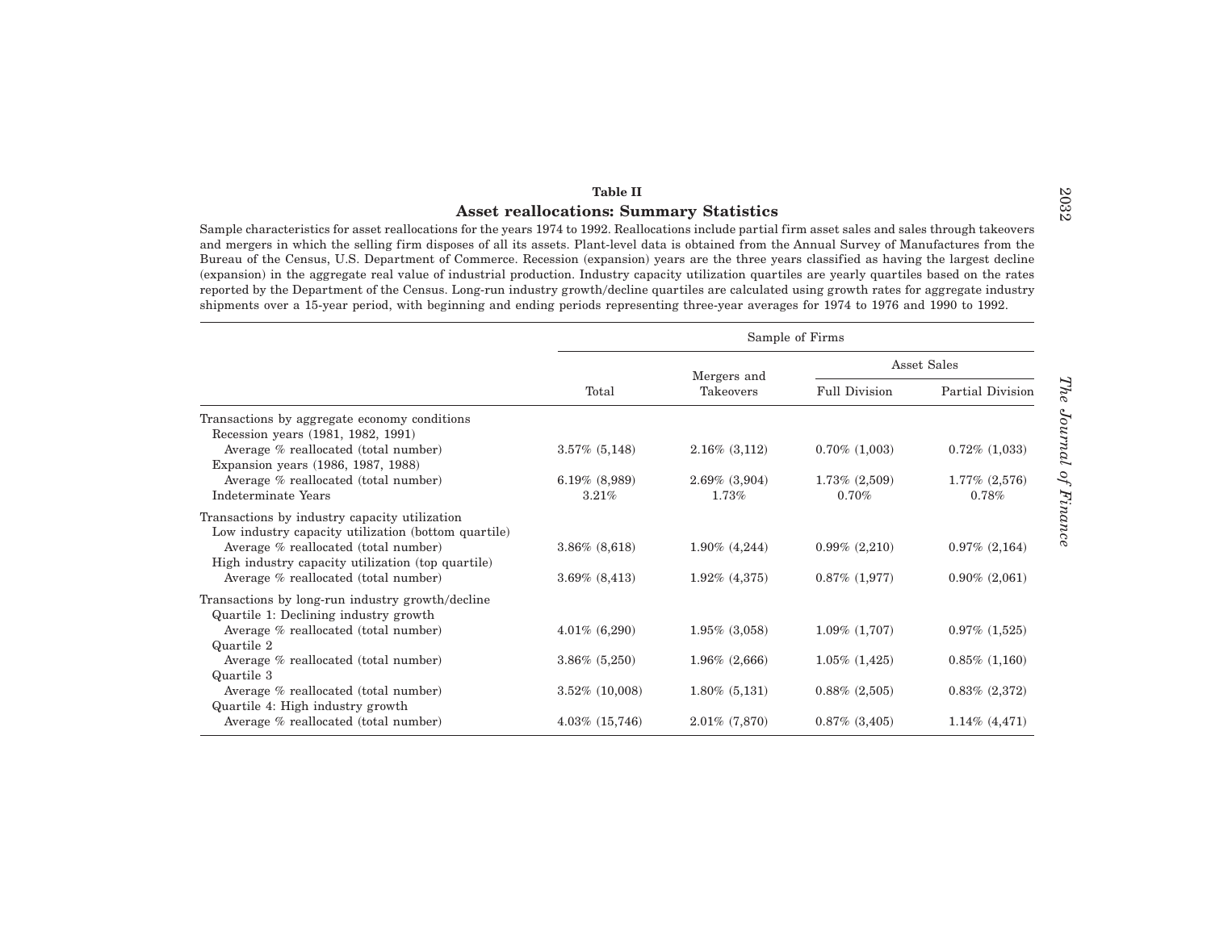**Table II**

**Asset reallocations: Summary Statistics**

Sample characteristics for asset reallocations for the years 1974 to 1992. Reallocations include partial firm asset sales and sales through takeovers and mergers in which the selling firm disposes of all its assets. Plant-level data is obtained from the Annual Survey of Manufactures from the Bureau of the Census, U.S. Department of Commerce. Recession (expansion) years are the three years classified as having the largest decline (expansion) in the aggregate real value of industrial production. Industry capacity utilization quartiles are yearly quartiles based on the rates reported by the Department of the Census. Long-run industry growth/decline quartiles are calculated using growth rates for aggregate industry shipments over a 15-year period, with beginning and ending periods representing three-year averages for 1974 to 1976 and 1990 to 1992.

| | Sample of Firms | | | |
|---|---|---|---|---|
| | | | Asset Sales | |
| | Total | Mergers and Takeovers | Full Division | Partial Division |
| Transactions by aggregate economy conditions | | | | |
| Recession years (1981, 1982, 1991) | | | | |
| Average % reallocated (total number) | 3.57% (5,148) | 2.16% (3,112) | 0.70% (1,003) | 0.72% (1,033) |
| Expansion years (1986, 1987, 1988) | | | | |
| Average % reallocated (total number) | 6.19% (8,989) | 2.69% (3,904) | 1.73% (2,509) | 1.77% (2,576) |
| Indeterminate Years | 3.21% | 1.73% | 0.70% | 0.78% |
| Transactions by industry capacity utilization | | | | |
| Low industry capacity utilization (bottom quartile) | | | | |
| Average % reallocated (total number) | 3.86% (8,618) | 1.90% (4,244) | 0.99% (2,210) | 0.97% (2,164) |
| High industry capacity utilization (top quartile) | | | | |
| Average % reallocated (total number) | 3.69% (8,413) | 1.92% (4,375) | 0.87% (1,977) | 0.90% (2,061) |
| Transactions by long-run industry growth/decline | | | | |
| Quartile 1: Declining industry growth | | | | |
| Average % reallocated (total number) | 4.01% (6,290) | 1.95% (3,058) | 1.09% (1,707) | 0.97% (1,525) |
| Quartile 2 | | | | |
| Average % reallocated (total number) | 3.86% (5,250) | 1.96% (2,666) | 1.05% (1,425) | 0.85% (1,160) |
| Quartile 3 | | | | |
| Average % reallocated (total number) | 3.52% (10,008) | 1.80% (5,131) | 0.88% (2,505) | 0.83% (2,372) |
| Quartile 4: High industry growth | | | | |
| Average % reallocated (total number) | 4.03% (15,746) | 2.01% (7,870) | 0.87% (3,405) | 1.14% (4,471) |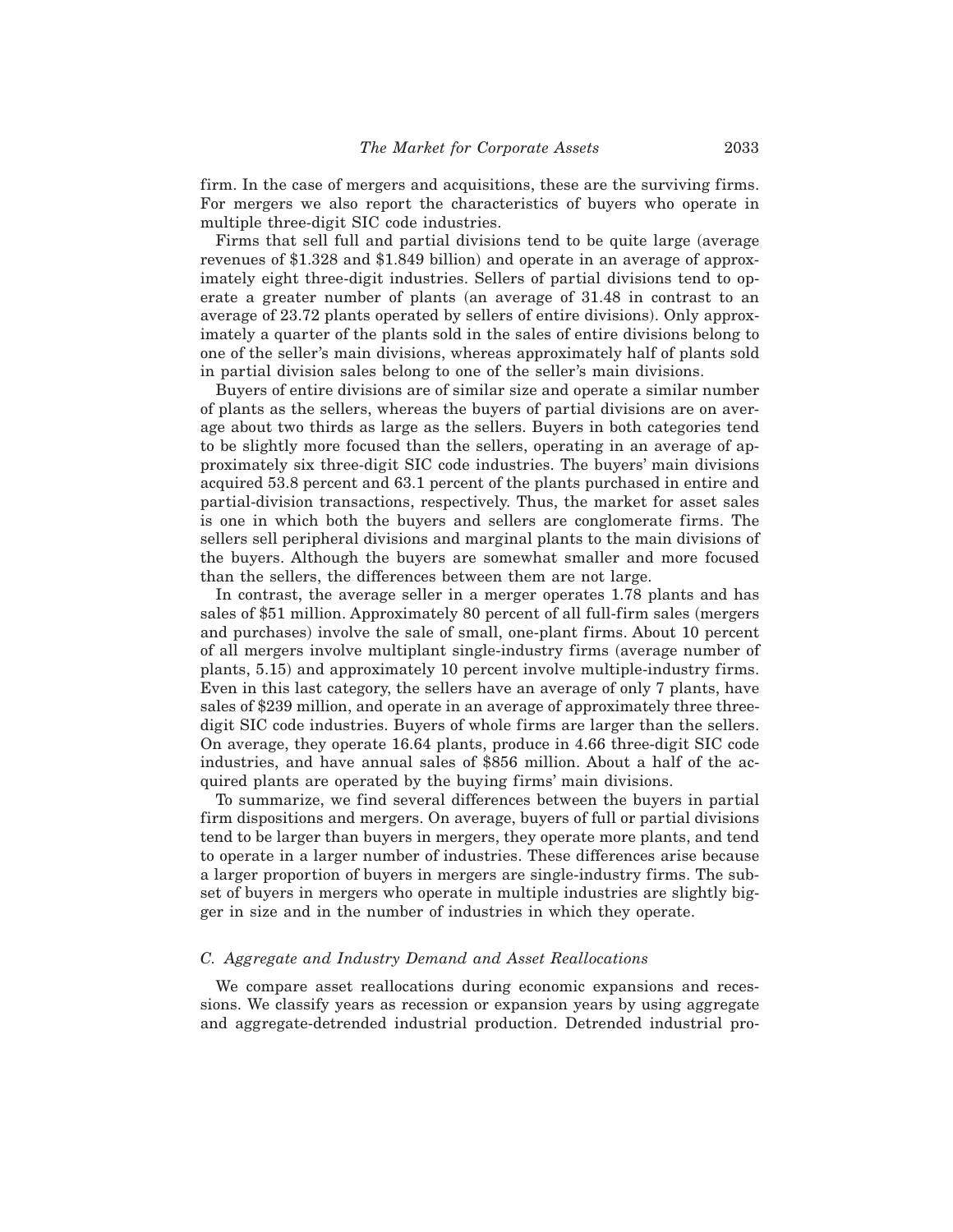firm. In the case of mergers and acquisitions, these are the surviving firms. For mergers we also report the characteristics of buyers who operate in multiple three-digit SIC code industries.

Firms that sell full and partial divisions tend to be quite large (average revenues of $1.328 and $1.849 billion) and operate in an average of approximately eight three-digit industries. Sellers of partial divisions tend to operate a greater number of plants (an average of 31.48 in contrast to an average of 23.72 plants operated by sellers of entire divisions). Only approximately a quarter of the plants sold in the sales of entire divisions belong to one of the seller's main divisions, whereas approximately half of plants sold in partial division sales belong to one of the seller's main divisions.

Buyers of entire divisions are of similar size and operate a similar number of plants as the sellers, whereas the buyers of partial divisions are on average about two thirds as large as the sellers. Buyers in both categories tend to be slightly more focused than the sellers, operating in an average of approximately six three-digit SIC code industries. The buyers' main divisions acquired 53.8 percent and 63.1 percent of the plants purchased in entire and partial-division transactions, respectively. Thus, the market for asset sales is one in which both the buyers and sellers are conglomerate firms. The sellers sell peripheral divisions and marginal plants to the main divisions of the buyers. Although the buyers are somewhat smaller and more focused than the sellers, the differences between them are not large.

In contrast, the average seller in a merger operates 1.78 plants and has sales of $51 million. Approximately 80 percent of all full-firm sales (mergers and purchases) involve the sale of small, one-plant firms. About 10 percent of all mergers involve multiplant single-industry firms (average number of plants, 5.15) and approximately 10 percent involve multiple-industry firms. Even in this last category, the sellers have an average of only 7 plants, have sales of $239 million, and operate in an average of approximately three three-digit SIC code industries. Buyers of whole firms are larger than the sellers. On average, they operate 16.64 plants, produce in 4.66 three-digit SIC code industries, and have annual sales of $856 million. About a half of the acquired plants are operated by the buying firms' main divisions.

To summarize, we find several differences between the buyers in partial firm dispositions and mergers. On average, buyers of full or partial divisions tend to be larger than buyers in mergers, they operate more plants, and tend to operate in a larger number of industries. These differences arise because a larger proportion of buyers in mergers are single-industry firms. The subset of buyers in mergers who operate in multiple industries are slightly bigger in size and in the number of industries in which they operate.

### C. Aggregate and Industry Demand and Asset Reallocations

We compare asset reallocations during economic expansions and recessions. We classify years as recession or expansion years by using aggregate and aggregate-detrended industrial production. Detrended industrial pro-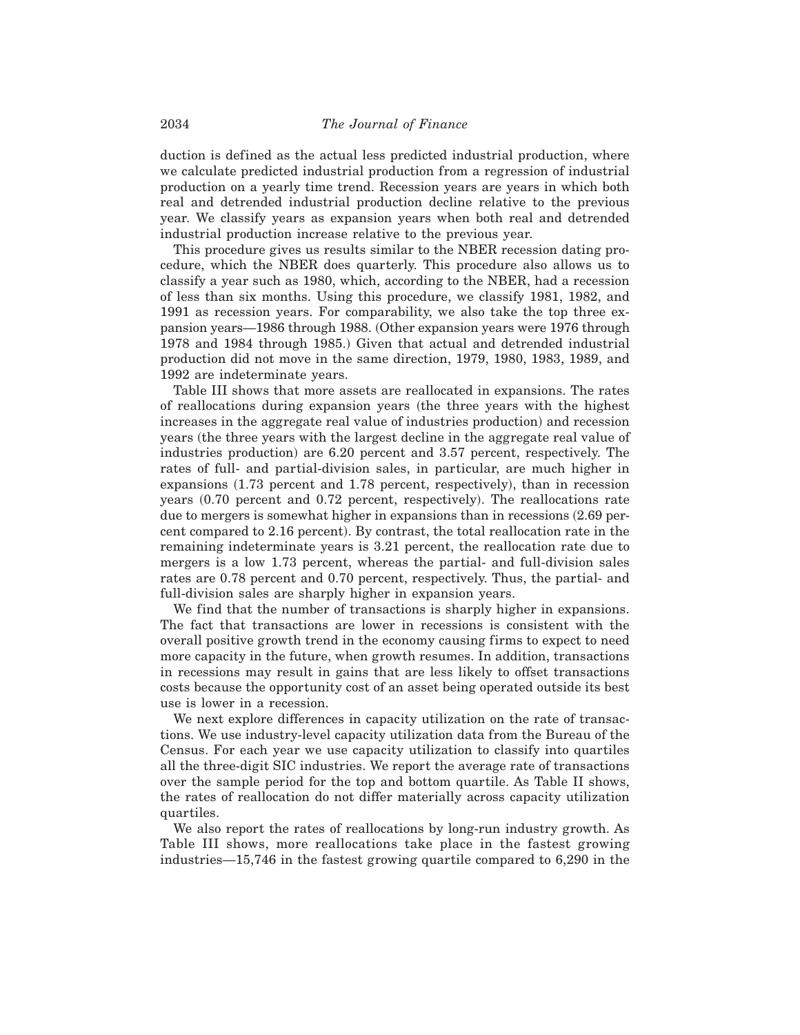duction is defined as the actual less predicted industrial production, where we calculate predicted industrial production from a regression of industrial production on a yearly time trend. Recession years are years in which both real and detrended industrial production decline relative to the previous year. We classify years as expansion years when both real and detrended industrial production increase relative to the previous year.

This procedure gives us results similar to the NBER recession dating procedure, which the NBER does quarterly. This procedure also allows us to classify a year such as 1980, which, according to the NBER, had a recession of less than six months. Using this procedure, we classify 1981, 1982, and 1991 as recession years. For comparability, we also take the top three expansion years—1986 through 1988. (Other expansion years were 1976 through 1978 and 1984 through 1985.) Given that actual and detrended industrial production did not move in the same direction, 1979, 1980, 1983, 1989, and 1992 are indeterminate years.

Table III shows that more assets are reallocated in expansions. The rates of reallocations during expansion years (the three years with the highest increases in the aggregate real value of industries production) and recession years (the three years with the largest decline in the aggregate real value of industries production) are 6.20 percent and 3.57 percent, respectively. The rates of full- and partial-division sales, in particular, are much higher in expansions (1.73 percent and 1.78 percent, respectively), than in recession years (0.70 percent and 0.72 percent, respectively). The reallocations rate due to mergers is somewhat higher in expansions than in recessions (2.69 percent compared to 2.16 percent). By contrast, the total reallocation rate in the remaining indeterminate years is 3.21 percent, the reallocation rate due to mergers is a low 1.73 percent, whereas the partial- and full-division sales rates are 0.78 percent and 0.70 percent, respectively. Thus, the partial- and full-division sales are sharply higher in expansion years.

We find that the number of transactions is sharply higher in expansions. The fact that transactions are lower in recessions is consistent with the overall positive growth trend in the economy causing firms to expect to need more capacity in the future, when growth resumes. In addition, transactions in recessions may result in gains that are less likely to offset transactions costs because the opportunity cost of an asset being operated outside its best use is lower in a recession.

We next explore differences in capacity utilization on the rate of transactions. We use industry-level capacity utilization data from the Bureau of the Census. For each year we use capacity utilization to classify into quartiles all the three-digit SIC industries. We report the average rate of transactions over the sample period for the top and bottom quartile. As Table II shows, the rates of reallocation do not differ materially across capacity utilization quartiles.

We also report the rates of reallocations by long-run industry growth. As Table III shows, more reallocations take place in the fastest growing industries—15,746 in the fastest growing quartile compared to 6,290 in the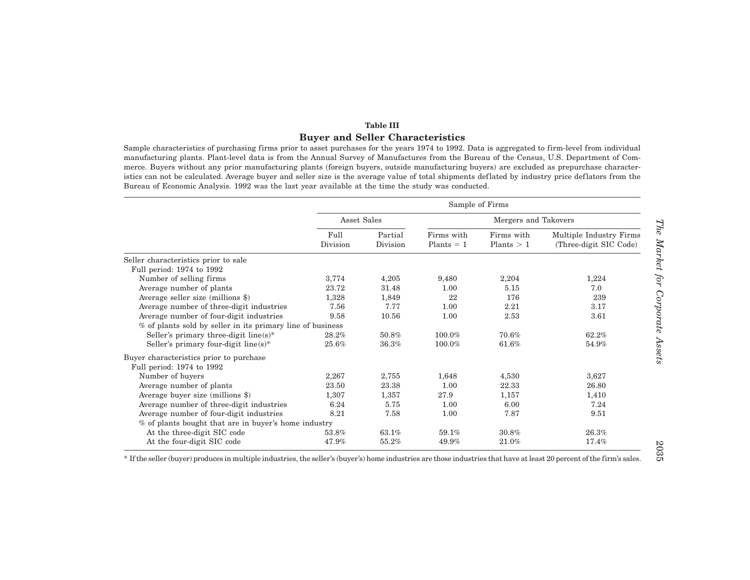**Table III**

**Buyer and Seller Characteristics**

Sample characteristics of purchasing firms prior to asset purchases for the years 1974 to 1992. Data is aggregated to firm-level from individual manufacturing plants. Plant-level data is from the Annual Survey of Manufactures from the Bureau of the Census, U.S. Department of Commerce. Buyers without any prior manufacturing plants (foreign buyers, outside manufacturing buyers) are excluded as prepurchase characteristics can not be calculated. Average buyer and seller size is the average value of total shipments deflated by industry price deflators from the Bureau of Economic Analysis. 1992 was the last year available at the time the study was conducted.

| | Sample of Firms | | | | |
|---|---|---|---|---|---|
| | Asset Sales | | Mergers and Takovers | | |
| | Full Division | Partial Division | Firms with Plants = 1 | Firms with Plants > 1 | Multiple Industry Firms (Three-digit SIC Code) |
| Seller characteristics prior to sale | | | | | |
| Full period: 1974 to 1992 | | | | | |
| Number of selling firms | 3,774 | 4,205 | 9,480 | 2,204 | 1,224 |
| Average number of plants | 23.72 | 31.48 | 1.00 | 5.15 | 7.0 |
| Average seller size (millions $) | 1,328 | 1,849 | 22 | 176 | 239 |
| Average number of three-digit industries | 7.56 | 7.77 | 1.00 | 2.21 | 3.17 |
| Average number of four-digit industries | 9.58 | 10.56 | 1.00 | 2.53 | 3.61 |
| % of plants sold by seller in its primary line of business | | | | | |
| Seller's primary three-digit line(s)* | 28.2% | 50.8% | 100.0% | 70.6% | 62.2% |
| Seller's primary four-digit line(s)* | 25.6% | 36.3% | 100.0% | 61.6% | 54.9% |
| Buyer characteristics prior to purchase | | | | | |
| Full period: 1974 to 1992 | | | | | |
| Number of buyers | 2,267 | 2,755 | 1,648 | 4,530 | 3,627 |
| Average number of plants | 23.50 | 23.38 | 1.00 | 22.33 | 26.80 |
| Average buyer size (millions $) | 1,307 | 1,357 | 27.9 | 1,157 | 1,410 |
| Average number of three-digit industries | 6.24 | 5.75 | 1.00 | 6.00 | 7.24 |
| Average number of four-digit industries | 8.21 | 7.58 | 1.00 | 7.87 | 9.51 |
| % of plants bought that are in buyer's home industry | | | | | |
| At the three-digit SIC code | 53.8% | 63.1% | 59.1% | 30.8% | 26.3% |
| At the four-digit SIC code | 47.9% | 55.2% | 49.9% | 21.0% | 17.4% |

* If the seller (buyer) produces in multiple industries, the seller's (buyer's) home industries are those industries that have at least 20 percent of the firm's sales.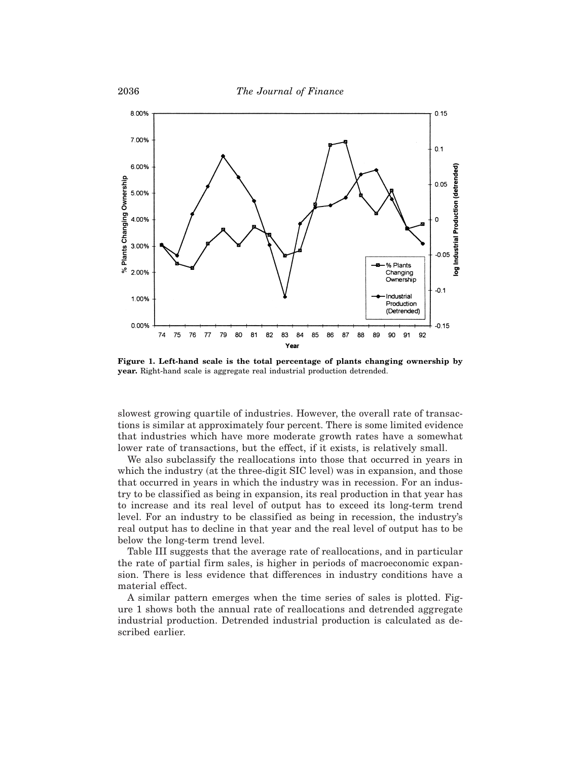**Figure 1. Left-hand scale is the total percentage of plants changing ownership by year.** Right-hand scale is aggregate real industrial production detrended.

slowest growing quartile of industries. However, the overall rate of transactions is similar at approximately four percent. There is some limited evidence that industries which have more moderate growth rates have a somewhat lower rate of transactions, but the effect, if it exists, is relatively small.

We also subclassify the reallocations into those that occurred in years in which the industry (at the three-digit SIC level) was in expansion, and those that occurred in years in which the industry was in recession. For an industry to be classified as being in expansion, its real production in that year has to increase and its real level of output has to exceed its long-term trend level. For an industry to be classified as being in recession, the industry's real output has to decline in that year and the real level of output has to be below the long-term trend level.

Table III suggests that the average rate of reallocations, and in particular the rate of partial firm sales, is higher in periods of macroeconomic expansion. There is less evidence that differences in industry conditions have a material effect.

A similar pattern emerges when the time series of sales is plotted. Figure 1 shows both the annual rate of reallocations and detrended aggregate industrial production. Detrended industrial production is calculated as described earlier.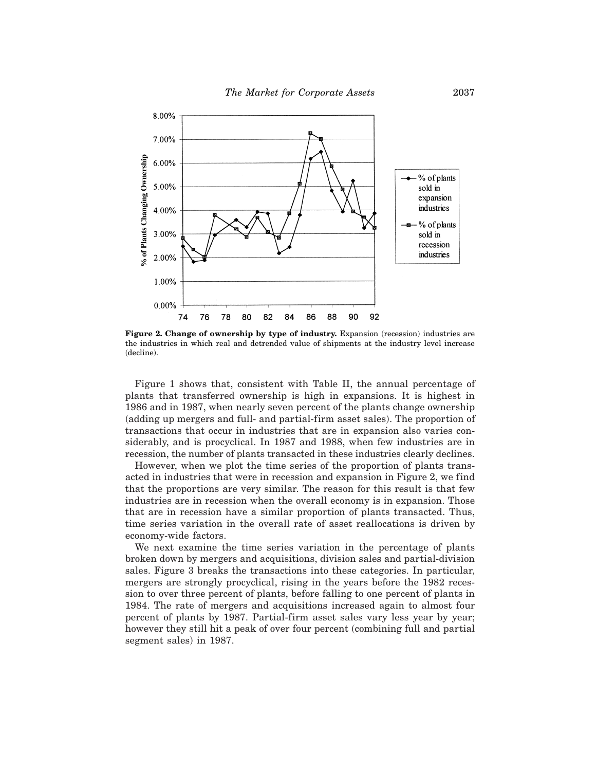**Figure 2. Change of ownership by type of industry.** Expansion (recession) industries are the industries in which real and detrended value of shipments at the industry level increase (decline).

Figure 1 shows that, consistent with Table II, the annual percentage of plants that transferred ownership is high in expansions. It is highest in 1986 and in 1987, when nearly seven percent of the plants change ownership (adding up mergers and full- and partial-firm asset sales). The proportion of transactions that occur in industries that are in expansion also varies considerably, and is procyclical. In 1987 and 1988, when few industries are in recession, the number of plants transacted in these industries clearly declines.

However, when we plot the time series of the proportion of plants transacted in industries that were in recession and expansion in Figure 2, we find that the proportions are very similar. The reason for this result is that few industries are in recession when the overall economy is in expansion. Those that are in recession have a similar proportion of plants transacted. Thus, time series variation in the overall rate of asset reallocations is driven by economy-wide factors.

We next examine the time series variation in the percentage of plants broken down by mergers and acquisitions, division sales and partial-division sales. Figure 3 breaks the transactions into these categories. In particular, mergers are strongly procyclical, rising in the years before the 1982 recession to over three percent of plants, before falling to one percent of plants in 1984. The rate of mergers and acquisitions increased again to almost four percent of plants by 1987. Partial-firm asset sales vary less year by year; however they still hit a peak of over four percent (combining full and partial segment sales) in 1987.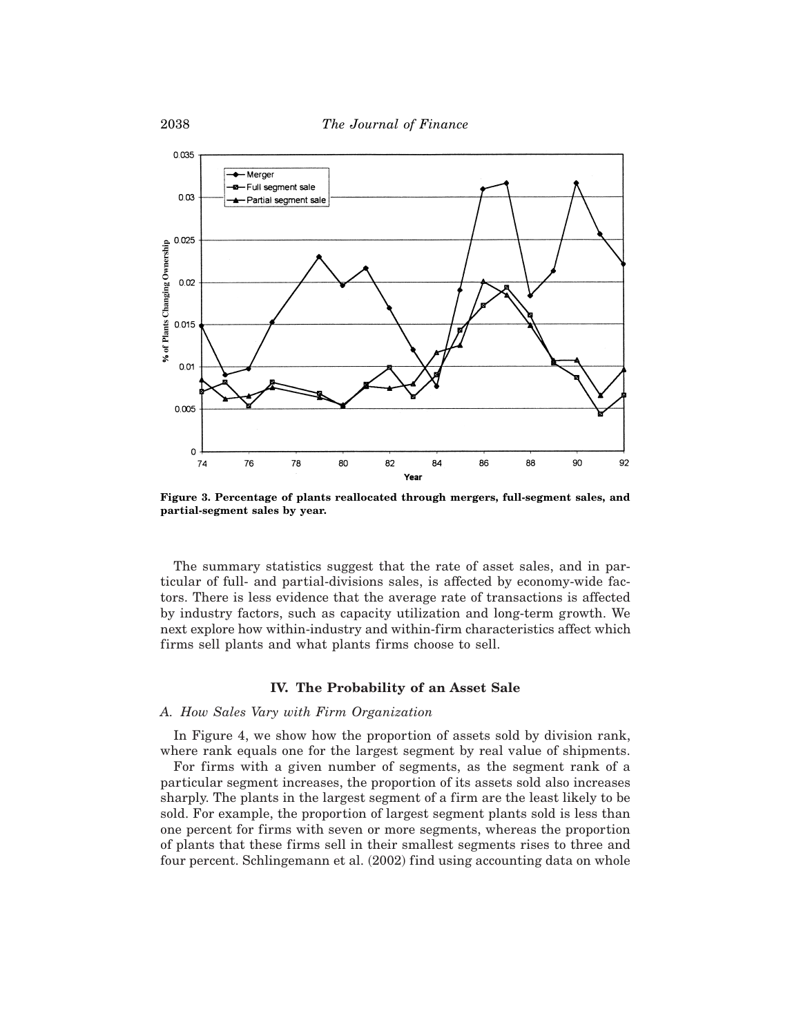**Figure 3. Percentage of plants reallocated through mergers, full-segment sales, and partial-segment sales by year.**

The summary statistics suggest that the rate of asset sales, and in particular of full- and partial-divisions sales, is affected by economy-wide factors. There is less evidence that the average rate of transactions is affected by industry factors, such as capacity utilization and long-term growth. We next explore how within-industry and within-firm characteristics affect which firms sell plants and what plants firms choose to sell.

## IV. The Probability of an Asset Sale

### *A. How Sales Vary with Firm Organization*

In Figure 4, we show how the proportion of assets sold by division rank, where rank equals one for the largest segment by real value of shipments.

For firms with a given number of segments, as the segment rank of a particular segment increases, the proportion of its assets sold also increases sharply. The plants in the largest segment of a firm are the least likely to be sold. For example, the proportion of largest segment plants sold is less than one percent for firms with seven or more segments, whereas the proportion of plants that these firms sell in their smallest segments rises to three and four percent. Schlingemann et al. (2002) find using accounting data on whole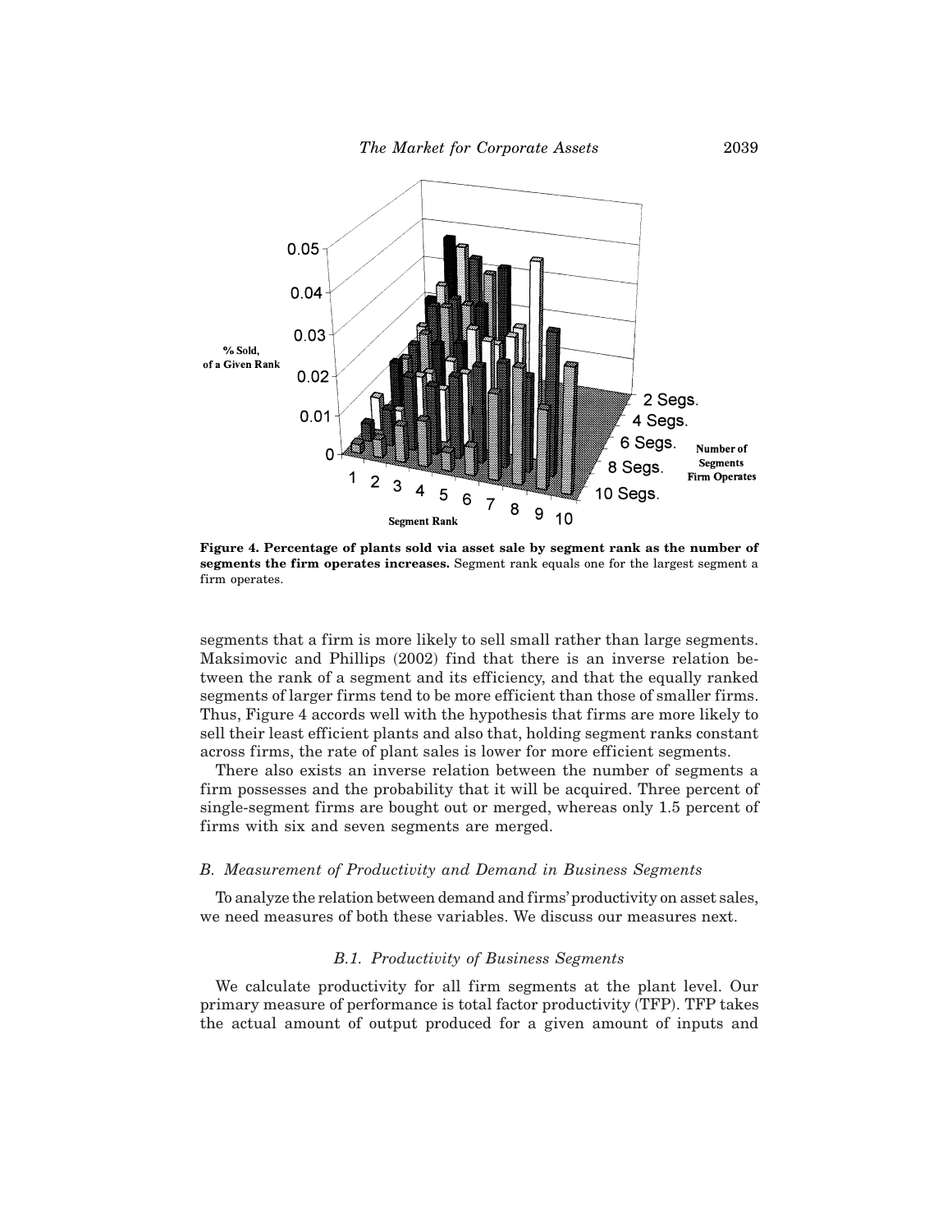**Figure 4. Percentage of plants sold via asset sale by segment rank as the number of segments the firm operates increases.** Segment rank equals one for the largest segment a firm operates.

segments that a firm is more likely to sell small rather than large segments. Maksimovic and Phillips (2002) find that there is an inverse relation between the rank of a segment and its efficiency, and that the equally ranked segments of larger firms tend to be more efficient than those of smaller firms. Thus, Figure 4 accords well with the hypothesis that firms are more likely to sell their least efficient plants and also that, holding segment ranks constant across firms, the rate of plant sales is lower for more efficient segments.

There also exists an inverse relation between the number of segments a firm possesses and the probability that it will be acquired. Three percent of single-segment firms are bought out or merged, whereas only 1.5 percent of firms with six and seven segments are merged.

### *B. Measurement of Productivity and Demand in Business Segments*

To analyze the relation between demand and firms' productivity on asset sales, we need measures of both these variables. We discuss our measures next.

#### *B.1. Productivity of Business Segments*

We calculate productivity for all firm segments at the plant level. Our primary measure of performance is total factor productivity (TFP). TFP takes the actual amount of output produced for a given amount of inputs and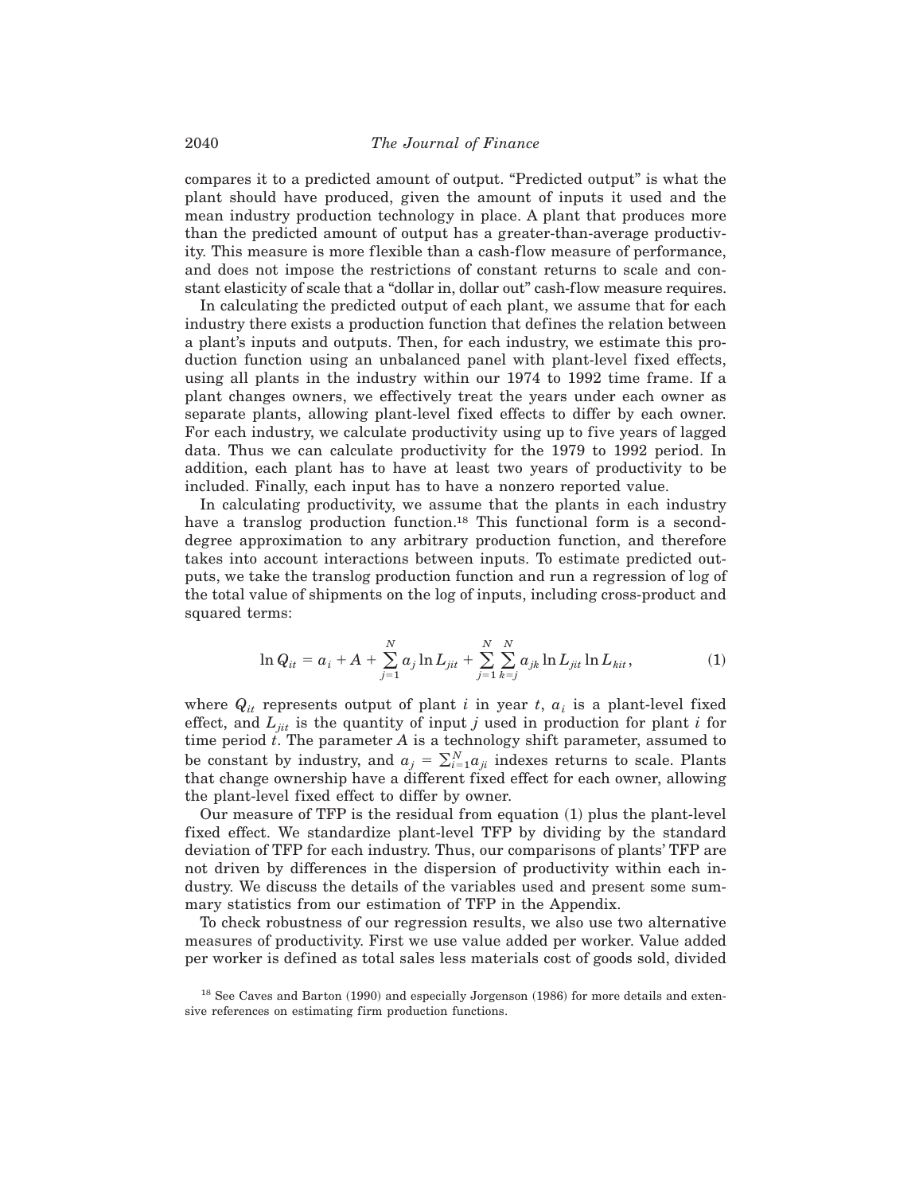compares it to a predicted amount of output. "Predicted output" is what the plant should have produced, given the amount of inputs it used and the mean industry production technology in place. A plant that produces more than the predicted amount of output has a greater-than-average productivity. This measure is more flexible than a cash-flow measure of performance, and does not impose the restrictions of constant returns to scale and constant elasticity of scale that a "dollar in, dollar out" cash-flow measure requires.

In calculating the predicted output of each plant, we assume that for each industry there exists a production function that defines the relation between a plant's inputs and outputs. Then, for each industry, we estimate this production function using an unbalanced panel with plant-level fixed effects, using all plants in the industry within our 1974 to 1992 time frame. If a plant changes owners, we effectively treat the years under each owner as separate plants, allowing plant-level fixed effects to differ by each owner. For each industry, we calculate productivity using up to five years of lagged data. Thus we can calculate productivity for the 1979 to 1992 period. In addition, each plant has to have at least two years of productivity to be included. Finally, each input has to have a nonzero reported value.

In calculating productivity, we assume that the plants in each industry have a translog production function.[18] This functional form is a second-degree approximation to any arbitrary production function, and therefore takes into account interactions between inputs. To estimate predicted outputs, we take the translog production function and run a regression of log of the total value of shipments on the log of inputs, including cross-product and squared terms:

$$\ln Q_{it} = a_i + A + \sum_{j=1}^{N} a_j \ln L_{jit} + \sum_{j=1}^{N} \sum_{k=j}^{N} a_{jk} \ln L_{jit} \ln L_{kit}, \tag{1}$$

where $Q_{it}$ represents output of plant $i$ in year $t$, $a_i$ is a plant-level fixed effect, and $L_{jit}$ is the quantity of input $j$ used in production for plant $i$ for time period $t$. The parameter $A$ is a technology shift parameter, assumed to be constant by industry, and $a_j = \sum_{i=1}^{N} a_{ji}$ indexes returns to scale. Plants that change ownership have a different fixed effect for each owner, allowing the plant-level fixed effect to differ by owner.

Our measure of TFP is the residual from equation (1) plus the plant-level fixed effect. We standardize plant-level TFP by dividing by the standard deviation of TFP for each industry. Thus, our comparisons of plants' TFP are not driven by differences in the dispersion of productivity within each industry. We discuss the details of the variables used and present some summary statistics from our estimation of TFP in the Appendix.

To check robustness of our regression results, we also use two alternative measures of productivity. First we use value added per worker. Value added per worker is defined as total sales less materials cost of goods sold, divided

[18] See Caves and Barton (1990) and especially Jorgenson (1986) for more details and extensive references on estimating firm production functions.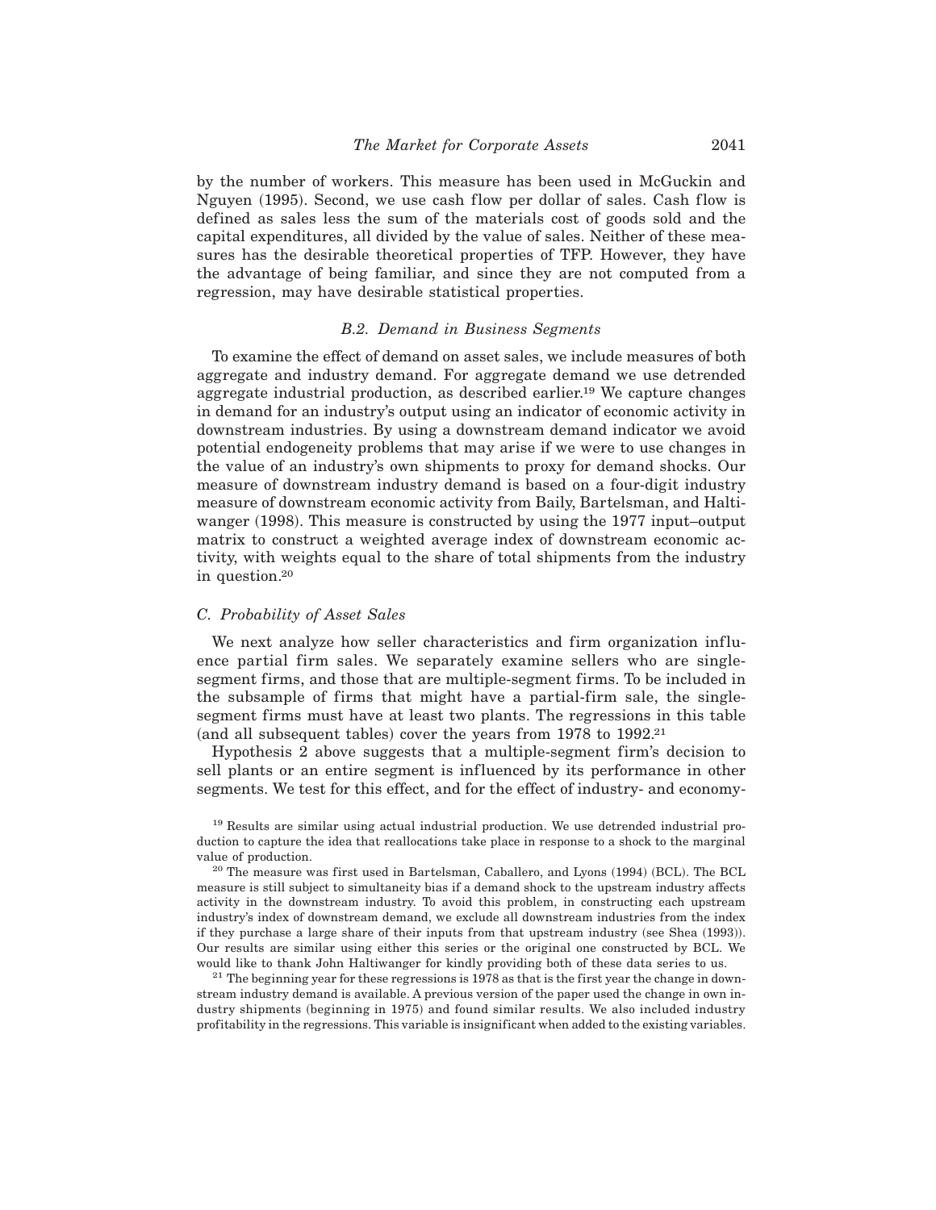by the number of workers. This measure has been used in McGuckin and Nguyen (1995). Second, we use cash flow per dollar of sales. Cash flow is defined as sales less the sum of the materials cost of goods sold and the capital expenditures, all divided by the value of sales. Neither of these measures has the desirable theoretical properties of TFP. However, they have the advantage of being familiar, and since they are not computed from a regression, may have desirable statistical properties.

### *B.2. Demand in Business Segments*

To examine the effect of demand on asset sales, we include measures of both aggregate and industry demand. For aggregate demand we use detrended aggregate industrial production, as described earlier.[19] We capture changes in demand for an industry's output using an indicator of economic activity in downstream industries. By using a downstream demand indicator we avoid potential endogeneity problems that may arise if we were to use changes in the value of an industry's own shipments to proxy for demand shocks. Our measure of downstream industry demand is based on a four-digit industry measure of downstream economic activity from Baily, Bartelsman, and Haltiwanger (1998). This measure is constructed by using the 1977 input–output matrix to construct a weighted average index of downstream economic activity, with weights equal to the share of total shipments from the industry in question.[20]

## *C. Probability of Asset Sales*

We next analyze how seller characteristics and firm organization influence partial firm sales. We separately examine sellers who are single-segment firms, and those that are multiple-segment firms. To be included in the subsample of firms that might have a partial-firm sale, the single-segment firms must have at least two plants. The regressions in this table (and all subsequent tables) cover the years from 1978 to 1992.[21]

Hypothesis 2 above suggests that a multiple-segment firm's decision to sell plants or an entire segment is influenced by its performance in other segments. We test for this effect, and for the effect of industry- and economy-

[19] Results are similar using actual industrial production. We use detrended industrial production to capture the idea that reallocations take place in response to a shock to the marginal value of production.

[20] The measure was first used in Bartelsman, Caballero, and Lyons (1994) (BCL). The BCL measure is still subject to simultaneity bias if a demand shock to the upstream industry affects activity in the downstream industry. To avoid this problem, in constructing each upstream industry's index of downstream demand, we exclude all downstream industries from the index if they purchase a large share of their inputs from that upstream industry (see Shea (1993)). Our results are similar using either this series or the original one constructed by BCL. We would like to thank John Haltiwanger for kindly providing both of these data series to us.

[21] The beginning year for these regressions is 1978 as that is the first year the change in downstream industry demand is available. A previous version of the paper used the change in own industry shipments (beginning in 1975) and found similar results. We also included industry profitability in the regressions. This variable is insignificant when added to the existing variables.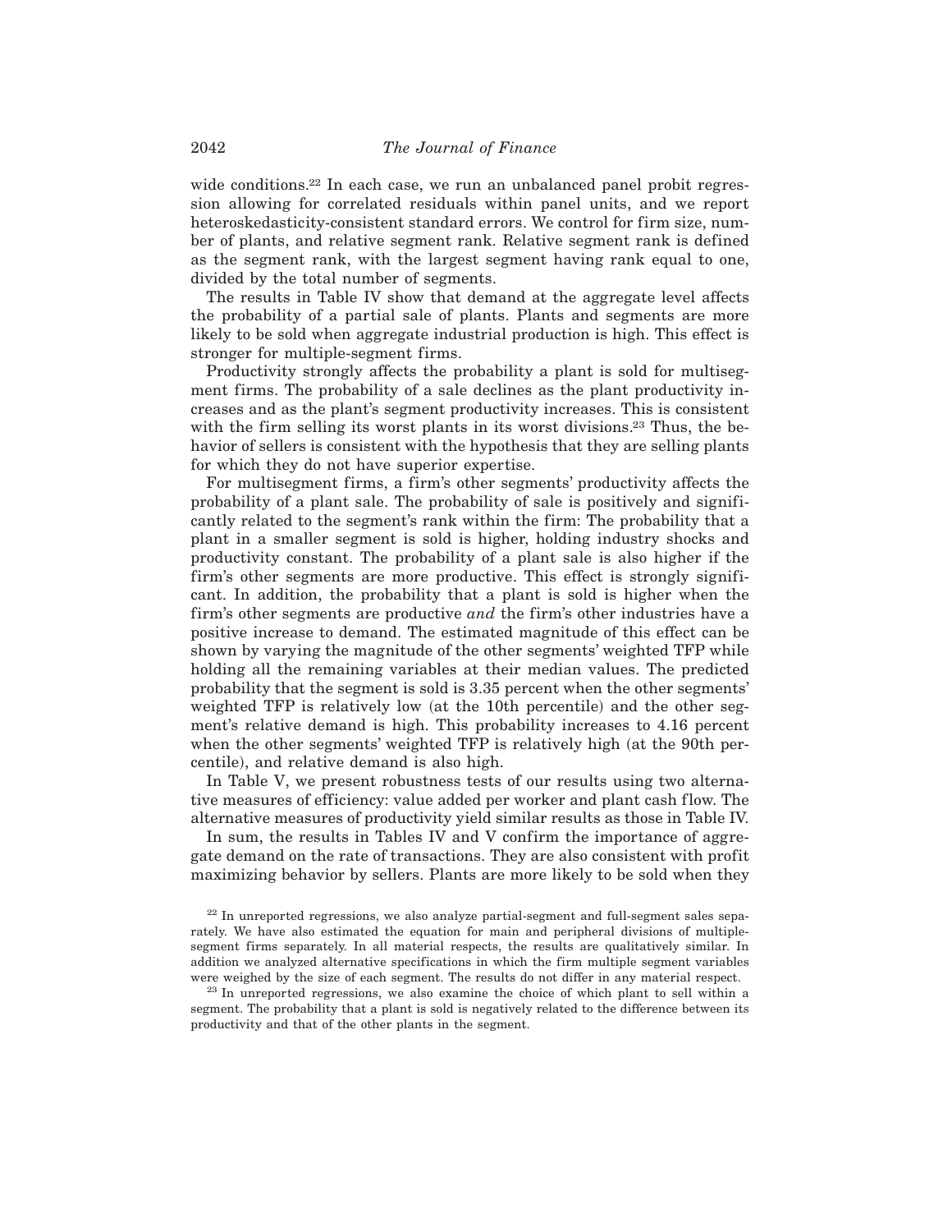wide conditions.[22] In each case, we run an unbalanced panel probit regression allowing for correlated residuals within panel units, and we report heteroskedasticity-consistent standard errors. We control for firm size, number of plants, and relative segment rank. Relative segment rank is defined as the segment rank, with the largest segment having rank equal to one, divided by the total number of segments.

The results in Table IV show that demand at the aggregate level affects the probability of a partial sale of plants. Plants and segments are more likely to be sold when aggregate industrial production is high. This effect is stronger for multiple-segment firms.

Productivity strongly affects the probability a plant is sold for multisegment firms. The probability of a sale declines as the plant productivity increases and as the plant's segment productivity increases. This is consistent with the firm selling its worst plants in its worst divisions.[23] Thus, the behavior of sellers is consistent with the hypothesis that they are selling plants for which they do not have superior expertise.

For multisegment firms, a firm's other segments' productivity affects the probability of a plant sale. The probability of sale is positively and significantly related to the segment's rank within the firm: The probability that a plant in a smaller segment is sold is higher, holding industry shocks and productivity constant. The probability of a plant sale is also higher if the firm's other segments are more productive. This effect is strongly significant. In addition, the probability that a plant is sold is higher when the firm's other segments are productive *and* the firm's other industries have a positive increase to demand. The estimated magnitude of this effect can be shown by varying the magnitude of the other segments' weighted TFP while holding all the remaining variables at their median values. The predicted probability that the segment is sold is 3.35 percent when the other segments' weighted TFP is relatively low (at the 10th percentile) and the other segment's relative demand is high. This probability increases to 4.16 percent when the other segments' weighted TFP is relatively high (at the 90th percentile), and relative demand is also high.

In Table V, we present robustness tests of our results using two alternative measures of efficiency: value added per worker and plant cash flow. The alternative measures of productivity yield similar results as those in Table IV.

In sum, the results in Tables IV and V confirm the importance of aggregate demand on the rate of transactions. They are also consistent with profit maximizing behavior by sellers. Plants are more likely to be sold when they

[22] In unreported regressions, we also analyze partial-segment and full-segment sales separately. We have also estimated the equation for main and peripheral divisions of multiple-segment firms separately. In all material respects, the results are qualitatively similar. In addition we analyzed alternative specifications in which the firm multiple segment variables were weighed by the size of each segment. The results do not differ in any material respect.

[23] In unreported regressions, we also examine the choice of which plant to sell within a segment. The probability that a plant is sold is negatively related to the difference between its productivity and that of the other plants in the segment.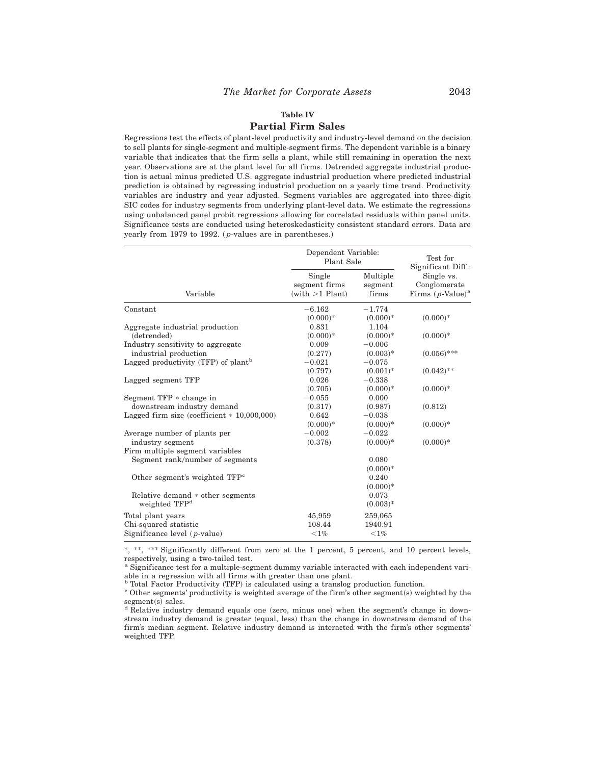## Table IV

### Partial Firm Sales

Regressions test the effects of plant-level productivity and industry-level demand on the decision to sell plants for single-segment and multiple-segment firms. The dependent variable is a binary variable that indicates that the firm sells a plant, while still remaining in operation the next year. Observations are at the plant level for all firms. Detrended aggregate industrial production is actual minus predicted U.S. aggregate industrial production where predicted industrial prediction is obtained by regressing industrial production on a yearly time trend. Productivity variables are industry and year adjusted. Segment variables are aggregated into three-digit SIC codes for industry segments from underlying plant-level data. We estimate the regressions using unbalanced panel probit regressions allowing for correlated residuals within panel units. Significance tests are conducted using heteroskedasticity consistent standard errors. Data are yearly from 1979 to 1992. (*p*-values are in parentheses.)

| Variable | Dependent Variable: Plant Sale | | Test for Significant Diff.: Single vs. Conglomerate Firms (*p*-Value)[a] |
|---|---|---|---|
| | Single segment firms (with >1 Plant) | Multiple segment firms | |
| Constant | −6.162 | −1.774 | |
| | (0.000)* | (0.000)* | (0.000)* |
| Aggregate industrial production (detrended) | 0.831 | 1.104 | |
| | (0.000)* | (0.000)* | (0.000)* |
| Industry sensitivity to aggregate industrial production | 0.009 | −0.006 | |
| | (0.277) | (0.003)* | (0.056)*** |
| Lagged productivity (TFP) of plant[b] | −0.021 | −0.075 | |
| | (0.797) | (0.001)* | (0.042)** |
| Lagged segment TFP | 0.026 | −0.338 | |
| | (0.705) | (0.000)* | (0.000)* |
| Segment TFP * change in downstream industry demand | −0.055 | 0.000 | |
| | (0.317) | (0.987) | (0.812) |
| Lagged firm size (coefficient * 10,000,000) | 0.642 | −0.038 | |
| | (0.000)* | (0.000)* | (0.000)* |
| Average number of plants per industry segment | −0.002 | −0.022 | |
| | (0.378) | (0.000)* | (0.000)* |
| Firm multiple segment variables | | | |
| Segment rank/number of segments | | 0.080 | |
| | | (0.000)* | |
| Other segment's weighted TFP[c] | | 0.240 | |
| | | (0.000)* | |
| Relative demand * other segments weighted TFP[d] | | 0.073 | |
| | | (0.003)* | |
| Total plant years | 45,959 | 259,065 | |
| Chi-squared statistic | 108.44 | 1940.91 | |
| Significance level (*p*-value) | <1% | <1% | |

*, **, *** Significantly different from zero at the 1 percent, 5 percent, and 10 percent levels, respectively, using a two-tailed test.

[a] Significance test for a multiple-segment dummy variable interacted with each independent variable in a regression with all firms with greater than one plant.

[b] Total Factor Productivity (TFP) is calculated using a translog production function.

[c] Other segments' productivity is weighted average of the firm's other segment(s) weighted by the segment(s) sales.

[d] Relative industry demand equals one (zero, minus one) when the segment's change in downstream industry demand is greater (equal, less) than the change in downstream demand of the firm's median segment. Relative industry demand is interacted with the firm's other segments' weighted TFP.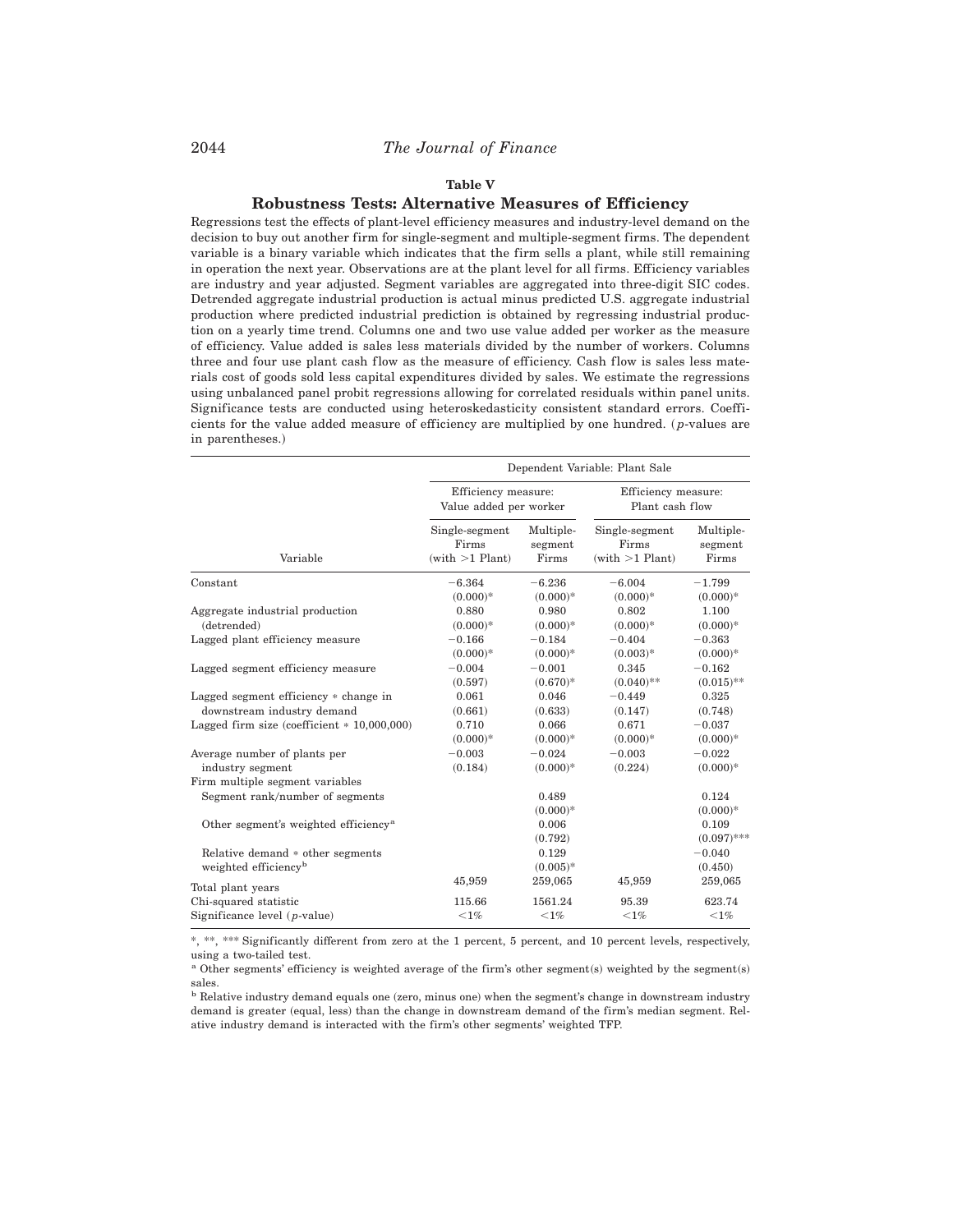## Table V

### Robustness Tests: Alternative Measures of Efficiency

Regressions test the effects of plant-level efficiency measures and industry-level demand on the decision to buy out another firm for single-segment and multiple-segment firms. The dependent variable is a binary variable which indicates that the firm sells a plant, while still remaining in operation the next year. Observations are at the plant level for all firms. Efficiency variables are industry and year adjusted. Segment variables are aggregated into three-digit SIC codes. Detrended aggregate industrial production is actual minus predicted U.S. aggregate industrial production where predicted industrial prediction is obtained by regressing industrial production on a yearly time trend. Columns one and two use value added per worker as the measure of efficiency. Value added is sales less materials divided by the number of workers. Columns three and four use plant cash flow as the measure of efficiency. Cash flow is sales less materials cost of goods sold less capital expenditures divided by sales. We estimate the regressions using unbalanced panel probit regressions allowing for correlated residuals within panel units. Significance tests are conducted using heteroskedasticity consistent standard errors. Coefficients for the value added measure of efficiency are multiplied by one hundred. ($p$-values are in parentheses.)

| | Dependent Variable: Plant Sale | | | |
|---|---|---|---|---|
| | Efficiency measure: Value added per worker | | Efficiency measure: Plant cash flow | |
| Variable | Single-segment Firms (with >1 Plant) | Multiple-segment Firms | Single-segment Firms (with >1 Plant) | Multiple-segment Firms |
| Constant | −6.364 | −6.236 | −6.004 | −1.799 |
| | (0.000)* | (0.000)* | (0.000)* | (0.000)* |
| Aggregate industrial production (detrended) | 0.880 | 0.980 | 0.802 | 1.100 |
| | (0.000)* | (0.000)* | (0.000)* | (0.000)* |
| Lagged plant efficiency measure | −0.166 | −0.184 | −0.404 | −0.363 |
| | (0.000)* | (0.000)* | (0.003)* | (0.000)* |
| Lagged segment efficiency measure | −0.004 | −0.001 | 0.345 | −0.162 |
| | (0.597) | (0.670)* | (0.040)** | (0.015)** |
| Lagged segment efficiency * change in downstream industry demand | 0.061 | 0.046 | −0.449 | 0.325 |
| | (0.661) | (0.633) | (0.147) | (0.748) |
| Lagged firm size (coefficient * 10,000,000) | 0.710 | 0.066 | 0.671 | −0.037 |
| | (0.000)* | (0.000)* | (0.000)* | (0.000)* |
| Average number of plants per industry segment | −0.003 | −0.024 | −0.003 | −0.022 |
| | (0.184) | (0.000)* | (0.224) | (0.000)* |
| Firm multiple segment variables | | | | |
| Segment rank/number of segments | | 0.489 | | 0.124 |
| | | (0.000)* | | (0.000)* |
| Other segment's weighted efficiency[a] | | 0.006 | | 0.109 |
| | | (0.792) | | (0.097)*** |
| Relative demand * other segments weighted efficiency[b] | | 0.129 | | −0.040 |
| | | (0.005)* | | (0.450) |
| Total plant years | 45,959 | 259,065 | 45,959 | 259,065 |
| Chi-squared statistic | 115.66 | 1561.24 | 95.39 | 623.74 |
| Significance level ($p$-value) | <1% | <1% | <1% | <1% |

*, **, *** Significantly different from zero at the 1 percent, 5 percent, and 10 percent levels, respectively, using a two-tailed test.

[a] Other segments' efficiency is weighted average of the firm's other segment(s) weighted by the segment(s) sales.

[b] Relative industry demand equals one (zero, minus one) when the segment's change in downstream industry demand is greater (equal, less) than the change in downstream demand of the firm's median segment. Relative industry demand is interacted with the firm's other segments' weighted TFP.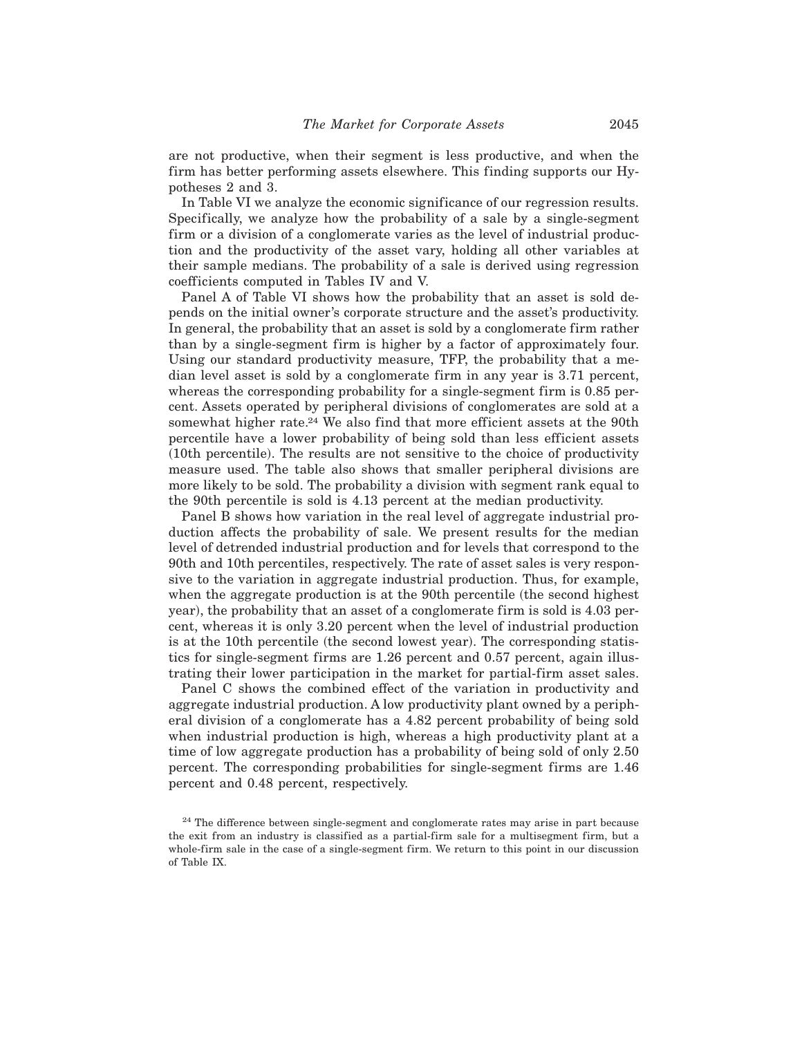are not productive, when their segment is less productive, and when the firm has better performing assets elsewhere. This finding supports our Hypotheses 2 and 3.

In Table VI we analyze the economic significance of our regression results. Specifically, we analyze how the probability of a sale by a single-segment firm or a division of a conglomerate varies as the level of industrial production and the productivity of the asset vary, holding all other variables at their sample medians. The probability of a sale is derived using regression coefficients computed in Tables IV and V.

Panel A of Table VI shows how the probability that an asset is sold depends on the initial owner's corporate structure and the asset's productivity. In general, the probability that an asset is sold by a conglomerate firm rather than by a single-segment firm is higher by a factor of approximately four. Using our standard productivity measure, TFP, the probability that a median level asset is sold by a conglomerate firm in any year is 3.71 percent, whereas the corresponding probability for a single-segment firm is 0.85 percent. Assets operated by peripheral divisions of conglomerates are sold at a somewhat higher rate.[24] We also find that more efficient assets at the 90th percentile have a lower probability of being sold than less efficient assets (10th percentile). The results are not sensitive to the choice of productivity measure used. The table also shows that smaller peripheral divisions are more likely to be sold. The probability a division with segment rank equal to the 90th percentile is sold is 4.13 percent at the median productivity.

Panel B shows how variation in the real level of aggregate industrial production affects the probability of sale. We present results for the median level of detrended industrial production and for levels that correspond to the 90th and 10th percentiles, respectively. The rate of asset sales is very responsive to the variation in aggregate industrial production. Thus, for example, when the aggregate production is at the 90th percentile (the second highest year), the probability that an asset of a conglomerate firm is sold is 4.03 percent, whereas it is only 3.20 percent when the level of industrial production is at the 10th percentile (the second lowest year). The corresponding statistics for single-segment firms are 1.26 percent and 0.57 percent, again illustrating their lower participation in the market for partial-firm asset sales.

Panel C shows the combined effect of the variation in productivity and aggregate industrial production. A low productivity plant owned by a peripheral division of a conglomerate has a 4.82 percent probability of being sold when industrial production is high, whereas a high productivity plant at a time of low aggregate production has a probability of being sold of only 2.50 percent. The corresponding probabilities for single-segment firms are 1.46 percent and 0.48 percent, respectively.

[24] The difference between single-segment and conglomerate rates may arise in part because the exit from an industry is classified as a partial-firm sale for a multisegment firm, but a whole-firm sale in the case of a single-segment firm. We return to this point in our discussion of Table IX.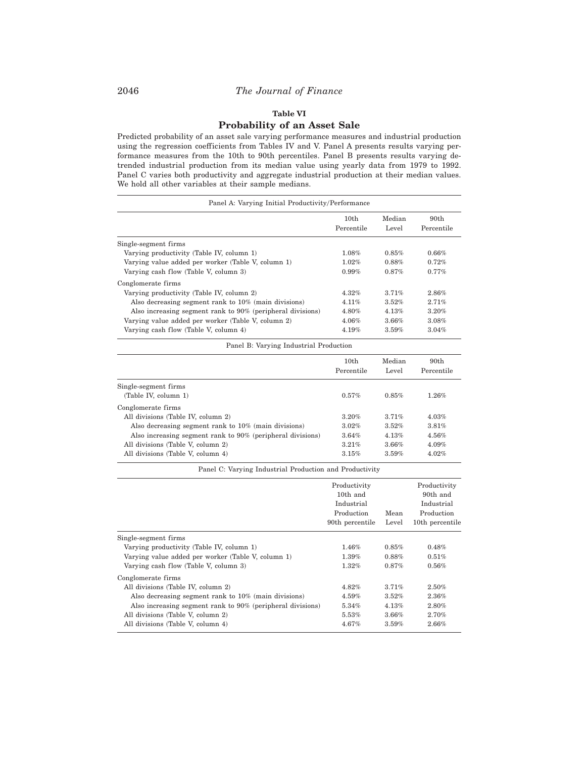**Table VI**

**Probability of an Asset Sale**

Predicted probability of an asset sale varying performance measures and industrial production using the regression coefficients from Tables IV and V. Panel A presents results varying performance measures from the 10th to 90th percentiles. Panel B presents results varying detrended industrial production from its median value using yearly data from 1979 to 1992. Panel C varies both productivity and aggregate industrial production at their median values. We hold all other variables at their sample medians.

**Panel A: Varying Initial Productivity/Performance**

| | 10th Percentile | Median Level | 90th Percentile |
|---|---|---|---|
| Single-segment firms | | | |
| Varying productivity (Table IV, column 1) | 1.08% | 0.85% | 0.66% |
| Varying value added per worker (Table V, column 1) | 1.02% | 0.88% | 0.72% |
| Varying cash flow (Table V, column 3) | 0.99% | 0.87% | 0.77% |
| Conglomerate firms | | | |
| Varying productivity (Table IV, column 2) | 4.32% | 3.71% | 2.86% |
| Also decreasing segment rank to 10% (main divisions) | 4.11% | 3.52% | 2.71% |
| Also increasing segment rank to 90% (peripheral divisions) | 4.80% | 4.13% | 3.20% |
| Varying value added per worker (Table V, column 2) | 4.06% | 3.66% | 3.08% |
| Varying cash flow (Table V, column 4) | 4.19% | 3.59% | 3.04% |

**Panel B: Varying Industrial Production**

| | 10th Percentile | Median Level | 90th Percentile |
|---|---|---|---|
| Single-segment firms | | | |
| (Table IV, column 1) | 0.57% | 0.85% | 1.26% |
| Conglomerate firms | | | |
| All divisions (Table IV, column 2) | 3.20% | 3.71% | 4.03% |
| Also decreasing segment rank to 10% (main divisions) | 3.02% | 3.52% | 3.81% |
| Also increasing segment rank to 90% (peripheral divisions) | 3.64% | 4.13% | 4.56% |
| All divisions (Table V, column 2) | 3.21% | 3.66% | 4.09% |
| All divisions (Table V, column 4) | 3.15% | 3.59% | 4.02% |

**Panel C: Varying Industrial Production and Productivity**

| | Productivity 10th and Industrial Production 90th percentile | Mean Level | Productivity 90th and Industrial Production 10th percentile |
|---|---|---|---|
| Single-segment firms | | | |
| Varying productivity (Table IV, column 1) | 1.46% | 0.85% | 0.48% |
| Varying value added per worker (Table V, column 1) | 1.39% | 0.88% | 0.51% |
| Varying cash flow (Table V, column 3) | 1.32% | 0.87% | 0.56% |
| Conglomerate firms | | | |
| All divisions (Table IV, column 2) | 4.82% | 3.71% | 2.50% |
| Also decreasing segment rank to 10% (main divisions) | 4.59% | 3.52% | 2.36% |
| Also increasing segment rank to 90% (peripheral divisions) | 5.34% | 4.13% | 2.80% |
| All divisions (Table V, column 2) | 5.53% | 3.66% | 2.70% |
| All divisions (Table V, column 4) | 4.67% | 3.59% | 2.66% |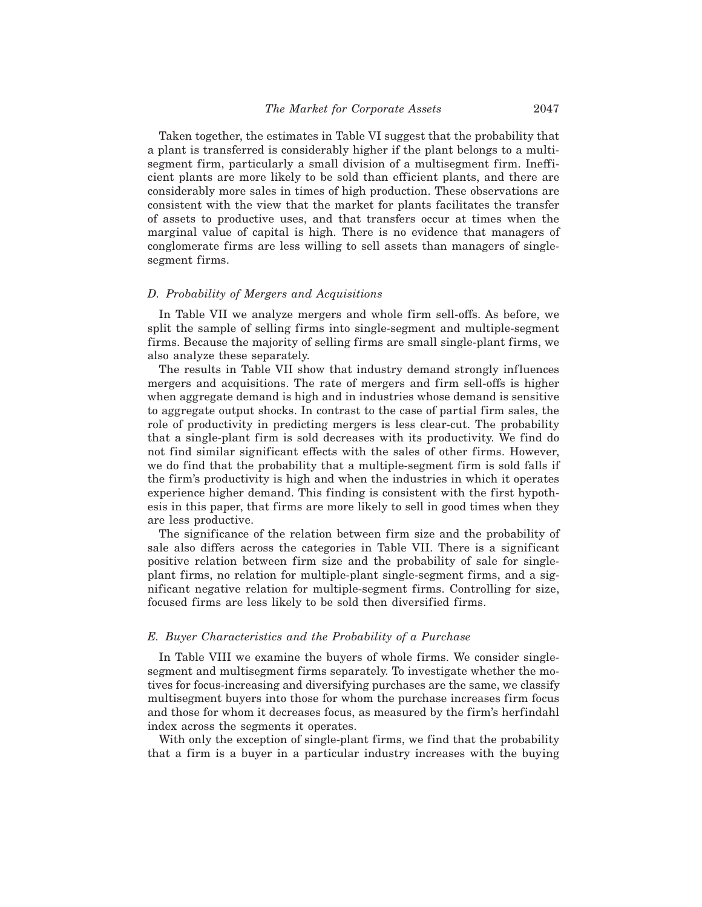Taken together, the estimates in Table VI suggest that the probability that a plant is transferred is considerably higher if the plant belongs to a multi-segment firm, particularly a small division of a multisegment firm. Inefficient plants are more likely to be sold than efficient plants, and there are considerably more sales in times of high production. These observations are consistent with the view that the market for plants facilitates the transfer of assets to productive uses, and that transfers occur at times when the marginal value of capital is high. There is no evidence that managers of conglomerate firms are less willing to sell assets than managers of single-segment firms.

### *D. Probability of Mergers and Acquisitions*

In Table VII we analyze mergers and whole firm sell-offs. As before, we split the sample of selling firms into single-segment and multiple-segment firms. Because the majority of selling firms are small single-plant firms, we also analyze these separately.

The results in Table VII show that industry demand strongly influences mergers and acquisitions. The rate of mergers and firm sell-offs is higher when aggregate demand is high and in industries whose demand is sensitive to aggregate output shocks. In contrast to the case of partial firm sales, the role of productivity in predicting mergers is less clear-cut. The probability that a single-plant firm is sold decreases with its productivity. We find do not find similar significant effects with the sales of other firms. However, we do find that the probability that a multiple-segment firm is sold falls if the firm's productivity is high and when the industries in which it operates experience higher demand. This finding is consistent with the first hypothesis in this paper, that firms are more likely to sell in good times when they are less productive.

The significance of the relation between firm size and the probability of sale also differs across the categories in Table VII. There is a significant positive relation between firm size and the probability of sale for single-plant firms, no relation for multiple-plant single-segment firms, and a significant negative relation for multiple-segment firms. Controlling for size, focused firms are less likely to be sold then diversified firms.

### *E. Buyer Characteristics and the Probability of a Purchase*

In Table VIII we examine the buyers of whole firms. We consider single-segment and multisegment firms separately. To investigate whether the motives for focus-increasing and diversifying purchases are the same, we classify multisegment buyers into those for whom the purchase increases firm focus and those for whom it decreases focus, as measured by the firm's herfindahl index across the segments it operates.

With only the exception of single-plant firms, we find that the probability that a firm is a buyer in a particular industry increases with the buying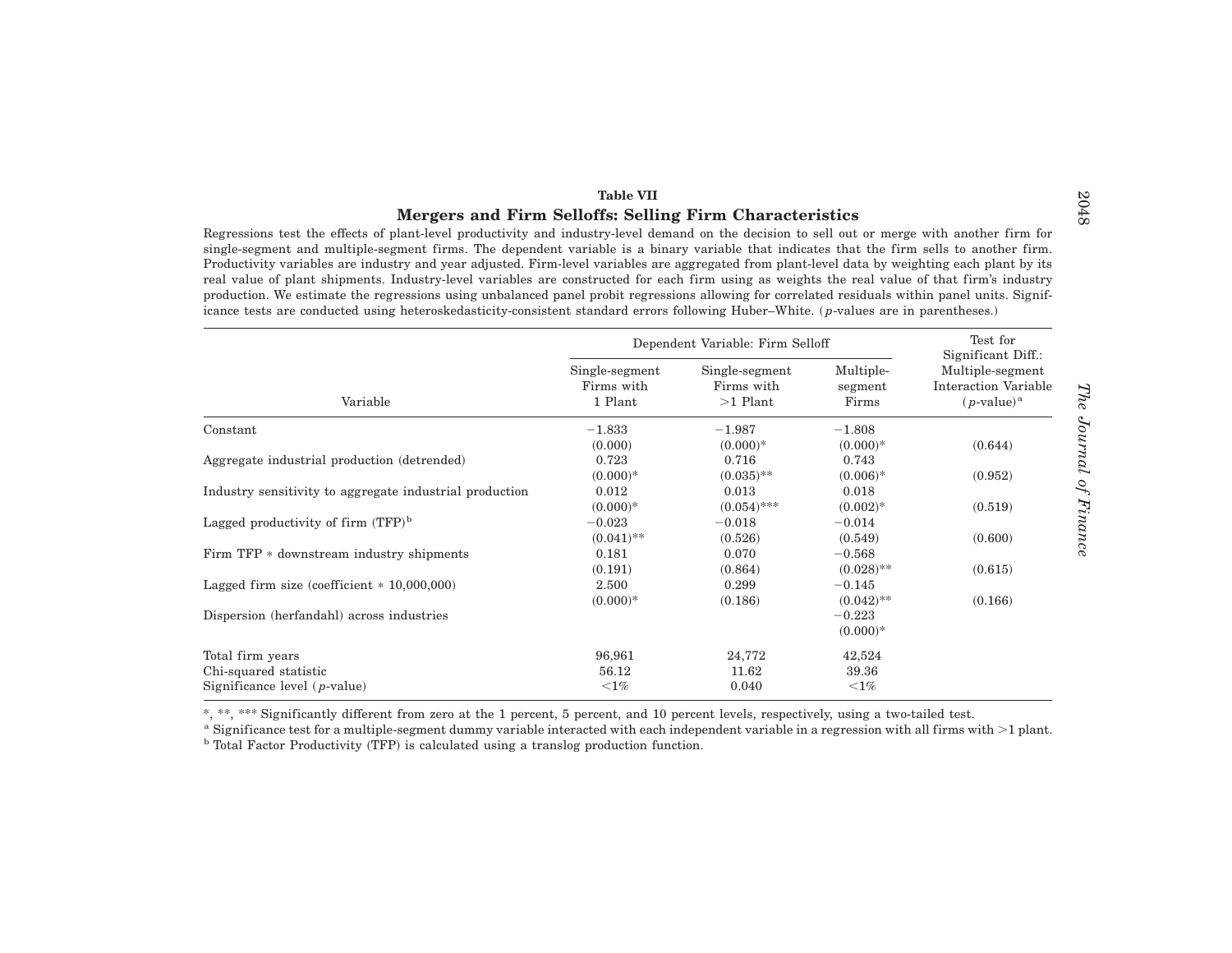**Table VII**

## Mergers and Firm Selloffs: Selling Firm Characteristics

Regressions test the effects of plant-level productivity and industry-level demand on the decision to sell out or merge with another firm for single-segment and multiple-segment firms. The dependent variable is a binary variable that indicates that the firm sells to another firm. Productivity variables are industry and year adjusted. Firm-level variables are aggregated from plant-level data by weighting each plant by its real value of plant shipments. Industry-level variables are constructed for each firm using as weights the real value of that firm's industry production. We estimate the regressions using unbalanced panel probit regressions allowing for correlated residuals within panel units. Significance tests are conducted using heteroskedasticity-consistent standard errors following Huber–White. (*p*-values are in parentheses.)

| Variable | Dependent Variable: Firm Selloff | | | Test for Significant Diff.: Multiple-segment Interaction Variable ($p$-value)[a] |
|---|---|---|---|---|
| | Single-segment Firms with 1 Plant | Single-segment Firms with >1 Plant | Multiple-segment Firms | |
| Constant | −1.833 | −1.987 | −1.808 | |
| | (0.000) | (0.000)* | (0.000)* | (0.644) |
| Aggregate industrial production (detrended) | 0.723 | 0.716 | 0.743 | |
| | (0.000)* | (0.035)** | (0.006)* | (0.952) |
| Industry sensitivity to aggregate industrial production | 0.012 | 0.013 | 0.018 | |
| | (0.000)* | (0.054)*** | (0.002)* | (0.519) |
| Lagged productivity of firm (TFP)[b] | −0.023 | −0.018 | −0.014 | |
| | (0.041)** | (0.526) | (0.549) | (0.600) |
| Firm TFP * downstream industry shipments | 0.181 | 0.070 | −0.568 | |
| | (0.191) | (0.864) | (0.028)** | (0.615) |
| Lagged firm size (coefficient * 10,000,000) | 2.500 | 0.299 | −0.145 | |
| | (0.000)* | (0.186) | (0.042)** | (0.166) |
| Dispersion (herfandahl) across industries | | | −0.223 | |
| | | | (0.000)* | |
| Total firm years | 96,961 | 24,772 | 42,524 | |
| Chi-squared statistic | 56.12 | 11.62 | 39.36 | |
| Significance level ($p$-value) | <1% | 0.040 | <1% | |

*, **, *** Significantly different from zero at the 1 percent, 5 percent, and 10 percent levels, respectively, using a two-tailed test.

[a] Significance test for a multiple-segment dummy variable interacted with each independent variable in a regression with all firms with >1 plant.

[b] Total Factor Productivity (TFP) is calculated using a translog production function.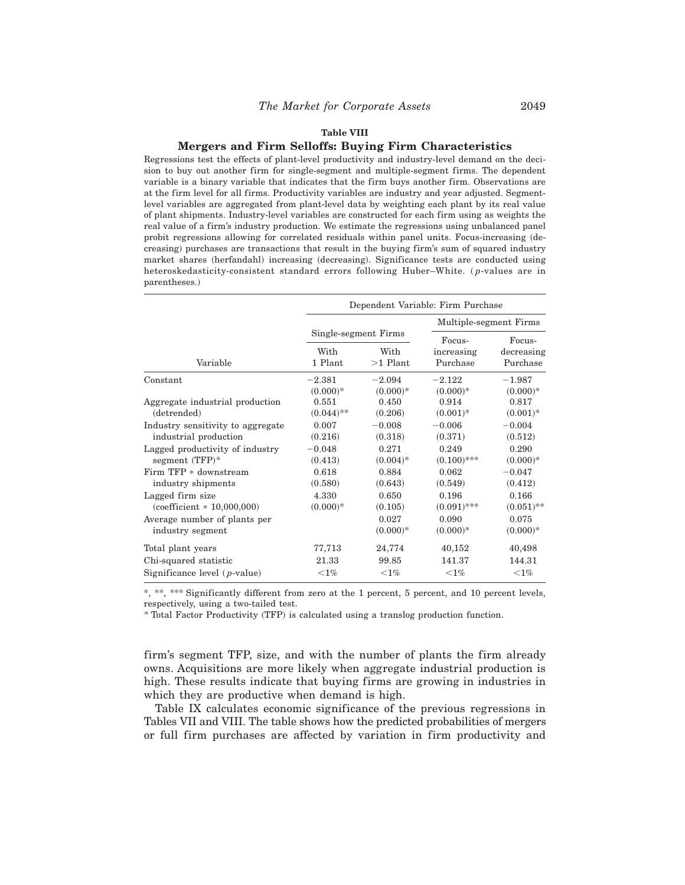**Table VIII**

**Mergers and Firm Selloffs: Buying Firm Characteristics**

Regressions test the effects of plant-level productivity and industry-level demand on the decision to buy out another firm for single-segment and multiple-segment firms. The dependent variable is a binary variable that indicates that the firm buys another firm. Observations are at the firm level for all firms. Productivity variables are industry and year adjusted. Segment-level variables are aggregated from plant-level data by weighting each plant by its real value of plant shipments. Industry-level variables are constructed for each firm using as weights the real value of a firm's industry production. We estimate the regressions using unbalanced panel probit regressions allowing for correlated residuals within panel units. Focus-increasing (decreasing) purchases are transactions that result in the buying firm's sum of squared industry market shares (herfandahl) increasing (decreasing). Significance tests are conducted using heteroskedasticity-consistent standard errors following Huber–White. ($p$-values are in parentheses.)

| | Dependent Variable: Firm Purchase | | | |
|---|---|---|---|---|
| | Single-segment Firms | | Multiple-segment Firms | |
| Variable | With 1 Plant | With >1 Plant | Focus-increasing Purchase | Focus-decreasing Purchase |
| Constant | −2.381<br>(0.000)* | −2.094<br>(0.000)* | −2.122<br>(0.000)* | −1.987<br>(0.000)* |
| Aggregate industrial production (detrended) | 0.551<br>(0.044)** | 0.450<br>(0.206) | 0.914<br>(0.001)* | 0.817<br>(0.001)* |
| Industry sensitivity to aggregate industrial production | 0.007<br>(0.216) | −0.008<br>(0.318) | −0.006<br>(0.371) | −0.004<br>(0.512) |
| Lagged productivity of industry segment (TFP)[a] | −0.048<br>(0.413) | 0.271<br>(0.004)* | 0.249<br>(0.100)*** | 0.290<br>(0.000)* |
| Firm TFP * downstream industry shipments | 0.618<br>(0.580) | 0.884<br>(0.643) | 0.062<br>(0.549) | −0.047<br>(0.412) |
| Lagged firm size (coefficient * 10,000,000) | 4.330<br>(0.000)* | 0.650<br>(0.105) | 0.196<br>(0.091)*** | 0.166<br>(0.051)** |
| Average number of plants per industry segment | | 0.027<br>(0.000)* | 0.090<br>(0.000)* | 0.075<br>(0.000)* |
| Total plant years | 77,713 | 24,774 | 40,152 | 40,498 |
| Chi-squared statistic | 21.33 | 99.85 | 141.37 | 144.31 |
| Significance level ($p$-value) | <1% | <1% | <1% | <1% |

*, **, *** Significantly different from zero at the 1 percent, 5 percent, and 10 percent levels, respectively, using a two-tailed test.

[a] Total Factor Productivity (TFP) is calculated using a translog production function.

firm's segment TFP, size, and with the number of plants the firm already owns. Acquisitions are more likely when aggregate industrial production is high. These results indicate that buying firms are growing in industries in which they are productive when demand is high.

Table IX calculates economic significance of the previous regressions in Tables VII and VIII. The table shows how the predicted probabilities of mergers or full firm purchases are affected by variation in firm productivity and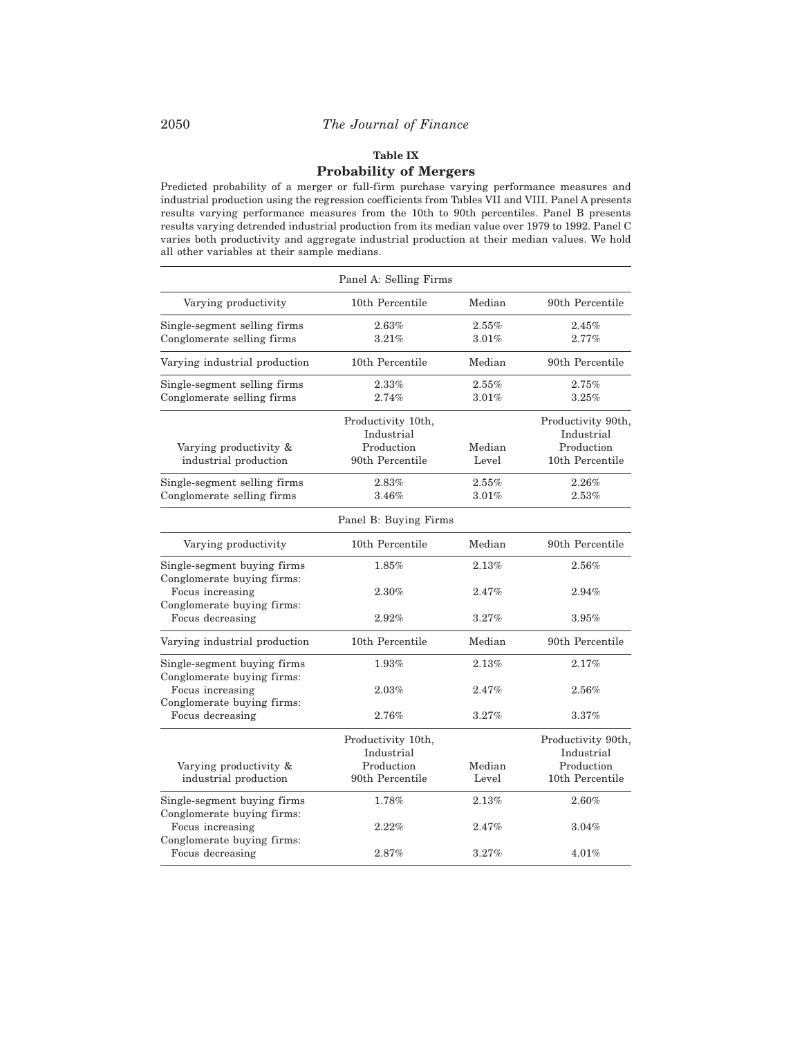**Table IX**

**Probability of Mergers**

Predicted probability of a merger or full-firm purchase varying performance measures and industrial production using the regression coefficients from Tables VII and VIII. Panel A presents results varying performance measures from the 10th to 90th percentiles. Panel B presents results varying detrended industrial production from its median value over 1979 to 1992. Panel C varies both productivity and aggregate industrial production at their median values. We hold all other variables at their sample medians.

| Panel A: Selling Firms | | | |
|---|---|---|---|
| Varying productivity | 10th Percentile | Median | 90th Percentile |
| Single-segment selling firms | 2.63% | 2.55% | 2.45% |
| Conglomerate selling firms | 3.21% | 3.01% | 2.77% |
| Varying industrial production | 10th Percentile | Median | 90th Percentile |
| Single-segment selling firms | 2.33% | 2.55% | 2.75% |
| Conglomerate selling firms | 2.74% | 3.01% | 3.25% |
| Varying productivity & industrial production | Productivity 10th, Industrial Production 90th Percentile | Median Level | Productivity 90th, Industrial Production 10th Percentile |
| Single-segment selling firms | 2.83% | 2.55% | 2.26% |
| Conglomerate selling firms | 3.46% | 3.01% | 2.53% |
| **Panel B: Buying Firms** | | | |
| Varying productivity | 10th Percentile | Median | 90th Percentile |
| Single-segment buying firms | 1.85% | 2.13% | 2.56% |
| Conglomerate buying firms: Focus increasing | 2.30% | 2.47% | 2.94% |
| Conglomerate buying firms: Focus decreasing | 2.92% | 3.27% | 3.95% |
| Varying industrial production | 10th Percentile | Median | 90th Percentile |
| Single-segment buying firms | 1.93% | 2.13% | 2.17% |
| Conglomerate buying firms: Focus increasing | 2.03% | 2.47% | 2.56% |
| Conglomerate buying firms: Focus decreasing | 2.76% | 3.27% | 3.37% |
| Varying productivity & industrial production | Productivity 10th, Industrial Production 90th Percentile | Median Level | Productivity 90th, Industrial Production 10th Percentile |
| Single-segment buying firms | 1.78% | 2.13% | 2.60% |
| Conglomerate buying firms: Focus increasing | 2.22% | 2.47% | 3.04% |
| Conglomerate buying firms: Focus decreasing | 2.87% | 3.27% | 4.01% |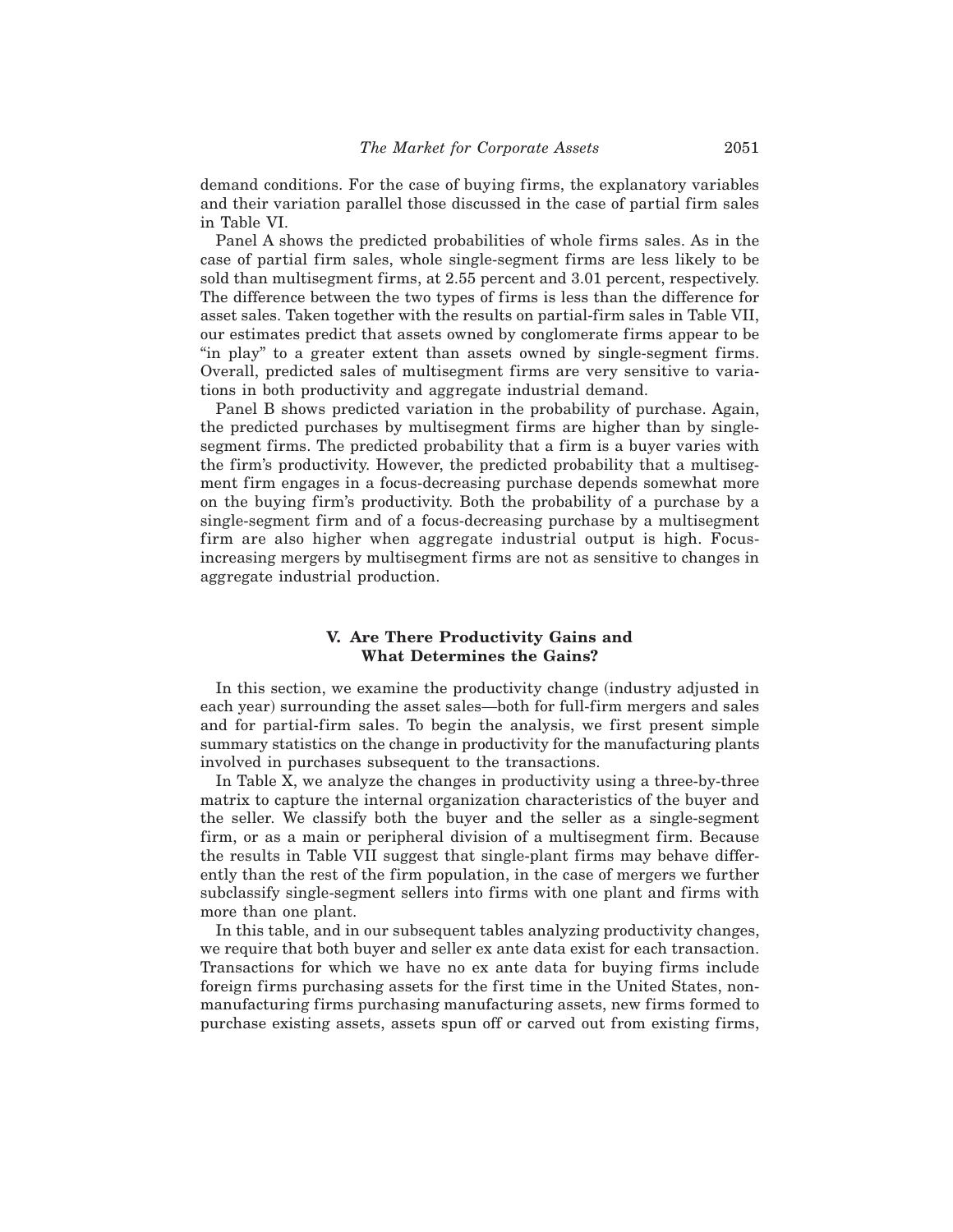demand conditions. For the case of buying firms, the explanatory variables and their variation parallel those discussed in the case of partial firm sales in Table VI.

Panel A shows the predicted probabilities of whole firms sales. As in the case of partial firm sales, whole single-segment firms are less likely to be sold than multisegment firms, at 2.55 percent and 3.01 percent, respectively. The difference between the two types of firms is less than the difference for asset sales. Taken together with the results on partial-firm sales in Table VII, our estimates predict that assets owned by conglomerate firms appear to be "in play" to a greater extent than assets owned by single-segment firms. Overall, predicted sales of multisegment firms are very sensitive to variations in both productivity and aggregate industrial demand.

Panel B shows predicted variation in the probability of purchase. Again, the predicted purchases by multisegment firms are higher than by single-segment firms. The predicted probability that a firm is a buyer varies with the firm's productivity. However, the predicted probability that a multisegment firm engages in a focus-decreasing purchase depends somewhat more on the buying firm's productivity. Both the probability of a purchase by a single-segment firm and of a focus-decreasing purchase by a multisegment firm are also higher when aggregate industrial output is high. Focus-increasing mergers by multisegment firms are not as sensitive to changes in aggregate industrial production.

## V. Are There Productivity Gains and What Determines the Gains?

In this section, we examine the productivity change (industry adjusted in each year) surrounding the asset sales—both for full-firm mergers and sales and for partial-firm sales. To begin the analysis, we first present simple summary statistics on the change in productivity for the manufacturing plants involved in purchases subsequent to the transactions.

In Table X, we analyze the changes in productivity using a three-by-three matrix to capture the internal organization characteristics of the buyer and the seller. We classify both the buyer and the seller as a single-segment firm, or as a main or peripheral division of a multisegment firm. Because the results in Table VII suggest that single-plant firms may behave differently than the rest of the firm population, in the case of mergers we further subclassify single-segment sellers into firms with one plant and firms with more than one plant.

In this table, and in our subsequent tables analyzing productivity changes, we require that both buyer and seller ex ante data exist for each transaction. Transactions for which we have no ex ante data for buying firms include foreign firms purchasing assets for the first time in the United States, nonmanufacturing firms purchasing manufacturing assets, new firms formed to purchase existing assets, assets spun off or carved out from existing firms,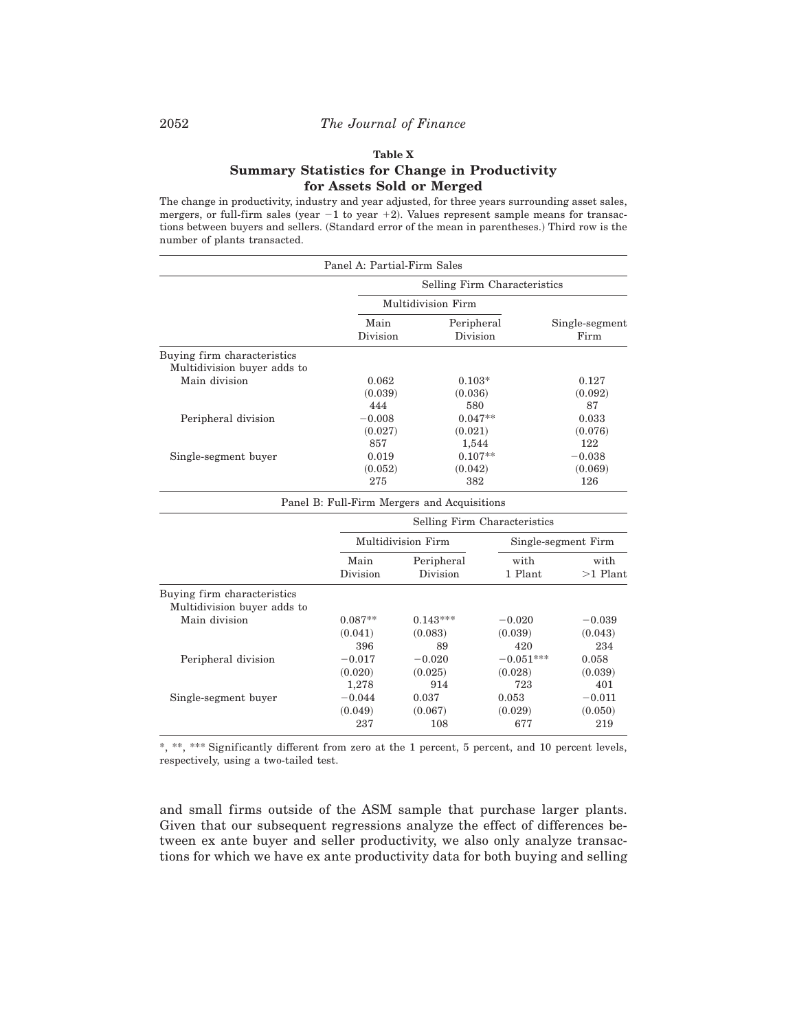**Table X**

**Summary Statistics for Change in Productivity for Assets Sold or Merged**

The change in productivity, industry and year adjusted, for three years surrounding asset sales, mergers, or full-firm sales (year −1 to year +2). Values represent sample means for transactions between buyers and sellers. (Standard error of the mean in parentheses.) Third row is the number of plants transacted.

Panel A: Partial-Firm Sales

| | Selling Firm Characteristics | | |
|---|---|---|---|
| | Multidivision Firm | | |
| | Main Division | Peripheral Division | Single-segment Firm |
| Buying firm characteristics | | | |
| Multidivision buyer adds to | | | |
| Main division | 0.062 | 0.103* | 0.127 |
| | (0.039) | (0.036) | (0.092) |
| | 444 | 580 | 87 |
| Peripheral division | −0.008 | 0.047** | 0.033 |
| | (0.027) | (0.021) | (0.076) |
| | 857 | 1,544 | 122 |
| Single-segment buyer | 0.019 | 0.107** | −0.038 |
| | (0.052) | (0.042) | (0.069) |
| | 275 | 382 | 126 |

Panel B: Full-Firm Mergers and Acquisitions

| | Selling Firm Characteristics | | | |
|---|---|---|---|---|
| | Multidivision Firm | | Single-segment Firm | |
| | Main Division | Peripheral Division | with 1 Plant | with >1 Plant |
| Buying firm characteristics | | | | |
| Multidivision buyer adds to | | | | |
| Main division | 0.087** | 0.143*** | −0.020 | −0.039 |
| | (0.041) | (0.083) | (0.039) | (0.043) |
| | 396 | 89 | 420 | 234 |
| Peripheral division | −0.017 | −0.020 | −0.051*** | 0.058 |
| | (0.020) | (0.025) | (0.028) | (0.039) |
| | 1,278 | 914 | 723 | 401 |
| Single-segment buyer | −0.044 | 0.037 | 0.053 | −0.011 |
| | (0.049) | (0.067) | (0.029) | (0.050) |
| | 237 | 108 | 677 | 219 |

*, **, *** Significantly different from zero at the 1 percent, 5 percent, and 10 percent levels, respectively, using a two-tailed test.

and small firms outside of the ASM sample that purchase larger plants. Given that our subsequent regressions analyze the effect of differences between ex ante buyer and seller productivity, we also only analyze transactions for which we have ex ante productivity data for both buying and selling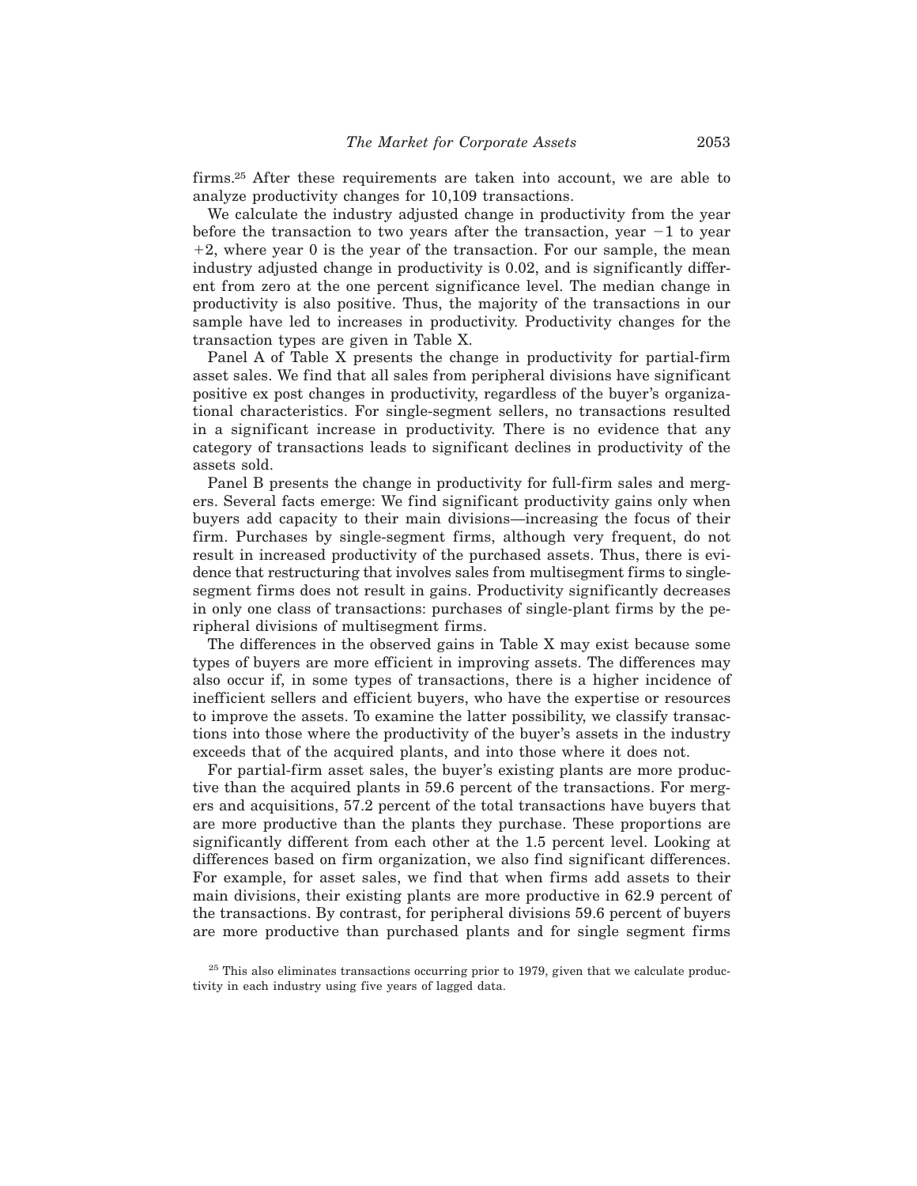firms.[25] After these requirements are taken into account, we are able to analyze productivity changes for 10,109 transactions.

We calculate the industry adjusted change in productivity from the year before the transaction to two years after the transaction, year $-1$ to year $+2$, where year 0 is the year of the transaction. For our sample, the mean industry adjusted change in productivity is 0.02, and is significantly different from zero at the one percent significance level. The median change in productivity is also positive. Thus, the majority of the transactions in our sample have led to increases in productivity. Productivity changes for the transaction types are given in Table X.

Panel A of Table X presents the change in productivity for partial-firm asset sales. We find that all sales from peripheral divisions have significant positive ex post changes in productivity, regardless of the buyer's organizational characteristics. For single-segment sellers, no transactions resulted in a significant increase in productivity. There is no evidence that any category of transactions leads to significant declines in productivity of the assets sold.

Panel B presents the change in productivity for full-firm sales and mergers. Several facts emerge: We find significant productivity gains only when buyers add capacity to their main divisions—increasing the focus of their firm. Purchases by single-segment firms, although very frequent, do not result in increased productivity of the purchased assets. Thus, there is evidence that restructuring that involves sales from multisegment firms to single-segment firms does not result in gains. Productivity significantly decreases in only one class of transactions: purchases of single-plant firms by the peripheral divisions of multisegment firms.

The differences in the observed gains in Table X may exist because some types of buyers are more efficient in improving assets. The differences may also occur if, in some types of transactions, there is a higher incidence of inefficient sellers and efficient buyers, who have the expertise or resources to improve the assets. To examine the latter possibility, we classify transactions into those where the productivity of the buyer's assets in the industry exceeds that of the acquired plants, and into those where it does not.

For partial-firm asset sales, the buyer's existing plants are more productive than the acquired plants in 59.6 percent of the transactions. For mergers and acquisitions, 57.2 percent of the total transactions have buyers that are more productive than the plants they purchase. These proportions are significantly different from each other at the 1.5 percent level. Looking at differences based on firm organization, we also find significant differences. For example, for asset sales, we find that when firms add assets to their main divisions, their existing plants are more productive in 62.9 percent of the transactions. By contrast, for peripheral divisions 59.6 percent of buyers are more productive than purchased plants and for single segment firms

[25] This also eliminates transactions occurring prior to 1979, given that we calculate productivity in each industry using five years of lagged data.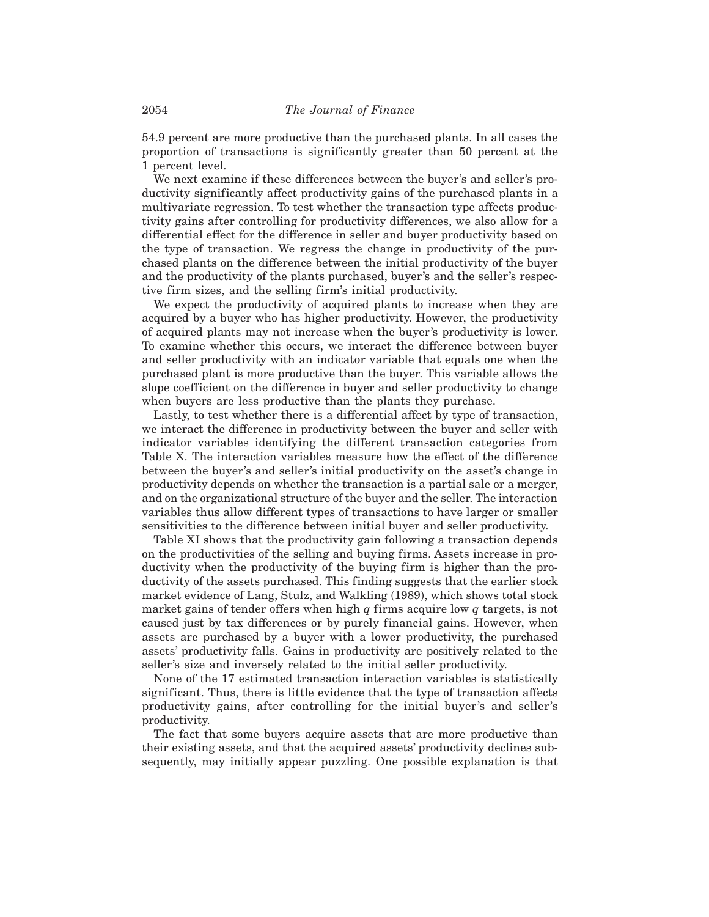54.9 percent are more productive than the purchased plants. In all cases the proportion of transactions is significantly greater than 50 percent at the 1 percent level.

We next examine if these differences between the buyer's and seller's productivity significantly affect productivity gains of the purchased plants in a multivariate regression. To test whether the transaction type affects productivity gains after controlling for productivity differences, we also allow for a differential effect for the difference in seller and buyer productivity based on the type of transaction. We regress the change in productivity of the purchased plants on the difference between the initial productivity of the buyer and the productivity of the plants purchased, buyer's and the seller's respective firm sizes, and the selling firm's initial productivity.

We expect the productivity of acquired plants to increase when they are acquired by a buyer who has higher productivity. However, the productivity of acquired plants may not increase when the buyer's productivity is lower. To examine whether this occurs, we interact the difference between buyer and seller productivity with an indicator variable that equals one when the purchased plant is more productive than the buyer. This variable allows the slope coefficient on the difference in buyer and seller productivity to change when buyers are less productive than the plants they purchase.

Lastly, to test whether there is a differential affect by type of transaction, we interact the difference in productivity between the buyer and seller with indicator variables identifying the different transaction categories from Table X. The interaction variables measure how the effect of the difference between the buyer's and seller's initial productivity on the asset's change in productivity depends on whether the transaction is a partial sale or a merger, and on the organizational structure of the buyer and the seller. The interaction variables thus allow different types of transactions to have larger or smaller sensitivities to the difference between initial buyer and seller productivity.

Table XI shows that the productivity gain following a transaction depends on the productivities of the selling and buying firms. Assets increase in productivity when the productivity of the buying firm is higher than the productivity of the assets purchased. This finding suggests that the earlier stock market evidence of Lang, Stulz, and Walkling (1989), which shows total stock market gains of tender offers when high $q$ firms acquire low $q$ targets, is not caused just by tax differences or by purely financial gains. However, when assets are purchased by a buyer with a lower productivity, the purchased assets' productivity falls. Gains in productivity are positively related to the seller's size and inversely related to the initial seller productivity.

None of the 17 estimated transaction interaction variables is statistically significant. Thus, there is little evidence that the type of transaction affects productivity gains, after controlling for the initial buyer's and seller's productivity.

The fact that some buyers acquire assets that are more productive than their existing assets, and that the acquired assets' productivity declines subsequently, may initially appear puzzling. One possible explanation is that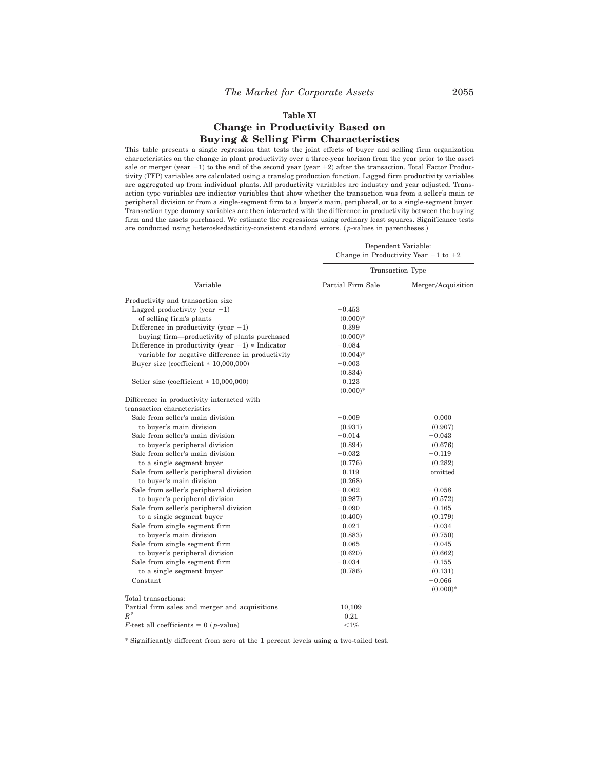**Table XI**

## Change in Productivity Based on Buying & Selling Firm Characteristics

This table presents a single regression that tests the joint effects of buyer and selling firm organization characteristics on the change in plant productivity over a three-year horizon from the year prior to the asset sale or merger (year −1) to the end of the second year (year +2) after the transaction. Total Factor Productivity (TFP) variables are calculated using a translog production function. Lagged firm productivity variables are aggregated up from individual plants. All productivity variables are industry and year adjusted. Transaction type variables are indicator variables that show whether the transaction was from a seller's main or peripheral division or from a single-segment firm to a buyer's main, peripheral, or to a single-segment buyer. Transaction type dummy variables are then interacted with the difference in productivity between the buying firm and the assets purchased. We estimate the regressions using ordinary least squares. Significance tests are conducted using heteroskedasticity-consistent standard errors. ($p$-values in parentheses.)

| Variable | Dependent Variable: Change in Productivity Year −1 to +2 | |
|---|---|---|
| | Transaction Type | |
| | Partial Firm Sale | Merger/Acquisition |
| Productivity and transaction size | | |
| Lagged productivity (year −1) of selling firm's plants | −0.453 (0.000)* | |
| Difference in productivity (year −1) buying firm—productivity of plants purchased | 0.399 (0.000)* | |
| Difference in productivity (year −1) * Indicator variable for negative difference in productivity | −0.084 (0.004)* | |
| Buyer size (coefficient * 10,000,000) | −0.003 (0.834) | |
| Seller size (coefficient * 10,000,000) | 0.123 (0.000)* | |
| Difference in productivity interacted with transaction characteristics | | |
| Sale from seller's main division to buyer's main division | −0.009 (0.931) | 0.000 (0.907) |
| Sale from seller's main division to buyer's peripheral division | −0.014 (0.894) | −0.043 (0.676) |
| Sale from seller's main division to a single segment buyer | −0.032 (0.776) | −0.119 (0.282) |
| Sale from seller's peripheral division to buyer's main division | 0.119 (0.268) | omitted |
| Sale from seller's peripheral division to buyer's peripheral division | −0.002 (0.987) | −0.058 (0.572) |
| Sale from seller's peripheral division to a single segment buyer | −0.090 (0.400) | −0.165 (0.179) |
| Sale from single segment firm to buyer's main division | 0.021 (0.883) | −0.034 (0.750) |
| Sale from single segment firm to buyer's peripheral division | 0.065 (0.620) | −0.045 (0.662) |
| Sale from single segment firm to a single segment buyer | −0.034 (0.786) | −0.155 (0.131) |
| Constant | | −0.066 (0.000)* |
| Total transactions: | | |
| Partial firm sales and merger and acquisitions | 10,109 | |
| $R^2$ | 0.21 | |
| $F$-test all coefficients = 0 ($p$-value) | <1% | |

\* Significantly different from zero at the 1 percent levels using a two-tailed test.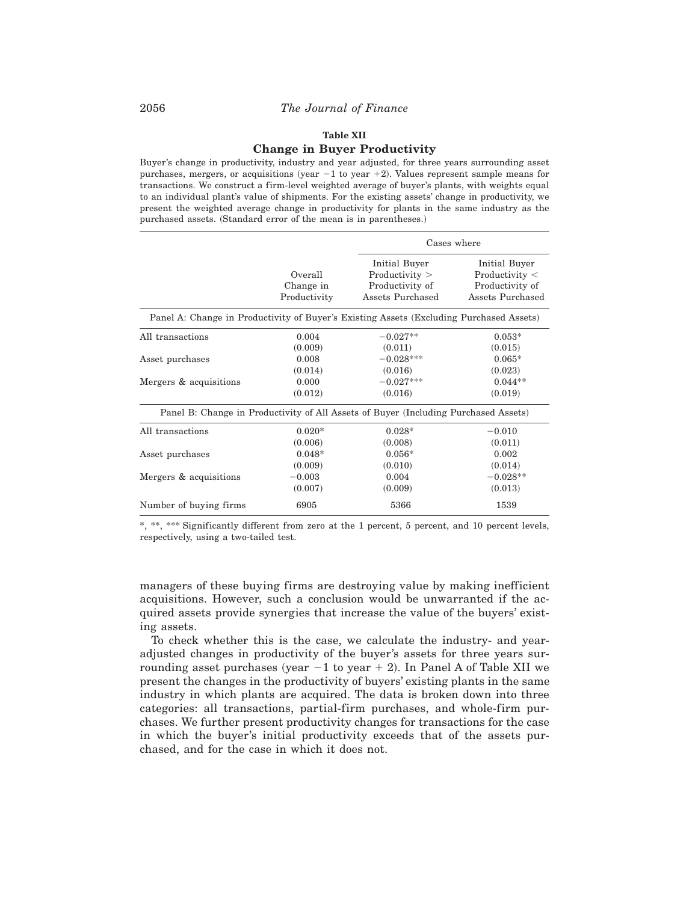**Table XII**

**Change in Buyer Productivity**

Buyer's change in productivity, industry and year adjusted, for three years surrounding asset purchases, mergers, or acquisitions (year −1 to year +2). Values represent sample means for transactions. We construct a firm-level weighted average of buyer's plants, with weights equal to an individual plant's value of shipments. For the existing assets' change in productivity, we present the weighted average change in productivity for plants in the same industry as the purchased assets. (Standard error of the mean is in parentheses.)

| | Overall Change in Productivity | Cases where: Initial Buyer Productivity > Productivity of Assets Purchased | Initial Buyer Productivity < Productivity of Assets Purchased |
|---|---|---|---|
| **Panel A: Change in Productivity of Buyer's Existing Assets (Excluding Purchased Assets)** | | | |
| All transactions | 0.004 | −0.027** | 0.053* |
| | (0.009) | (0.011) | (0.015) |
| Asset purchases | 0.008 | −0.028*** | 0.065* |
| | (0.014) | (0.016) | (0.023) |
| Mergers & acquisitions | 0.000 | −0.027*** | 0.044** |
| | (0.012) | (0.016) | (0.019) |
| **Panel B: Change in Productivity of All Assets of Buyer (Including Purchased Assets)** | | | |
| All transactions | 0.020* | 0.028* | −0.010 |
| | (0.006) | (0.008) | (0.011) |
| Asset purchases | 0.048* | 0.056* | 0.002 |
| | (0.009) | (0.010) | (0.014) |
| Mergers & acquisitions | −0.003 | 0.004 | −0.028** |
| | (0.007) | (0.009) | (0.013) |
| Number of buying firms | 6905 | 5366 | 1539 |

*, **, *** Significantly different from zero at the 1 percent, 5 percent, and 10 percent levels, respectively, using a two-tailed test.

managers of these buying firms are destroying value by making inefficient acquisitions. However, such a conclusion would be unwarranted if the acquired assets provide synergies that increase the value of the buyers' existing assets.

To check whether this is the case, we calculate the industry- and year-adjusted changes in productivity of the buyer's assets for three years surrounding asset purchases (year −1 to year + 2). In Panel A of Table XII we present the changes in the productivity of buyers' existing plants in the same industry in which plants are acquired. The data is broken down into three categories: all transactions, partial-firm purchases, and whole-firm purchases. We further present productivity changes for transactions for the case in which the buyer's initial productivity exceeds that of the assets purchased, and for the case in which it does not.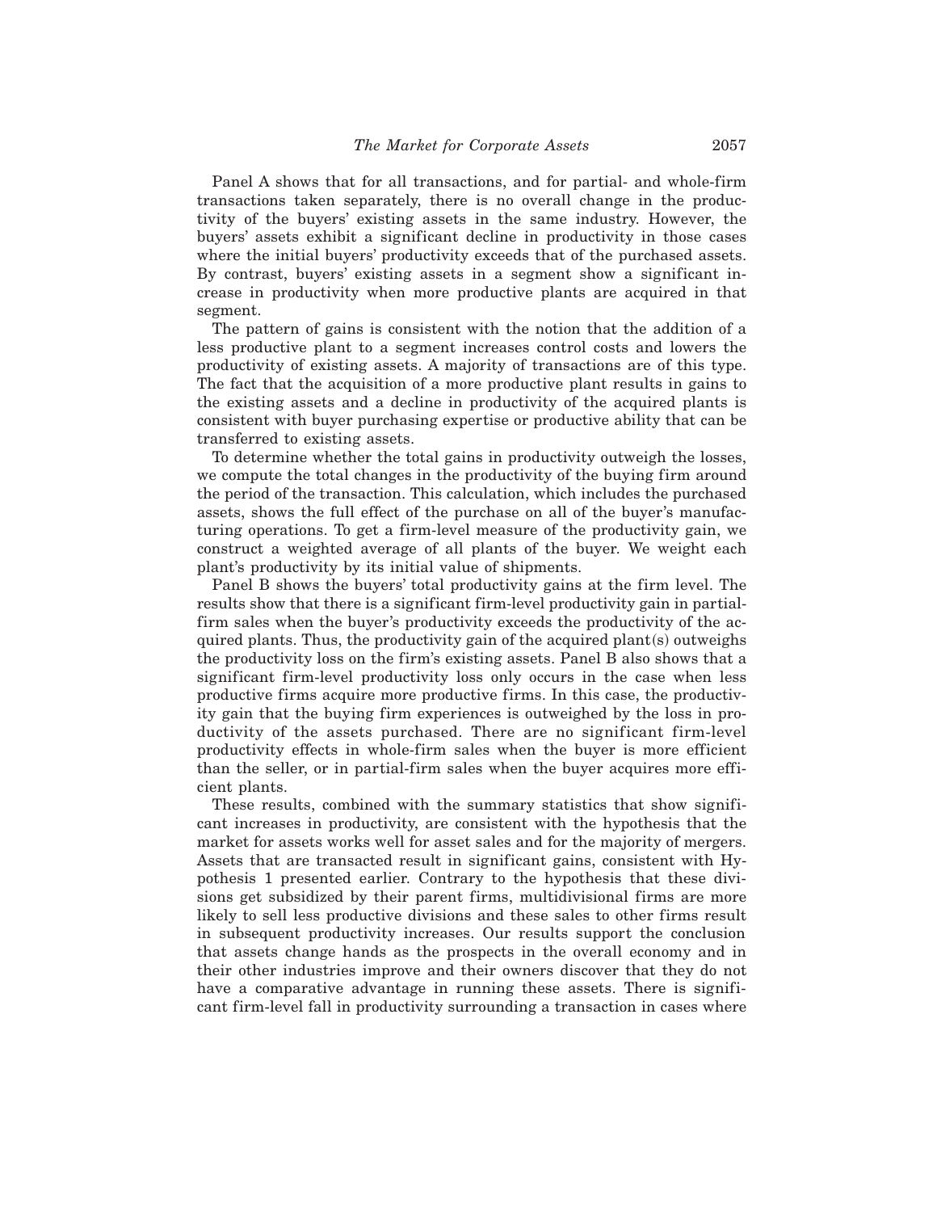Panel A shows that for all transactions, and for partial- and whole-firm transactions taken separately, there is no overall change in the productivity of the buyers' existing assets in the same industry. However, the buyers' assets exhibit a significant decline in productivity in those cases where the initial buyers' productivity exceeds that of the purchased assets. By contrast, buyers' existing assets in a segment show a significant increase in productivity when more productive plants are acquired in that segment.

The pattern of gains is consistent with the notion that the addition of a less productive plant to a segment increases control costs and lowers the productivity of existing assets. A majority of transactions are of this type. The fact that the acquisition of a more productive plant results in gains to the existing assets and a decline in productivity of the acquired plants is consistent with buyer purchasing expertise or productive ability that can be transferred to existing assets.

To determine whether the total gains in productivity outweigh the losses, we compute the total changes in the productivity of the buying firm around the period of the transaction. This calculation, which includes the purchased assets, shows the full effect of the purchase on all of the buyer's manufacturing operations. To get a firm-level measure of the productivity gain, we construct a weighted average of all plants of the buyer. We weight each plant's productivity by its initial value of shipments.

Panel B shows the buyers' total productivity gains at the firm level. The results show that there is a significant firm-level productivity gain in partial-firm sales when the buyer's productivity exceeds the productivity of the acquired plants. Thus, the productivity gain of the acquired plant(s) outweighs the productivity loss on the firm's existing assets. Panel B also shows that a significant firm-level productivity loss only occurs in the case when less productive firms acquire more productive firms. In this case, the productivity gain that the buying firm experiences is outweighed by the loss in productivity of the assets purchased. There are no significant firm-level productivity effects in whole-firm sales when the buyer is more efficient than the seller, or in partial-firm sales when the buyer acquires more efficient plants.

These results, combined with the summary statistics that show significant increases in productivity, are consistent with the hypothesis that the market for assets works well for asset sales and for the majority of mergers. Assets that are transacted result in significant gains, consistent with Hypothesis 1 presented earlier. Contrary to the hypothesis that these divisions get subsidized by their parent firms, multidivisional firms are more likely to sell less productive divisions and these sales to other firms result in subsequent productivity increases. Our results support the conclusion that assets change hands as the prospects in the overall economy and in their other industries improve and their owners discover that they do not have a comparative advantage in running these assets. There is significant firm-level fall in productivity surrounding a transaction in cases where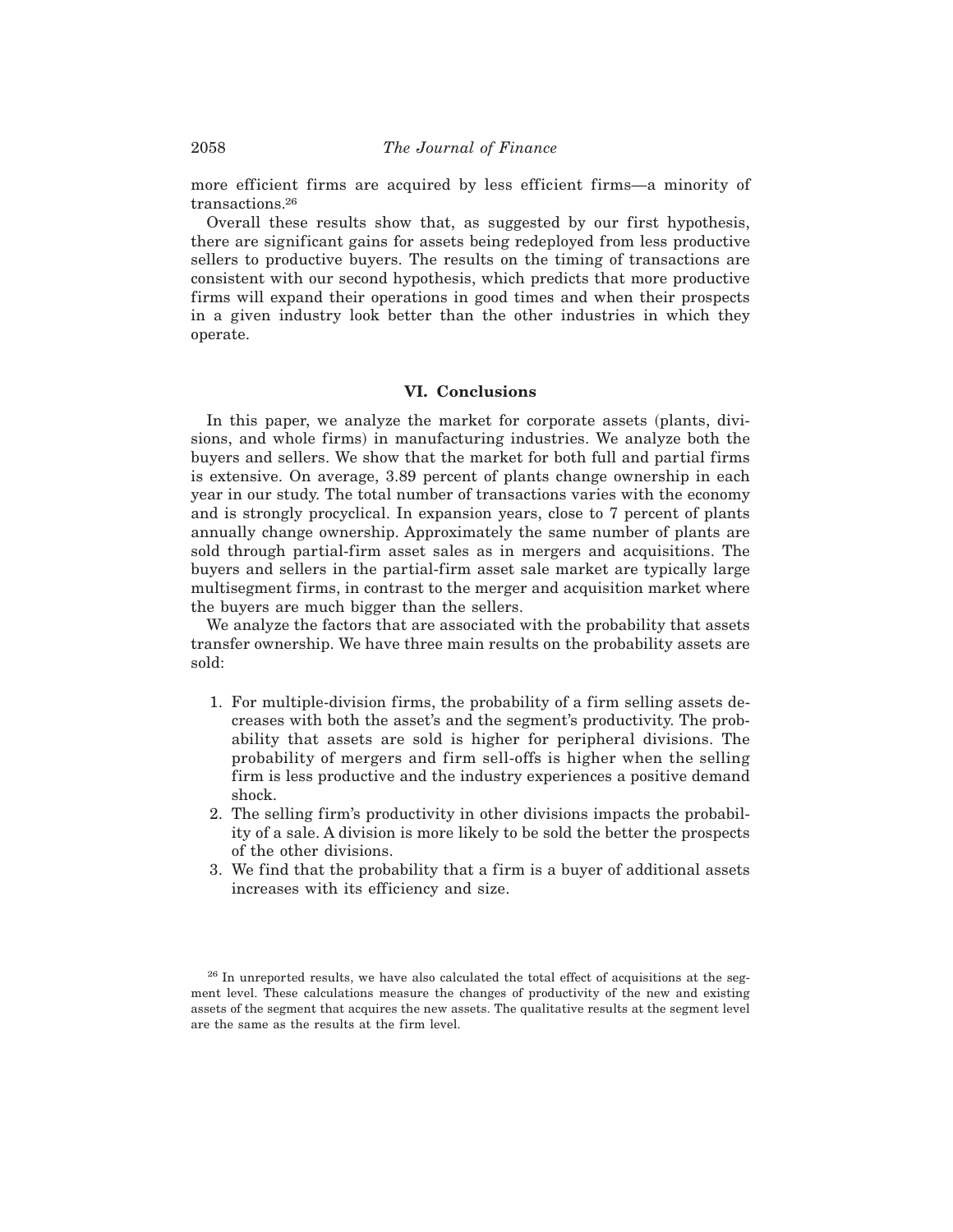more efficient firms are acquired by less efficient firms—a minority of transactions.[26]

Overall these results show that, as suggested by our first hypothesis, there are significant gains for assets being redeployed from less productive sellers to productive buyers. The results on the timing of transactions are consistent with our second hypothesis, which predicts that more productive firms will expand their operations in good times and when their prospects in a given industry look better than the other industries in which they operate.

## VI. Conclusions

In this paper, we analyze the market for corporate assets (plants, divisions, and whole firms) in manufacturing industries. We analyze both the buyers and sellers. We show that the market for both full and partial firms is extensive. On average, 3.89 percent of plants change ownership in each year in our study. The total number of transactions varies with the economy and is strongly procyclical. In expansion years, close to 7 percent of plants annually change ownership. Approximately the same number of plants are sold through partial-firm asset sales as in mergers and acquisitions. The buyers and sellers in the partial-firm asset sale market are typically large multisegment firms, in contrast to the merger and acquisition market where the buyers are much bigger than the sellers.

We analyze the factors that are associated with the probability that assets transfer ownership. We have three main results on the probability assets are sold:

1. For multiple-division firms, the probability of a firm selling assets decreases with both the asset's and the segment's productivity. The probability that assets are sold is higher for peripheral divisions. The probability of mergers and firm sell-offs is higher when the selling firm is less productive and the industry experiences a positive demand shock.
2. The selling firm's productivity in other divisions impacts the probability of a sale. A division is more likely to be sold the better the prospects of the other divisions.
3. We find that the probability that a firm is a buyer of additional assets increases with its efficiency and size.

[26] In unreported results, we have also calculated the total effect of acquisitions at the segment level. These calculations measure the changes of productivity of the new and existing assets of the segment that acquires the new assets. The qualitative results at the segment level are the same as the results at the firm level.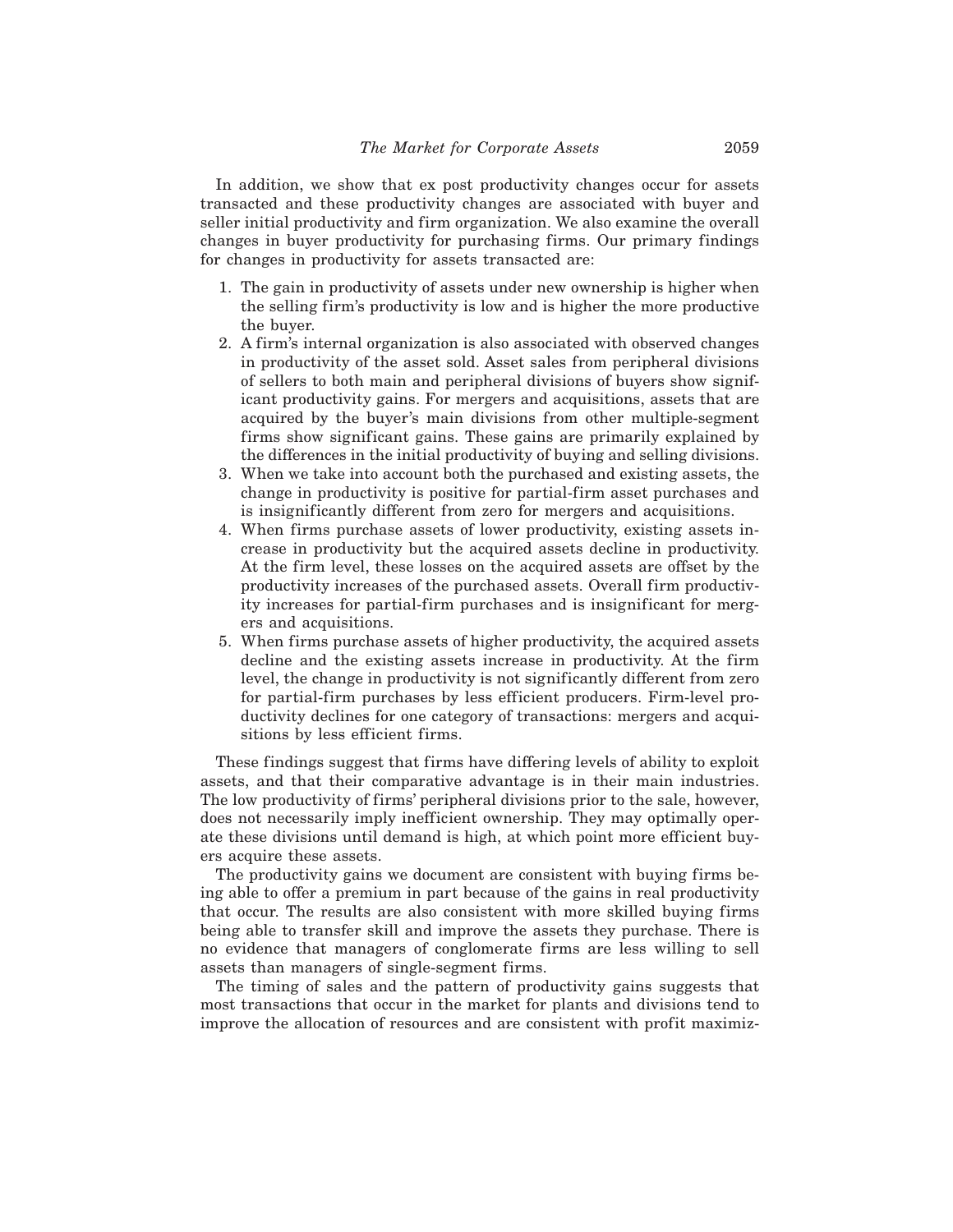In addition, we show that ex post productivity changes occur for assets transacted and these productivity changes are associated with buyer and seller initial productivity and firm organization. We also examine the overall changes in buyer productivity for purchasing firms. Our primary findings for changes in productivity for assets transacted are:

1. The gain in productivity of assets under new ownership is higher when the selling firm's productivity is low and is higher the more productive the buyer.
2. A firm's internal organization is also associated with observed changes in productivity of the asset sold. Asset sales from peripheral divisions of sellers to both main and peripheral divisions of buyers show significant productivity gains. For mergers and acquisitions, assets that are acquired by the buyer's main divisions from other multiple-segment firms show significant gains. These gains are primarily explained by the differences in the initial productivity of buying and selling divisions.
3. When we take into account both the purchased and existing assets, the change in productivity is positive for partial-firm asset purchases and is insignificantly different from zero for mergers and acquisitions.
4. When firms purchase assets of lower productivity, existing assets increase in productivity but the acquired assets decline in productivity. At the firm level, these losses on the acquired assets are offset by the productivity increases of the purchased assets. Overall firm productivity increases for partial-firm purchases and is insignificant for mergers and acquisitions.
5. When firms purchase assets of higher productivity, the acquired assets decline and the existing assets increase in productivity. At the firm level, the change in productivity is not significantly different from zero for partial-firm purchases by less efficient producers. Firm-level productivity declines for one category of transactions: mergers and acquisitions by less efficient firms.

These findings suggest that firms have differing levels of ability to exploit assets, and that their comparative advantage is in their main industries. The low productivity of firms' peripheral divisions prior to the sale, however, does not necessarily imply inefficient ownership. They may optimally operate these divisions until demand is high, at which point more efficient buyers acquire these assets.

The productivity gains we document are consistent with buying firms being able to offer a premium in part because of the gains in real productivity that occur. The results are also consistent with more skilled buying firms being able to transfer skill and improve the assets they purchase. There is no evidence that managers of conglomerate firms are less willing to sell assets than managers of single-segment firms.

The timing of sales and the pattern of productivity gains suggests that most transactions that occur in the market for plants and divisions tend to improve the allocation of resources and are consistent with profit maximiz-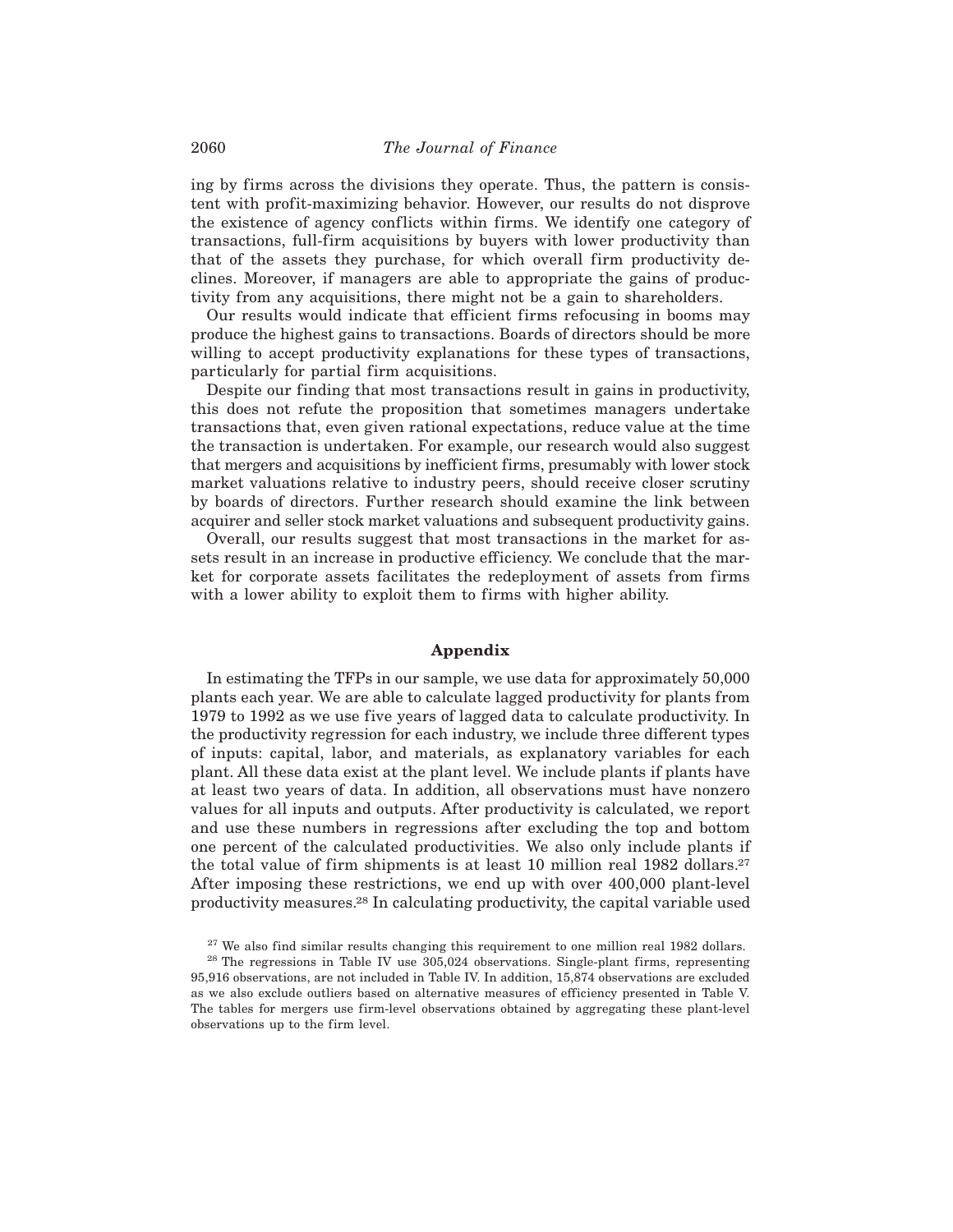ing by firms across the divisions they operate. Thus, the pattern is consistent with profit-maximizing behavior. However, our results do not disprove the existence of agency conflicts within firms. We identify one category of transactions, full-firm acquisitions by buyers with lower productivity than that of the assets they purchase, for which overall firm productivity declines. Moreover, if managers are able to appropriate the gains of productivity from any acquisitions, there might not be a gain to shareholders.

Our results would indicate that efficient firms refocusing in booms may produce the highest gains to transactions. Boards of directors should be more willing to accept productivity explanations for these types of transactions, particularly for partial firm acquisitions.

Despite our finding that most transactions result in gains in productivity, this does not refute the proposition that sometimes managers undertake transactions that, even given rational expectations, reduce value at the time the transaction is undertaken. For example, our research would also suggest that mergers and acquisitions by inefficient firms, presumably with lower stock market valuations relative to industry peers, should receive closer scrutiny by boards of directors. Further research should examine the link between acquirer and seller stock market valuations and subsequent productivity gains.

Overall, our results suggest that most transactions in the market for assets result in an increase in productive efficiency. We conclude that the market for corporate assets facilitates the redeployment of assets from firms with a lower ability to exploit them to firms with higher ability.

## Appendix

In estimating the TFPs in our sample, we use data for approximately 50,000 plants each year. We are able to calculate lagged productivity for plants from 1979 to 1992 as we use five years of lagged data to calculate productivity. In the productivity regression for each industry, we include three different types of inputs: capital, labor, and materials, as explanatory variables for each plant. All these data exist at the plant level. We include plants if plants have at least two years of data. In addition, all observations must have nonzero values for all inputs and outputs. After productivity is calculated, we report and use these numbers in regressions after excluding the top and bottom one percent of the calculated productivities. We also only include plants if the total value of firm shipments is at least 10 million real 1982 dollars.[27] After imposing these restrictions, we end up with over 400,000 plant-level productivity measures.[28] In calculating productivity, the capital variable used

[27] We also find similar results changing this requirement to one million real 1982 dollars.

[28] The regressions in Table IV use 305,024 observations. Single-plant firms, representing 95,916 observations, are not included in Table IV. In addition, 15,874 observations are excluded as we also exclude outliers based on alternative measures of efficiency presented in Table V. The tables for mergers use firm-level observations obtained by aggregating these plant-level observations up to the firm level.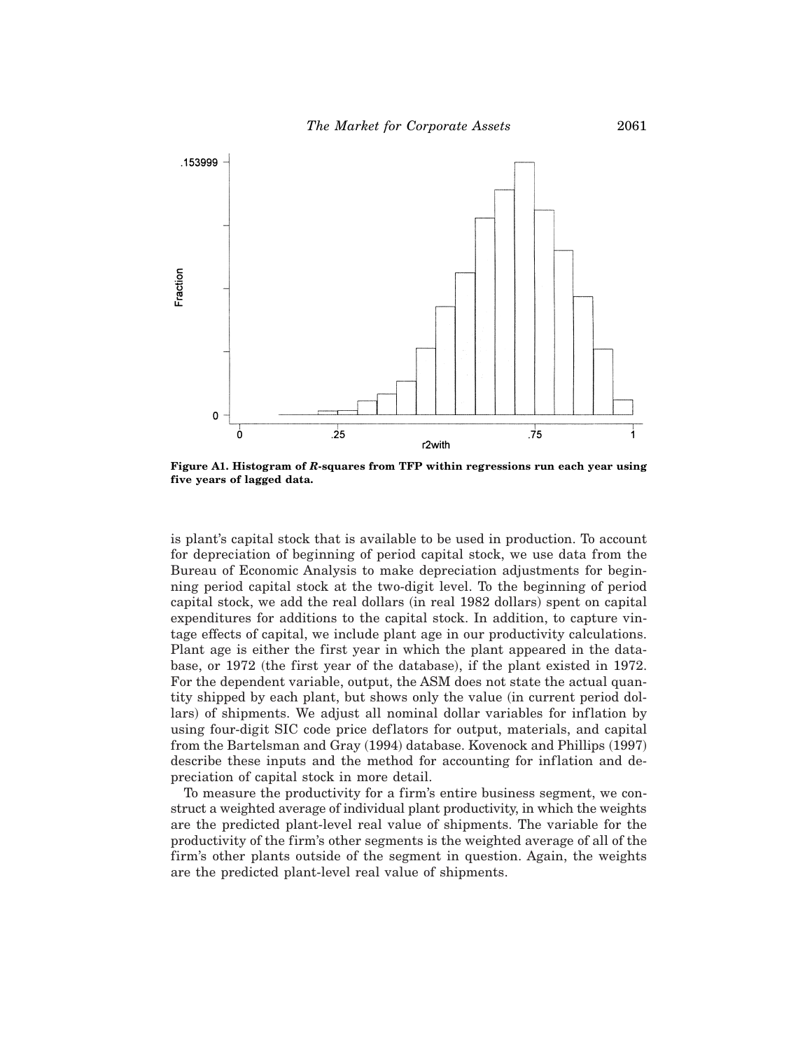**Figure A1. Histogram of *R*-squares from TFP within regressions run each year using five years of lagged data.**

is plant's capital stock that is available to be used in production. To account for depreciation of beginning of period capital stock, we use data from the Bureau of Economic Analysis to make depreciation adjustments for beginning period capital stock at the two-digit level. To the beginning of period capital stock, we add the real dollars (in real 1982 dollars) spent on capital expenditures for additions to the capital stock. In addition, to capture vintage effects of capital, we include plant age in our productivity calculations. Plant age is either the first year in which the plant appeared in the database, or 1972 (the first year of the database), if the plant existed in 1972. For the dependent variable, output, the ASM does not state the actual quantity shipped by each plant, but shows only the value (in current period dollars) of shipments. We adjust all nominal dollar variables for inflation by using four-digit SIC code price deflators for output, materials, and capital from the Bartelsman and Gray (1994) database. Kovenock and Phillips (1997) describe these inputs and the method for accounting for inflation and depreciation of capital stock in more detail.

To measure the productivity for a firm's entire business segment, we construct a weighted average of individual plant productivity, in which the weights are the predicted plant-level real value of shipments. The variable for the productivity of the firm's other segments is the weighted average of all of the firm's other plants outside of the segment in question. Again, the weights are the predicted plant-level real value of shipments.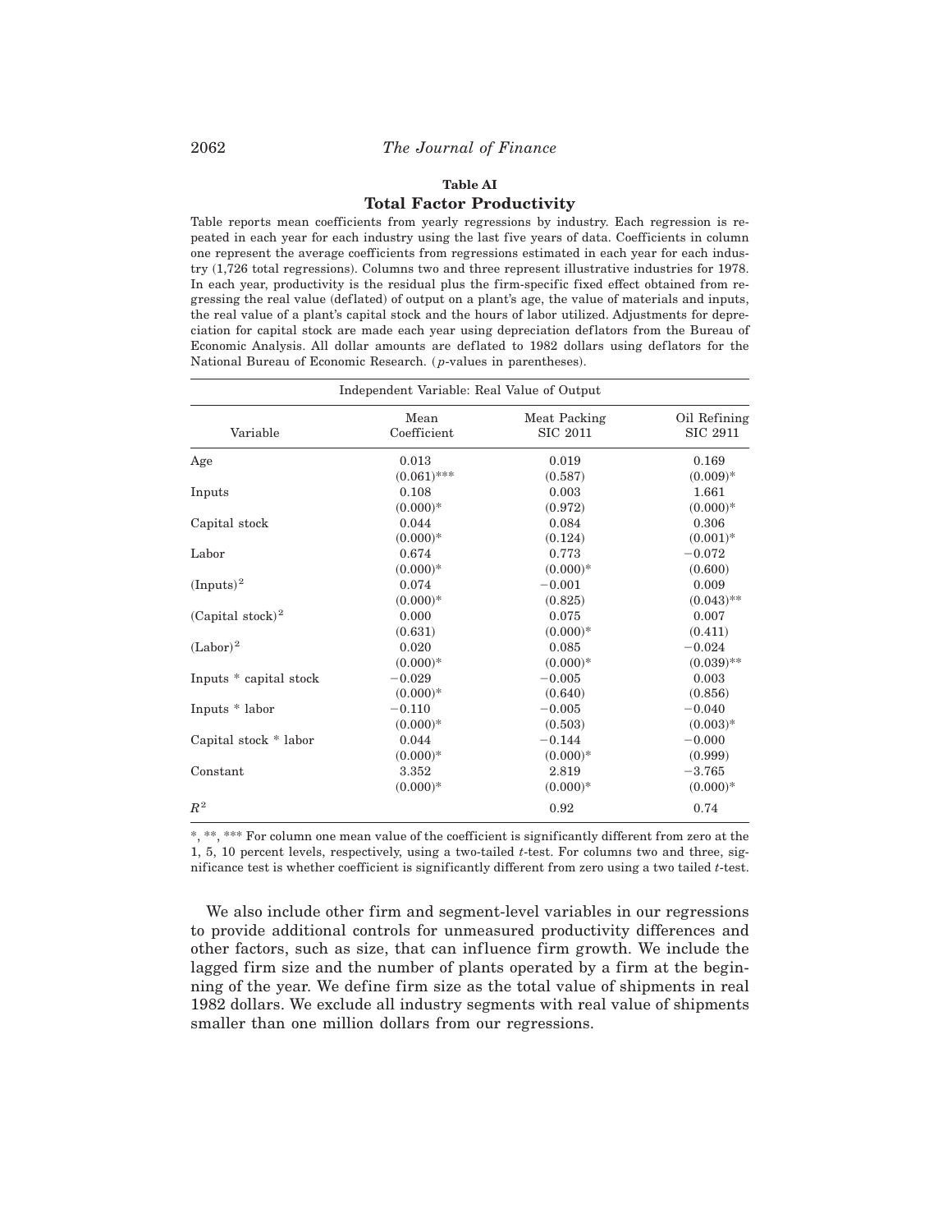**Table AI**

**Total Factor Productivity**

Table reports mean coefficients from yearly regressions by industry. Each regression is repeated in each year for each industry using the last five years of data. Coefficients in column one represent the average coefficients from regressions estimated in each year for each industry (1,726 total regressions). Columns two and three represent illustrative industries for 1978. In each year, productivity is the residual plus the firm-specific fixed effect obtained from regressing the real value (deflated) of output on a plant's age, the value of materials and inputs, the real value of a plant's capital stock and the hours of labor utilized. Adjustments for depreciation for capital stock are made each year using depreciation deflators from the Bureau of Economic Analysis. All dollar amounts are deflated to 1982 dollars using deflators for the National Bureau of Economic Research. ($p$-values in parentheses).

| Independent Variable: Real Value of Output | | | |
|---|---|---|---|
| Variable | Mean Coefficient | Meat Packing SIC 2011 | Oil Refining SIC 2911 |
| Age | 0.013 | 0.019 | 0.169 |
| | (0.061)*** | (0.587) | (0.009)* |
| Inputs | 0.108 | 0.003 | 1.661 |
| | (0.000)* | (0.972) | (0.000)* |
| Capital stock | 0.044 | 0.084 | 0.306 |
| | (0.000)* | (0.124) | (0.001)* |
| Labor | 0.674 | 0.773 | −0.072 |
| | (0.000)* | (0.000)* | (0.600) |
| $(\text{Inputs})^2$ | 0.074 | −0.001 | 0.009 |
| | (0.000)* | (0.825) | (0.043)** |
| $(\text{Capital stock})^2$ | 0.000 | 0.075 | 0.007 |
| | (0.631) | (0.000)* | (0.411) |
| $(\text{Labor})^2$ | 0.020 | 0.085 | −0.024 |
| | (0.000)* | (0.000)* | (0.039)** |
| Inputs * capital stock | −0.029 | −0.005 | 0.003 |
| | (0.000)* | (0.640) | (0.856) |
| Inputs * labor | −0.110 | −0.005 | −0.040 |
| | (0.000)* | (0.503) | (0.003)* |
| Capital stock * labor | 0.044 | −0.144 | −0.000 |
| | (0.000)* | (0.000)* | (0.999) |
| Constant | 3.352 | 2.819 | −3.765 |
| | (0.000)* | (0.000)* | (0.000)* |
| $R^2$ | | 0.92 | 0.74 |

*, **, *** For column one mean value of the coefficient is significantly different from zero at the 1, 5, 10 percent levels, respectively, using a two-tailed $t$-test. For columns two and three, significance test is whether coefficient is significantly different from zero using a two tailed $t$-test.

We also include other firm and segment-level variables in our regressions to provide additional controls for unmeasured productivity differences and other factors, such as size, that can influence firm growth. We include the lagged firm size and the number of plants operated by a firm at the beginning of the year. We define firm size as the total value of shipments in real 1982 dollars. We exclude all industry segments with real value of shipments smaller than one million dollars from our regressions.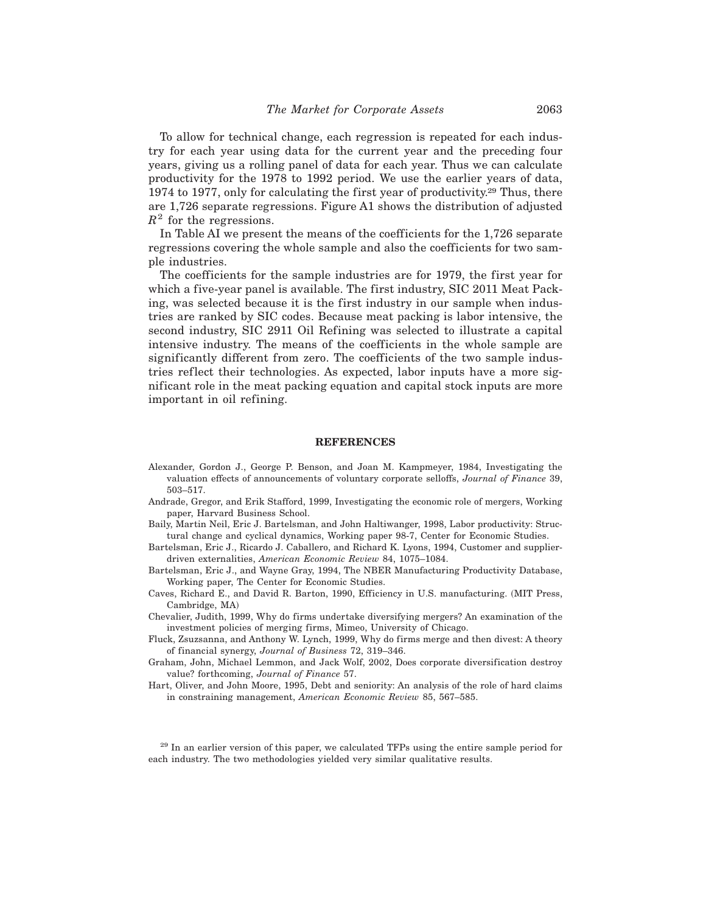To allow for technical change, each regression is repeated for each industry for each year using data for the current year and the preceding four years, giving us a rolling panel of data for each year. Thus we can calculate productivity for the 1978 to 1992 period. We use the earlier years of data, 1974 to 1977, only for calculating the first year of productivity.[29] Thus, there are 1,726 separate regressions. Figure A1 shows the distribution of adjusted $R^2$ for the regressions.

In Table AI we present the means of the coefficients for the 1,726 separate regressions covering the whole sample and also the coefficients for two sample industries.

The coefficients for the sample industries are for 1979, the first year for which a five-year panel is available. The first industry, SIC 2011 Meat Packing, was selected because it is the first industry in our sample when industries are ranked by SIC codes. Because meat packing is labor intensive, the second industry, SIC 2911 Oil Refining was selected to illustrate a capital intensive industry. The means of the coefficients in the whole sample are significantly different from zero. The coefficients of the two sample industries reflect their technologies. As expected, labor inputs have a more significant role in the meat packing equation and capital stock inputs are more important in oil refining.

## REFERENCES

Alexander, Gordon J., George P. Benson, and Joan M. Kampmeyer, 1984, Investigating the valuation effects of announcements of voluntary corporate selloffs, *Journal of Finance* 39, 503–517.

Andrade, Gregor, and Erik Stafford, 1999, Investigating the economic role of mergers, Working paper, Harvard Business School.

Baily, Martin Neil, Eric J. Bartelsman, and John Haltiwanger, 1998, Labor productivity: Structural change and cyclical dynamics, Working paper 98-7, Center for Economic Studies.

Bartelsman, Eric J., Ricardo J. Caballero, and Richard K. Lyons, 1994, Customer and supplier-driven externalities, *American Economic Review* 84, 1075–1084.

Bartelsman, Eric J., and Wayne Gray, 1994, The NBER Manufacturing Productivity Database, Working paper, The Center for Economic Studies.

Caves, Richard E., and David R. Barton, 1990, Efficiency in U.S. manufacturing. (MIT Press, Cambridge, MA)

Chevalier, Judith, 1999, Why do firms undertake diversifying mergers? An examination of the investment policies of merging firms, Mimeo, University of Chicago.

Fluck, Zsuzsanna, and Anthony W. Lynch, 1999, Why do firms merge and then divest: A theory of financial synergy, *Journal of Business* 72, 319–346.

Graham, John, Michael Lemmon, and Jack Wolf, 2002, Does corporate diversification destroy value? forthcoming, *Journal of Finance* 57.

Hart, Oliver, and John Moore, 1995, Debt and seniority: An analysis of the role of hard claims in constraining management, *American Economic Review* 85, 567–585.

[29] In an earlier version of this paper, we calculated TFPs using the entire sample period for each industry. The two methodologies yielded very similar qualitative results.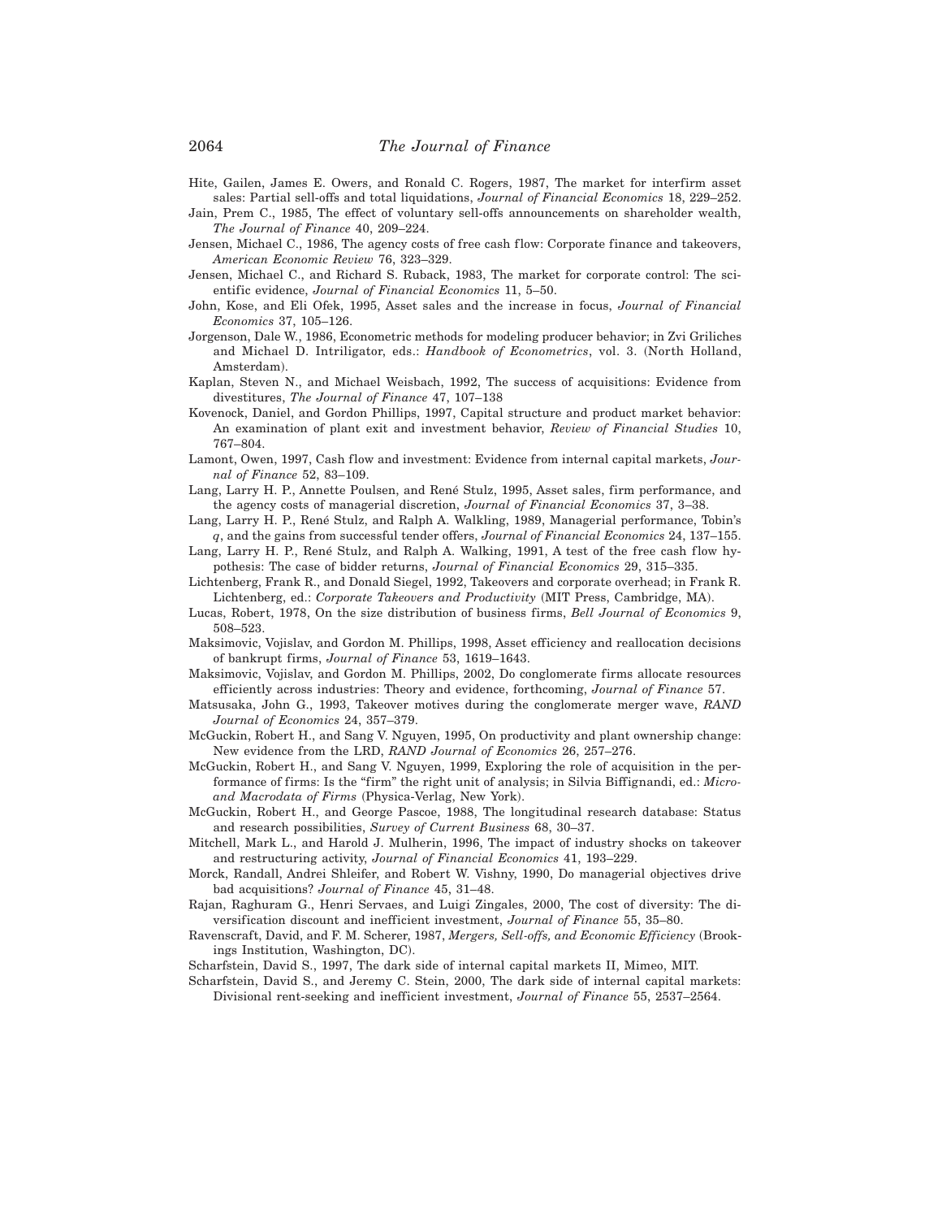Hite, Gailen, James E. Owers, and Ronald C. Rogers, 1987, The market for interfirm asset sales: Partial sell-offs and total liquidations, *Journal of Financial Economics* 18, 229–252.

Jain, Prem C., 1985, The effect of voluntary sell-offs announcements on shareholder wealth, *The Journal of Finance* 40, 209–224.

Jensen, Michael C., 1986, The agency costs of free cash flow: Corporate finance and takeovers, *American Economic Review* 76, 323–329.

Jensen, Michael C., and Richard S. Ruback, 1983, The market for corporate control: The scientific evidence, *Journal of Financial Economics* 11, 5–50.

John, Kose, and Eli Ofek, 1995, Asset sales and the increase in focus, *Journal of Financial Economics* 37, 105–126.

Jorgenson, Dale W., 1986, Econometric methods for modeling producer behavior; in Zvi Griliches and Michael D. Intriligator, eds.: *Handbook of Econometrics*, vol. 3. (North Holland, Amsterdam).

Kaplan, Steven N., and Michael Weisbach, 1992, The success of acquisitions: Evidence from divestitures, *The Journal of Finance* 47, 107–138

Kovenock, Daniel, and Gordon Phillips, 1997, Capital structure and product market behavior: An examination of plant exit and investment behavior, *Review of Financial Studies* 10, 767–804.

Lamont, Owen, 1997, Cash flow and investment: Evidence from internal capital markets, *Journal of Finance* 52, 83–109.

Lang, Larry H. P., Annette Poulsen, and René Stulz, 1995, Asset sales, firm performance, and the agency costs of managerial discretion, *Journal of Financial Economics* 37, 3–38.

Lang, Larry H. P., René Stulz, and Ralph A. Walkling, 1989, Managerial performance, Tobin's *q*, and the gains from successful tender offers, *Journal of Financial Economics* 24, 137–155.

Lang, Larry H. P., René Stulz, and Ralph A. Walking, 1991, A test of the free cash flow hypothesis: The case of bidder returns, *Journal of Financial Economics* 29, 315–335.

Lichtenberg, Frank R., and Donald Siegel, 1992, Takeovers and corporate overhead; in Frank R. Lichtenberg, ed.: *Corporate Takeovers and Productivity* (MIT Press, Cambridge, MA).

Lucas, Robert, 1978, On the size distribution of business firms, *Bell Journal of Economics* 9, 508–523.

Maksimovic, Vojislav, and Gordon M. Phillips, 1998, Asset efficiency and reallocation decisions of bankrupt firms, *Journal of Finance* 53, 1619–1643.

Maksimovic, Vojislav, and Gordon M. Phillips, 2002, Do conglomerate firms allocate resources efficiently across industries: Theory and evidence, forthcoming, *Journal of Finance* 57.

Matsusaka, John G., 1993, Takeover motives during the conglomerate merger wave, *RAND Journal of Economics* 24, 357–379.

McGuckin, Robert H., and Sang V. Nguyen, 1995, On productivity and plant ownership change: New evidence from the LRD, *RAND Journal of Economics* 26, 257–276.

McGuckin, Robert H., and Sang V. Nguyen, 1999, Exploring the role of acquisition in the performance of firms: Is the "firm" the right unit of analysis; in Silvia Biffignandi, ed.: *Micro- and Macrodata of Firms* (Physica-Verlag, New York).

McGuckin, Robert H., and George Pascoe, 1988, The longitudinal research database: Status and research possibilities, *Survey of Current Business* 68, 30–37.

Mitchell, Mark L., and Harold J. Mulherin, 1996, The impact of industry shocks on takeover and restructuring activity, *Journal of Financial Economics* 41, 193–229.

Morck, Randall, Andrei Shleifer, and Robert W. Vishny, 1990, Do managerial objectives drive bad acquisitions? *Journal of Finance* 45, 31–48.

Rajan, Raghuram G., Henri Servaes, and Luigi Zingales, 2000, The cost of diversity: The diversification discount and inefficient investment, *Journal of Finance* 55, 35–80.

Ravenscraft, David, and F. M. Scherer, 1987, *Mergers, Sell-offs, and Economic Efficiency* (Brookings Institution, Washington, DC).

Scharfstein, David S., 1997, The dark side of internal capital markets II, Mimeo, MIT.

Scharfstein, David S., and Jeremy C. Stein, 2000, The dark side of internal capital markets: Divisional rent-seeking and inefficient investment, *Journal of Finance* 55, 2537–2564.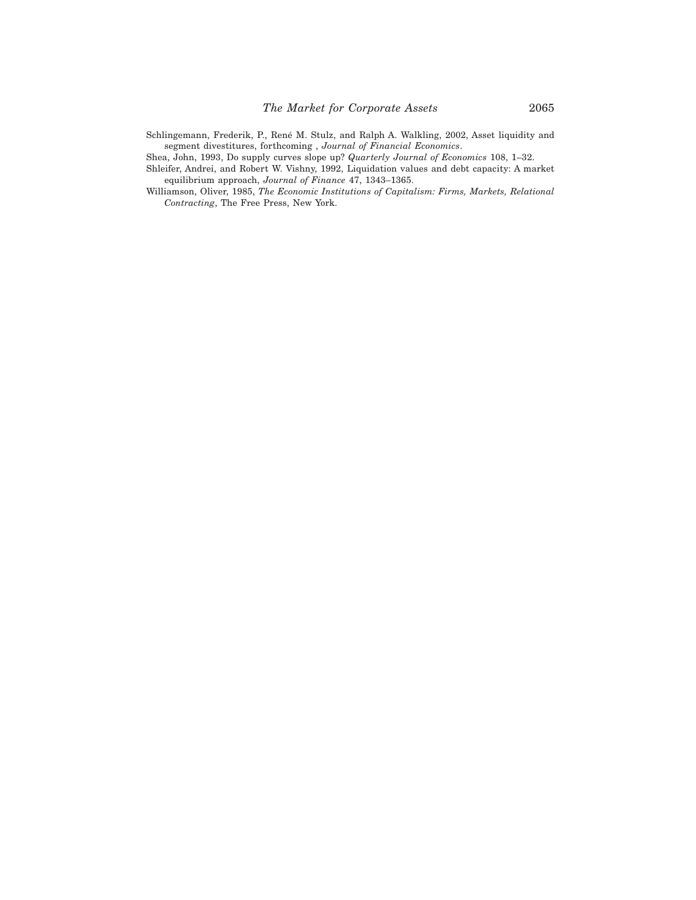Schlingemann, Frederik, P., René M. Stulz, and Ralph A. Walkling, 2002, Asset liquidity and segment divestitures, forthcoming , *Journal of Financial Economics*.

Shea, John, 1993, Do supply curves slope up? *Quarterly Journal of Economics* 108, 1–32.

Shleifer, Andrei, and Robert W. Vishny, 1992, Liquidation values and debt capacity: A market equilibrium approach, *Journal of Finance* 47, 1343–1365.

Williamson, Oliver, 1985, *The Economic Institutions of Capitalism: Firms, Markets, Relational Contracting*, The Free Press, New York.